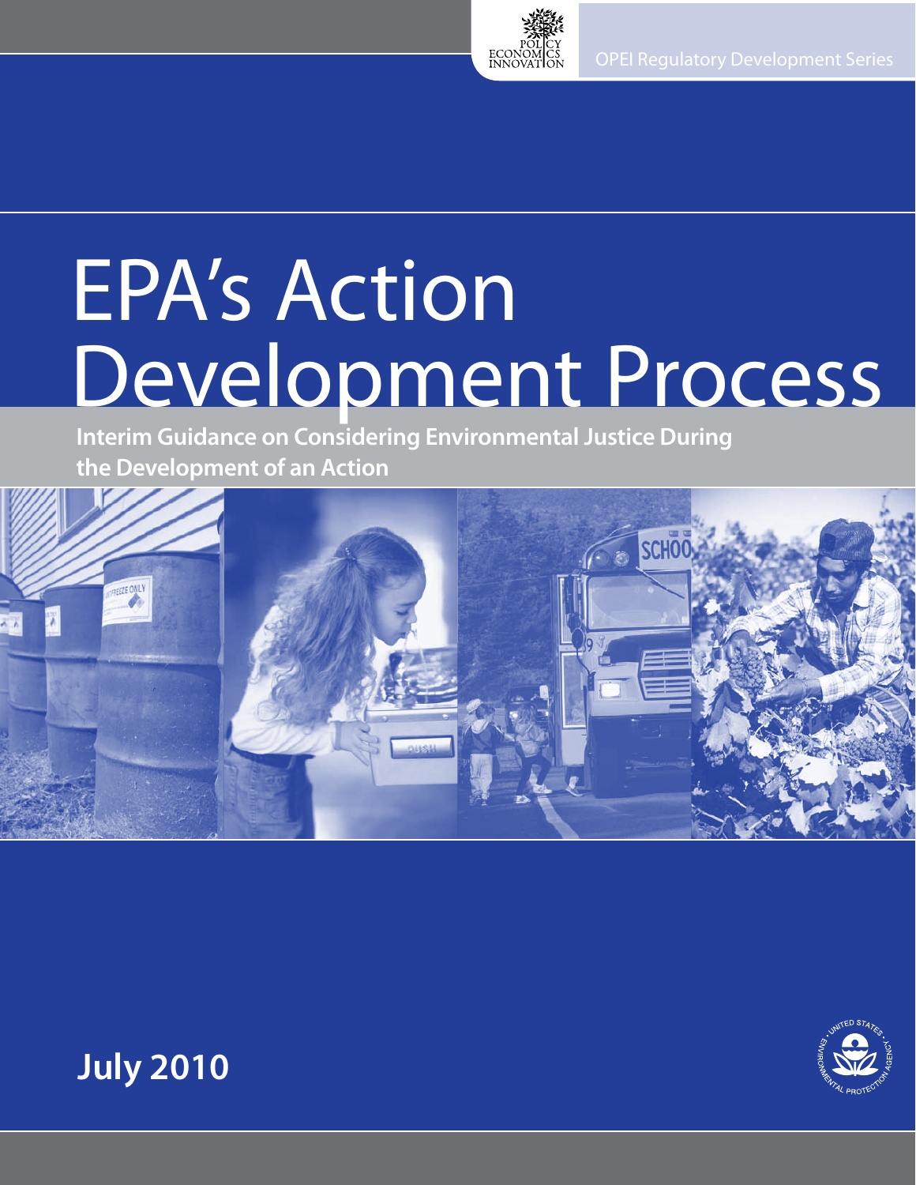OPEI Regulatory Development Series

# EPA's Action Development Process

## Interim Guidance on Considering Environmental Justice During the Development of an Action

**July 2010**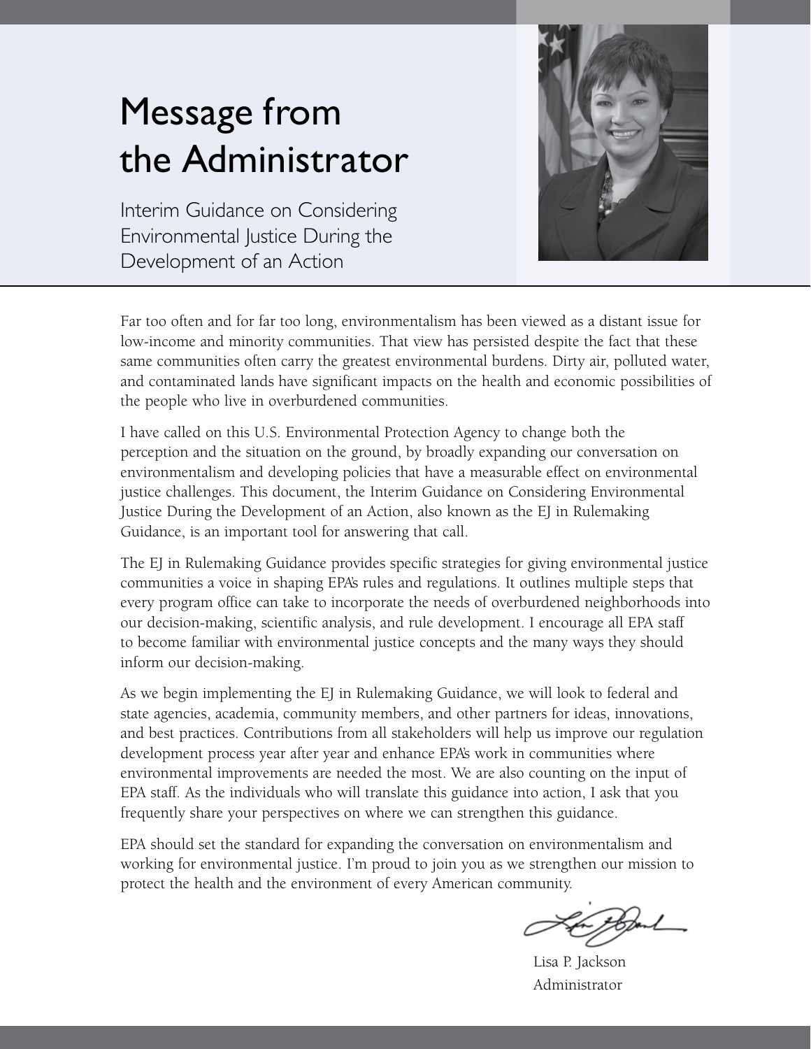# Message from the Administrator

Interim Guidance on Considering Environmental Justice During the Development of an Action

Far too often and for far too long, environmentalism has been viewed as a distant issue for low-income and minority communities. That view has persisted despite the fact that these same communities often carry the greatest environmental burdens. Dirty air, polluted water, and contaminated lands have significant impacts on the health and economic possibilities of the people who live in overburdened communities.

I have called on this U.S. Environmental Protection Agency to change both the perception and the situation on the ground, by broadly expanding our conversation on environmentalism and developing policies that have a measurable effect on environmental justice challenges. This document, the Interim Guidance on Considering Environmental Justice During the Development of an Action, also known as the EJ in Rulemaking Guidance, is an important tool for answering that call.

The EJ in Rulemaking Guidance provides specific strategies for giving environmental justice communities a voice in shaping EPA's rules and regulations. It outlines multiple steps that every program office can take to incorporate the needs of overburdened neighborhoods into our decision-making, scientific analysis, and rule development. I encourage all EPA staff to become familiar with environmental justice concepts and the many ways they should inform our decision-making.

As we begin implementing the EJ in Rulemaking Guidance, we will look to federal and state agencies, academia, community members, and other partners for ideas, innovations, and best practices. Contributions from all stakeholders will help us improve our regulation development process year after year and enhance EPA's work in communities where environmental improvements are needed the most. We are also counting on the input of EPA staff. As the individuals who will translate this guidance into action, I ask that you frequently share your perspectives on where we can strengthen this guidance.

EPA should set the standard for expanding the conversation on environmentalism and working for environmental justice. I'm proud to join you as we strengthen our mission to protect the health and the environment of every American community.

Lisa P. Jackson
Administrator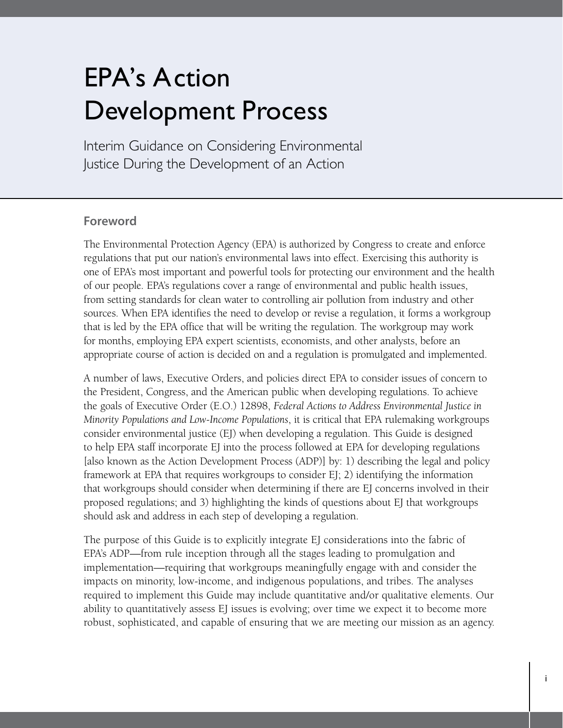# EPA's Action Development Process

Interim Guidance on Considering Environmental Justice During the Development of an Action

## Foreword

The Environmental Protection Agency (EPA) is authorized by Congress to create and enforce regulations that put our nation's environmental laws into effect. Exercising this authority is one of EPA's most important and powerful tools for protecting our environment and the health of our people. EPA's regulations cover a range of environmental and public health issues, from setting standards for clean water to controlling air pollution from industry and other sources. When EPA identifies the need to develop or revise a regulation, it forms a workgroup that is led by the EPA office that will be writing the regulation. The workgroup may work for months, employing EPA expert scientists, economists, and other analysts, before an appropriate course of action is decided on and a regulation is promulgated and implemented.

A number of laws, Executive Orders, and policies direct EPA to consider issues of concern to the President, Congress, and the American public when developing regulations. To achieve the goals of Executive Order (E.O.) 12898, *Federal Actions to Address Environmental Justice in Minority Populations and Low-Income Populations*, it is critical that EPA rulemaking workgroups consider environmental justice (EJ) when developing a regulation. This Guide is designed to help EPA staff incorporate EJ into the process followed at EPA for developing regulations [also known as the Action Development Process (ADP)] by: 1) describing the legal and policy framework at EPA that requires workgroups to consider EJ; 2) identifying the information that workgroups should consider when determining if there are EJ concerns involved in their proposed regulations; and 3) highlighting the kinds of questions about EJ that workgroups should ask and address in each step of developing a regulation.

The purpose of this Guide is to explicitly integrate EJ considerations into the fabric of EPA's ADP—from rule inception through all the stages leading to promulgation and implementation—requiring that workgroups meaningfully engage with and consider the impacts on minority, low-income, and indigenous populations, and tribes. The analyses required to implement this Guide may include quantitative and/or qualitative elements. Our ability to quantitatively assess EJ issues is evolving; over time we expect it to become more robust, sophisticated, and capable of ensuring that we are meeting our mission as an agency.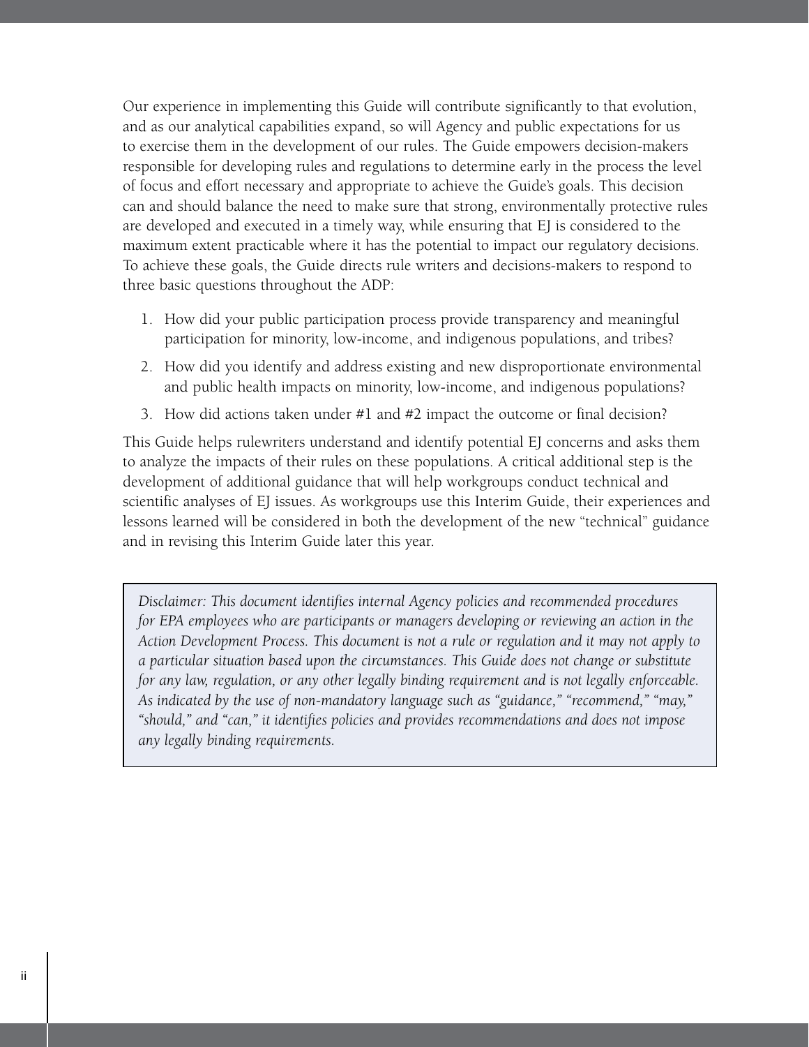Our experience in implementing this Guide will contribute significantly to that evolution, and as our analytical capabilities expand, so will Agency and public expectations for us to exercise them in the development of our rules. The Guide empowers decision-makers responsible for developing rules and regulations to determine early in the process the level of focus and effort necessary and appropriate to achieve the Guide's goals. This decision can and should balance the need to make sure that strong, environmentally protective rules are developed and executed in a timely way, while ensuring that EJ is considered to the maximum extent practicable where it has the potential to impact our regulatory decisions. To achieve these goals, the Guide directs rule writers and decisions-makers to respond to three basic questions throughout the ADP:

1. How did your public participation process provide transparency and meaningful participation for minority, low-income, and indigenous populations, and tribes?
2. How did you identify and address existing and new disproportionate environmental and public health impacts on minority, low-income, and indigenous populations?
3. How did actions taken under #1 and #2 impact the outcome or final decision?

This Guide helps rulewriters understand and identify potential EJ concerns and asks them to analyze the impacts of their rules on these populations. A critical additional step is the development of additional guidance that will help workgroups conduct technical and scientific analyses of EJ issues. As workgroups use this Interim Guide, their experiences and lessons learned will be considered in both the development of the new "technical" guidance and in revising this Interim Guide later this year.

*Disclaimer: This document identifies internal Agency policies and recommended procedures for EPA employees who are participants or managers developing or reviewing an action in the Action Development Process. This document is not a rule or regulation and it may not apply to a particular situation based upon the circumstances. This Guide does not change or substitute for any law, regulation, or any other legally binding requirement and is not legally enforceable. As indicated by the use of non-mandatory language such as "guidance," "recommend," "may," "should," and "can," it identifies policies and provides recommendations and does not impose any legally binding requirements.*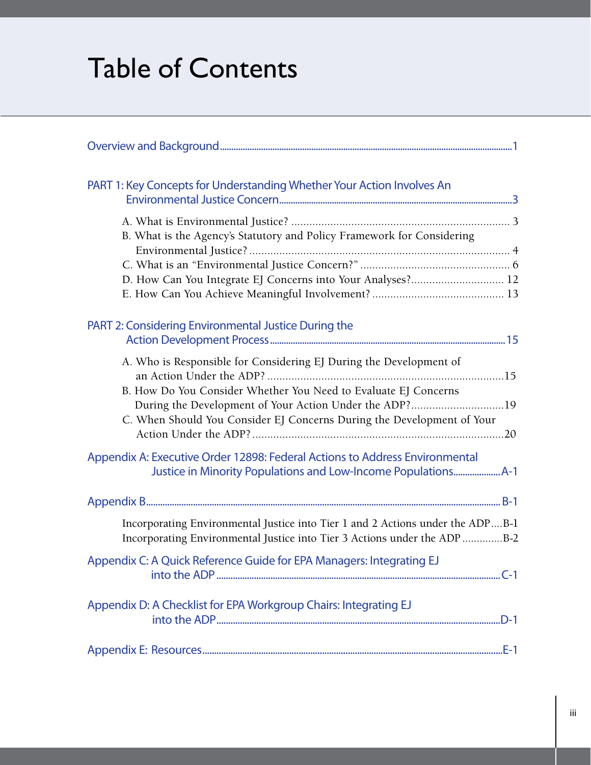# Table of Contents

Overview and Background ........................................ 1

PART 1: Key Concepts for Understanding Whether Your Action Involves An Environmental Justice Concern ........................................ 3

- A. What is Environmental Justice? ........................................ 3
- B. What is the Agency's Statutory and Policy Framework for Considering Environmental Justice? ........................................ 4
- C. What is an "Environmental Justice Concern?" ........................................ 6
- D. How Can You Integrate EJ Concerns into Your Analyses? ........................................ 12
- E. How Can You Achieve Meaningful Involvement? ........................................ 13

PART 2: Considering Environmental Justice During the Action Development Process ........................................ 15

- A. Who is Responsible for Considering EJ During the Development of an Action Under the ADP? ........................................ 15
- B. How Do You Consider Whether You Need to Evaluate EJ Concerns During the Development of Your Action Under the ADP? ........................................ 19
- C. When Should You Consider EJ Concerns During the Development of Your Action Under the ADP? ........................................ 20

Appendix A: Executive Order 12898: Federal Actions to Address Environmental Justice in Minority Populations and Low-Income Populations ........................................ A-1

Appendix B ........................................ B-1

- Incorporating Environmental Justice into Tier 1 and 2 Actions under the ADP .... B-1
- Incorporating Environmental Justice into Tier 3 Actions under the ADP ............. B-2

Appendix C: A Quick Reference Guide for EPA Managers: Integrating EJ into the ADP ........................................ C-1

Appendix D: A Checklist for EPA Workgroup Chairs: Integrating EJ into the ADP ........................................ D-1

Appendix E: Resources ........................................ E-1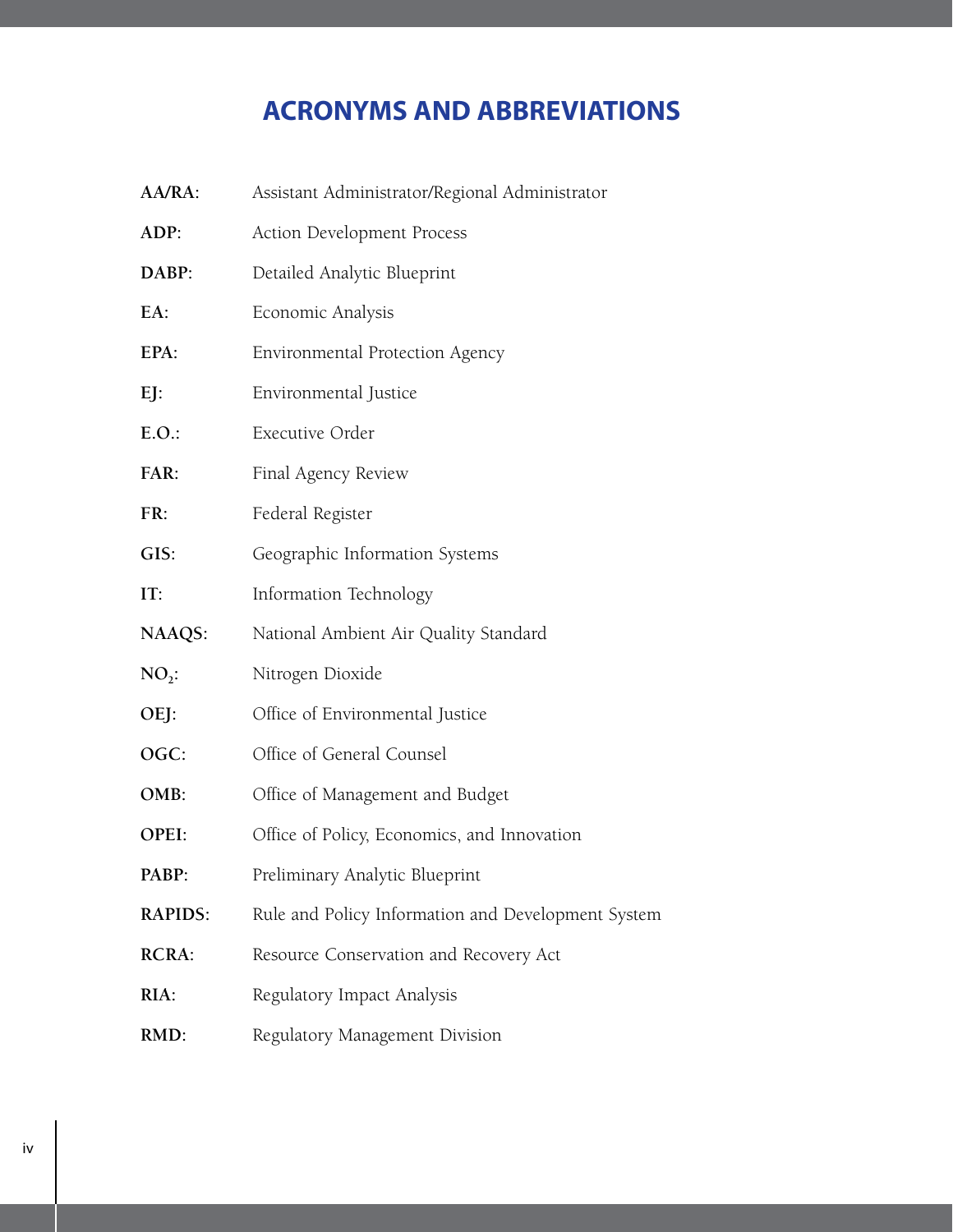# ACRONYMS AND ABBREVIATIONS

**AA/RA**: Assistant Administrator/Regional Administrator

**ADP**: Action Development Process

**DABP**: Detailed Analytic Blueprint

**EA**: Economic Analysis

**EPA**: Environmental Protection Agency

**EJ**: Environmental Justice

**E.O.**: Executive Order

**FAR**: Final Agency Review

**FR**: Federal Register

**GIS**: Geographic Information Systems

**IT**: Information Technology

**NAAQS**: National Ambient Air Quality Standard

**$NO_2$**: Nitrogen Dioxide

**OEJ**: Office of Environmental Justice

**OGC**: Office of General Counsel

**OMB**: Office of Management and Budget

**OPEI**: Office of Policy, Economics, and Innovation

**PABP**: Preliminary Analytic Blueprint

**RAPIDS**: Rule and Policy Information and Development System

**RCRA**: Resource Conservation and Recovery Act

**RIA**: Regulatory Impact Analysis

**RMD**: Regulatory Management Division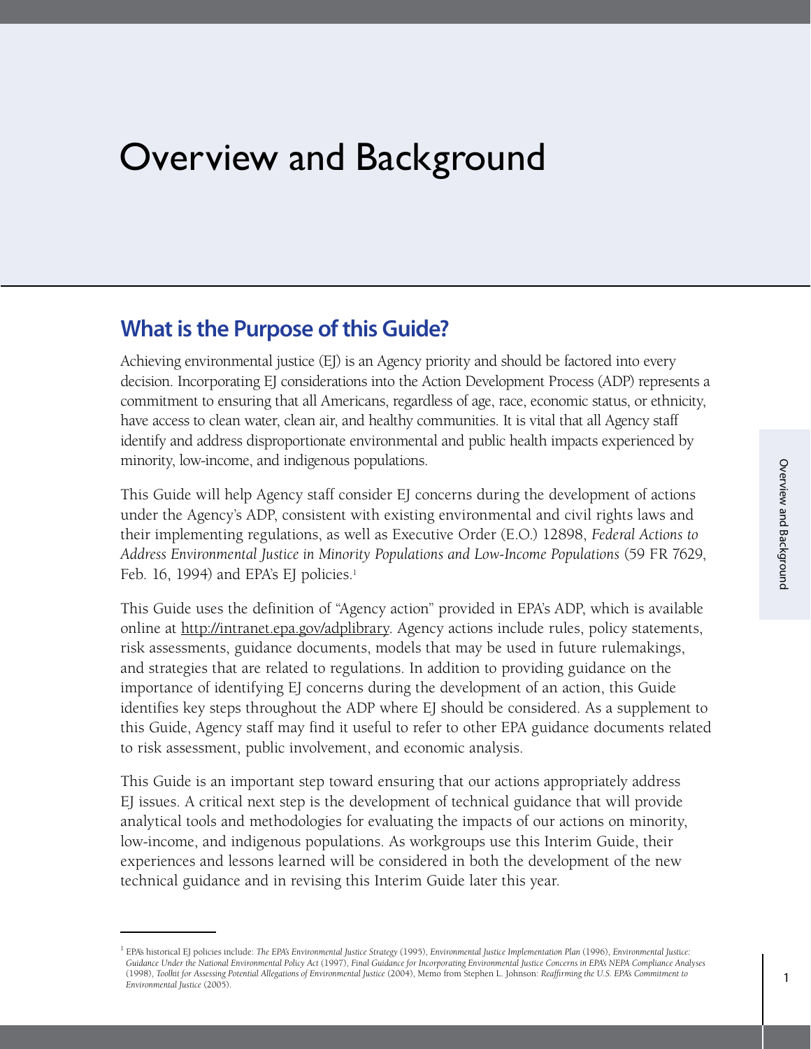# Overview and Background

## What is the Purpose of this Guide?

Achieving environmental justice (EJ) is an Agency priority and should be factored into every decision. Incorporating EJ considerations into the Action Development Process (ADP) represents a commitment to ensuring that all Americans, regardless of age, race, economic status, or ethnicity, have access to clean water, clean air, and healthy communities. It is vital that all Agency staff identify and address disproportionate environmental and public health impacts experienced by minority, low-income, and indigenous populations.

This Guide will help Agency staff consider EJ concerns during the development of actions under the Agency's ADP, consistent with existing environmental and civil rights laws and their implementing regulations, as well as Executive Order (E.O.) 12898, *Federal Actions to Address Environmental Justice in Minority Populations and Low-Income Populations* (59 FR 7629, Feb. 16, 1994) and EPA's EJ policies.[1]

This Guide uses the definition of "Agency action" provided in EPA's ADP, which is available online at http://intranet.epa.gov/adplibrary. Agency actions include rules, policy statements, risk assessments, guidance documents, models that may be used in future rulemakings, and strategies that are related to regulations. In addition to providing guidance on the importance of identifying EJ concerns during the development of an action, this Guide identifies key steps throughout the ADP where EJ should be considered. As a supplement to this Guide, Agency staff may find it useful to refer to other EPA guidance documents related to risk assessment, public involvement, and economic analysis.

This Guide is an important step toward ensuring that our actions appropriately address EJ issues. A critical next step is the development of technical guidance that will provide analytical tools and methodologies for evaluating the impacts of our actions on minority, low-income, and indigenous populations. As workgroups use this Interim Guide, their experiences and lessons learned will be considered in both the development of the new technical guidance and in revising this Interim Guide later this year.

---

[1] EPA's historical EJ policies include: *The EPA's Environmental Justice Strategy* (1995), *Environmental Justice Implementation Plan* (1996), *Environmental Justice: Guidance Under the National Environmental Policy Act* (1997), *Final Guidance for Incorporating Environmental Justice Concerns in EPA's NEPA Compliance Analyses* (1998), *Toolkit for Assessing Potential Allegations of Environmental Justice* (2004), Memo from Stephen L. Johnson: *Reaffirming the U.S. EPA's Commitment to Environmental Justice* (2005).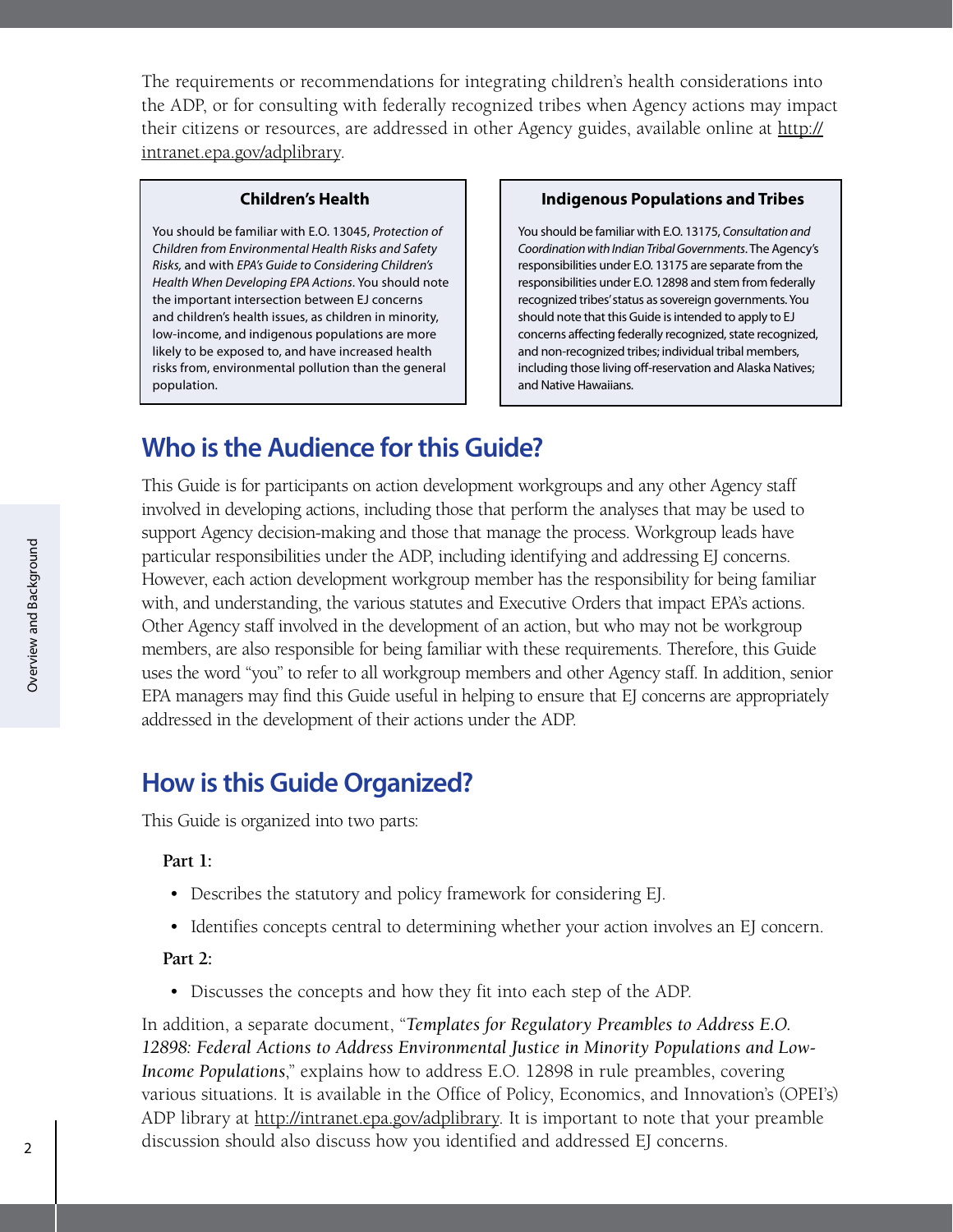The requirements or recommendations for integrating children's health considerations into the ADP, or for consulting with federally recognized tribes when Agency actions may impact their citizens or resources, are addressed in other Agency guides, available online at http://intranet.epa.gov/adplibrary.

**Children's Health**

You should be familiar with E.O. 13045, *Protection of Children from Environmental Health Risks and Safety Risks,* and with *EPA's Guide to Considering Children's Health When Developing EPA Actions*. You should note the important intersection between EJ concerns and children's health issues, as children in minority, low-income, and indigenous populations are more likely to be exposed to, and have increased health risks from, environmental pollution than the general population.

**Indigenous Populations and Tribes**

You should be familiar with E.O. 13175, *Consultation and Coordination with Indian Tribal Governments*. The Agency's responsibilities under E.O. 13175 are separate from the responsibilities under E.O. 12898 and stem from federally recognized tribes' status as sovereign governments. You should note that this Guide is intended to apply to EJ concerns affecting federally recognized, state recognized, and non-recognized tribes; individual tribal members, including those living off-reservation and Alaska Natives; and Native Hawaiians.

## Who is the Audience for this Guide?

This Guide is for participants on action development workgroups and any other Agency staff involved in developing actions, including those that perform the analyses that may be used to support Agency decision-making and those that manage the process. Workgroup leads have particular responsibilities under the ADP, including identifying and addressing EJ concerns. However, each action development workgroup member has the responsibility for being familiar with, and understanding, the various statutes and Executive Orders that impact EPA's actions. Other Agency staff involved in the development of an action, but who may not be workgroup members, are also responsible for being familiar with these requirements. Therefore, this Guide uses the word "you" to refer to all workgroup members and other Agency staff. In addition, senior EPA managers may find this Guide useful in helping to ensure that EJ concerns are appropriately addressed in the development of their actions under the ADP.

## How is this Guide Organized?

This Guide is organized into two parts:

**Part 1:**

- Describes the statutory and policy framework for considering EJ.
- Identifies concepts central to determining whether your action involves an EJ concern.

**Part 2:**

- Discusses the concepts and how they fit into each step of the ADP.

In addition, a separate document, "*Templates for Regulatory Preambles to Address E.O. 12898: Federal Actions to Address Environmental Justice in Minority Populations and Low-Income Populations*," explains how to address E.O. 12898 in rule preambles, covering various situations. It is available in the Office of Policy, Economics, and Innovation's (OPEI's) ADP library at http://intranet.epa.gov/adplibrary. It is important to note that your preamble discussion should also discuss how you identified and addressed EJ concerns.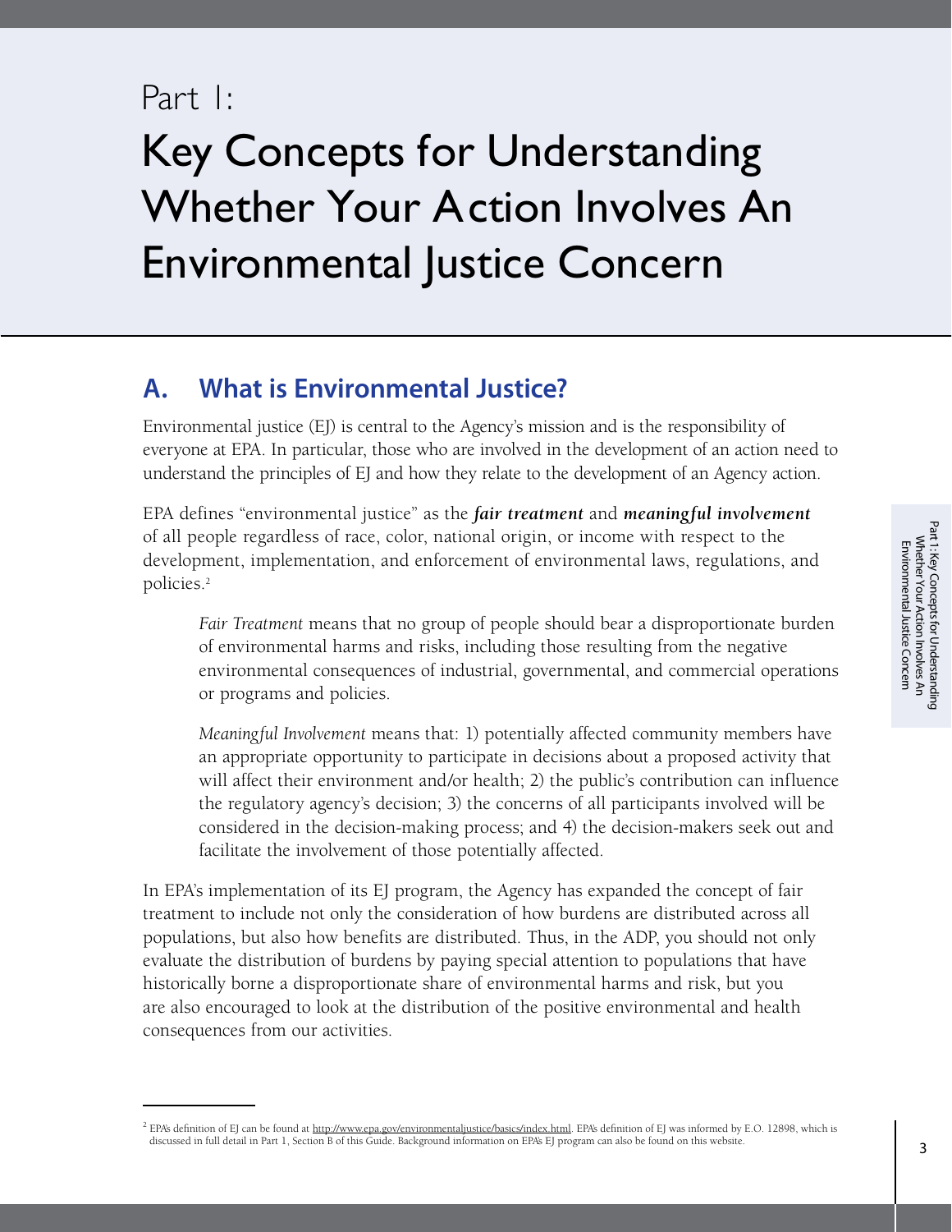# Part 1: Key Concepts for Understanding Whether Your Action Involves An Environmental Justice Concern

## A. What is Environmental Justice?

Environmental justice (EJ) is central to the Agency's mission and is the responsibility of everyone at EPA. In particular, those who are involved in the development of an action need to understand the principles of EJ and how they relate to the development of an Agency action.

EPA defines "environmental justice" as the ***fair treatment*** and ***meaningful involvement*** of all people regardless of race, color, national origin, or income with respect to the development, implementation, and enforcement of environmental laws, regulations, and policies.[2]

> *Fair Treatment* means that no group of people should bear a disproportionate burden of environmental harms and risks, including those resulting from the negative environmental consequences of industrial, governmental, and commercial operations or programs and policies.
>
> *Meaningful Involvement* means that: 1) potentially affected community members have an appropriate opportunity to participate in decisions about a proposed activity that will affect their environment and/or health; 2) the public's contribution can influence the regulatory agency's decision; 3) the concerns of all participants involved will be considered in the decision-making process; and 4) the decision-makers seek out and facilitate the involvement of those potentially affected.

In EPA's implementation of its EJ program, the Agency has expanded the concept of fair treatment to include not only the consideration of how burdens are distributed across all populations, but also how benefits are distributed. Thus, in the ADP, you should not only evaluate the distribution of burdens by paying special attention to populations that have historically borne a disproportionate share of environmental harms and risk, but you are also encouraged to look at the distribution of the positive environmental and health consequences from our activities.

---

[2] EPA's definition of EJ can be found at http://www.epa.gov/environmentaljustice/basics/index.html. EPA's definition of EJ was informed by E.O. 12898, which is discussed in full detail in Part 1, Section B of this Guide. Background information on EPA's EJ program can also be found on this website.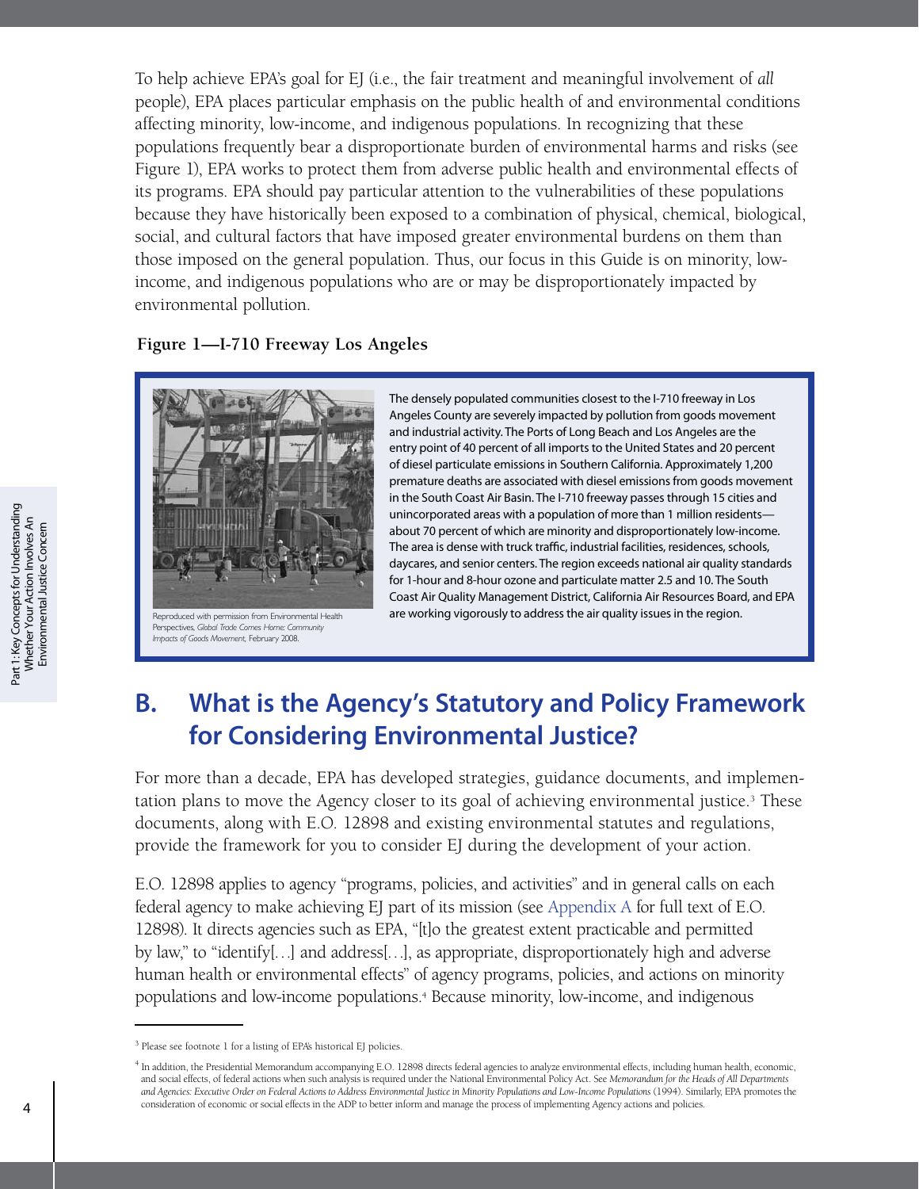To help achieve EPA's goal for EJ (i.e., the fair treatment and meaningful involvement of *all* people), EPA places particular emphasis on the public health of and environmental conditions affecting minority, low-income, and indigenous populations. In recognizing that these populations frequently bear a disproportionate burden of environmental harms and risks (see Figure 1), EPA works to protect them from adverse public health and environmental effects of its programs. EPA should pay particular attention to the vulnerabilities of these populations because they have historically been exposed to a combination of physical, chemical, biological, social, and cultural factors that have imposed greater environmental burdens on them than those imposed on the general population. Thus, our focus in this Guide is on minority, low-income, and indigenous populations who are or may be disproportionately impacted by environmental pollution.

**Figure 1—I-710 Freeway Los Angeles**

Reproduced with permission from Environmental Health Perspectives, *Global Trade Comes Home: Community Impacts of Goods Movement*, February 2008.

The densely populated communities closest to the I-710 freeway in Los Angeles County are severely impacted by pollution from goods movement and industrial activity. The Ports of Long Beach and Los Angeles are the entry point of 40 percent of all imports to the United States and 20 percent of diesel particulate emissions in Southern California. Approximately 1,200 premature deaths are associated with diesel emissions from goods movement in the South Coast Air Basin. The I-710 freeway passes through 15 cities and unincorporated areas with a population of more than 1 million residents—about 70 percent of which are minority and disproportionately low-income. The area is dense with truck traffic, industrial facilities, residences, schools, daycares, and senior centers. The region exceeds national air quality standards for 1-hour and 8-hour ozone and particulate matter 2.5 and 10. The South Coast Air Quality Management District, California Air Resources Board, and EPA are working vigorously to address the air quality issues in the region.

## B. What is the Agency's Statutory and Policy Framework for Considering Environmental Justice?

For more than a decade, EPA has developed strategies, guidance documents, and implementation plans to move the Agency closer to its goal of achieving environmental justice.[3] These documents, along with E.O. 12898 and existing environmental statutes and regulations, provide the framework for you to consider EJ during the development of your action.

E.O. 12898 applies to agency "programs, policies, and activities" and in general calls on each federal agency to make achieving EJ part of its mission (see Appendix A for full text of E.O. 12898). It directs agencies such as EPA, "[t]o the greatest extent practicable and permitted by law," to "identify[…] and address[…], as appropriate, disproportionately high and adverse human health or environmental effects" of agency programs, policies, and actions on minority populations and low-income populations.[4] Because minority, low-income, and indigenous

---

[3] Please see footnote 1 for a listing of EPA's historical EJ policies.

[4] In addition, the Presidential Memorandum accompanying E.O. 12898 directs federal agencies to analyze environmental effects, including human health, economic, and social effects, of federal actions when such analysis is required under the National Environmental Policy Act. See *Memorandum for the Heads of All Departments and Agencies: Executive Order on Federal Actions to Address Environmental Justice in Minority Populations and Low-Income Populations* (1994). Similarly, EPA promotes the consideration of economic or social effects in the ADP to better inform and manage the process of implementing Agency actions and policies.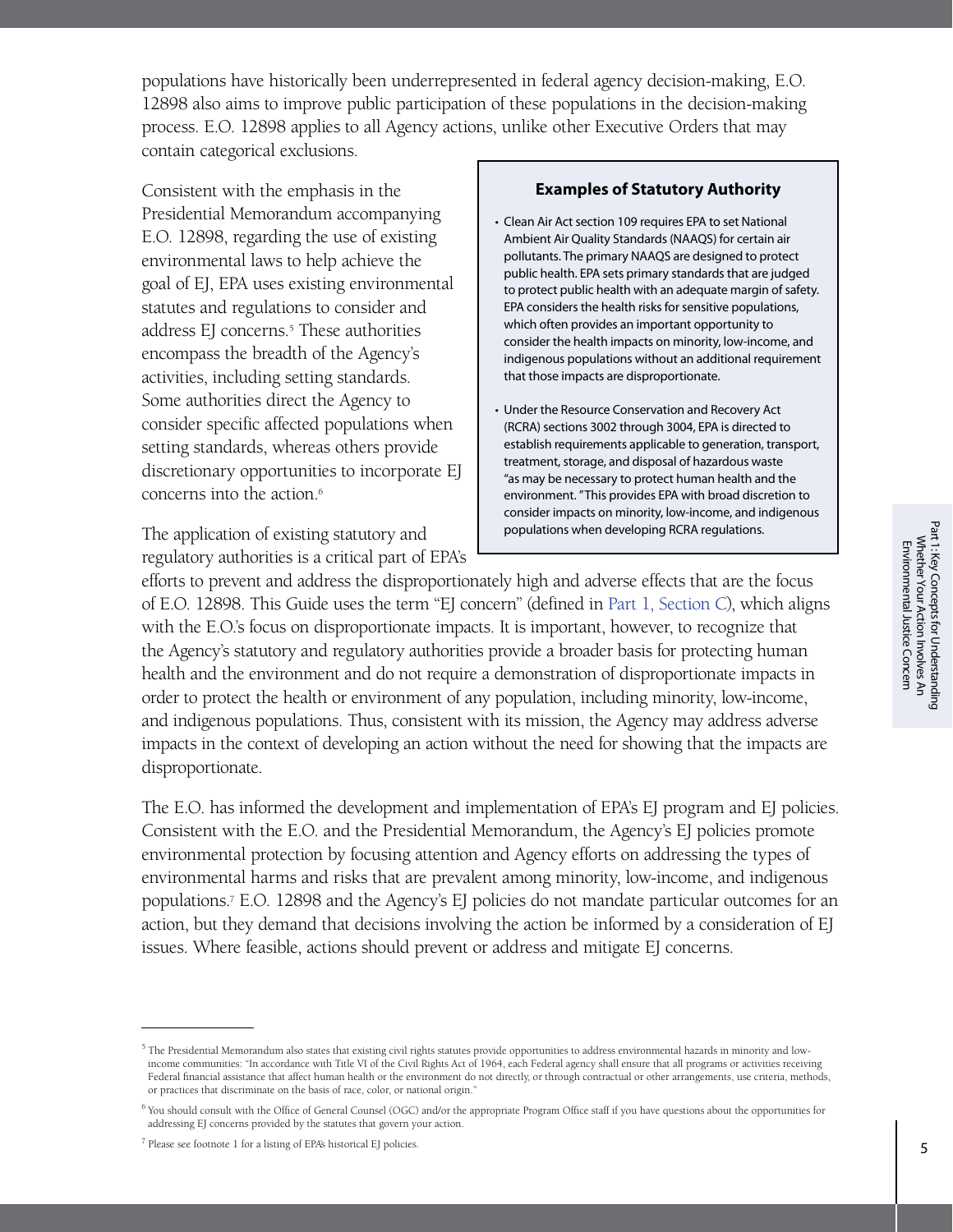populations have historically been underrepresented in federal agency decision-making, E.O. 12898 also aims to improve public participation of these populations in the decision-making process. E.O. 12898 applies to all Agency actions, unlike other Executive Orders that may contain categorical exclusions.

Consistent with the emphasis in the Presidential Memorandum accompanying E.O. 12898, regarding the use of existing environmental laws to help achieve the goal of EJ, EPA uses existing environmental statutes and regulations to consider and address EJ concerns.[5] These authorities encompass the breadth of the Agency's activities, including setting standards. Some authorities direct the Agency to consider specific affected populations when setting standards, whereas others provide discretionary opportunities to incorporate EJ concerns into the action.[6]

> **Examples of Statutory Authority**
>
> - Clean Air Act section 109 requires EPA to set National Ambient Air Quality Standards (NAAQS) for certain air pollutants. The primary NAAQS are designed to protect public health. EPA sets primary standards that are judged to protect public health with an adequate margin of safety. EPA considers the health risks for sensitive populations, which often provides an important opportunity to consider the health impacts on minority, low-income, and indigenous populations without an additional requirement that those impacts are disproportionate.
> - Under the Resource Conservation and Recovery Act (RCRA) sections 3002 through 3004, EPA is directed to establish requirements applicable to generation, transport, treatment, storage, and disposal of hazardous waste "as may be necessary to protect human health and the environment." This provides EPA with broad discretion to consider impacts on minority, low-income, and indigenous populations when developing RCRA regulations.

The application of existing statutory and regulatory authorities is a critical part of EPA's efforts to prevent and address the disproportionately high and adverse effects that are the focus of E.O. 12898. This Guide uses the term "EJ concern" (defined in Part 1, Section C), which aligns with the E.O.'s focus on disproportionate impacts. It is important, however, to recognize that the Agency's statutory and regulatory authorities provide a broader basis for protecting human health and the environment and do not require a demonstration of disproportionate impacts in order to protect the health or environment of any population, including minority, low-income, and indigenous populations. Thus, consistent with its mission, the Agency may address adverse impacts in the context of developing an action without the need for showing that the impacts are disproportionate.

The E.O. has informed the development and implementation of EPA's EJ program and EJ policies. Consistent with the E.O. and the Presidential Memorandum, the Agency's EJ policies promote environmental protection by focusing attention and Agency efforts on addressing the types of environmental harms and risks that are prevalent among minority, low-income, and indigenous populations.[7] E.O. 12898 and the Agency's EJ policies do not mandate particular outcomes for an action, but they demand that decisions involving the action be informed by a consideration of EJ issues. Where feasible, actions should prevent or address and mitigate EJ concerns.

---

[5] The Presidential Memorandum also states that existing civil rights statutes provide opportunities to address environmental hazards in minority and low-income communities: "In accordance with Title VI of the Civil Rights Act of 1964, each Federal agency shall ensure that all programs or activities receiving Federal financial assistance that affect human health or the environment do not directly, or through contractual or other arrangements, use criteria, methods, or practices that discriminate on the basis of race, color, or national origin."

[6] You should consult with the Office of General Counsel (OGC) and/or the appropriate Program Office staff if you have questions about the opportunities for addressing EJ concerns provided by the statutes that govern your action.

[7] Please see footnote 1 for a listing of EPA's historical EJ policies.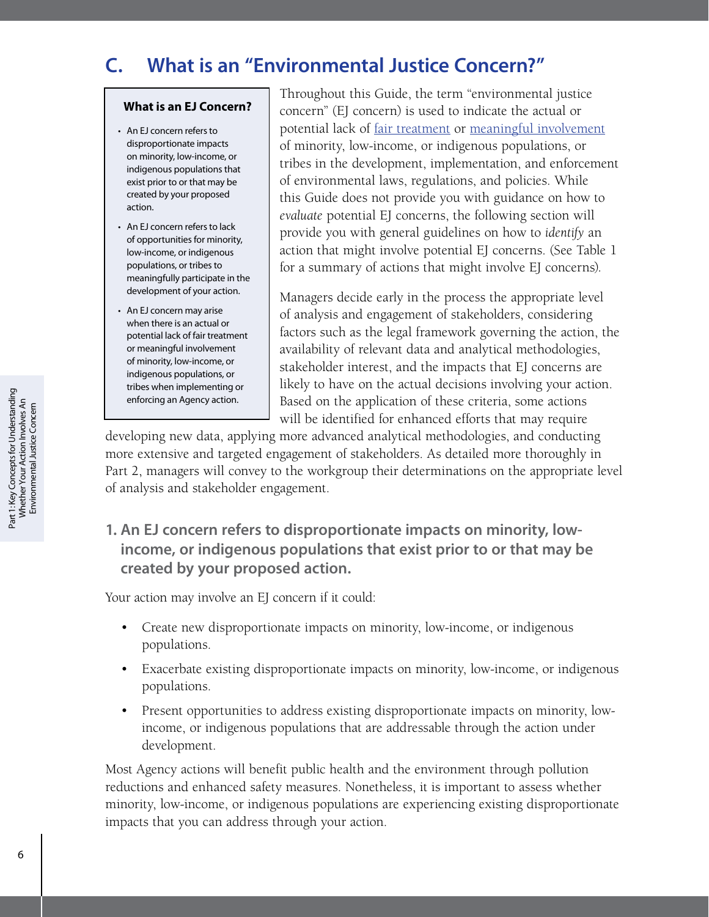## C. What is an "Environmental Justice Concern?"

> **What is an EJ Concern?**
>
> - An EJ concern refers to disproportionate impacts on minority, low-income, or indigenous populations that exist prior to or that may be created by your proposed action.
> - An EJ concern refers to lack of opportunities for minority, low-income, or indigenous populations, or tribes to meaningfully participate in the development of your action.
> - An EJ concern may arise when there is an actual or potential lack of fair treatment or meaningful involvement of minority, low-income, or indigenous populations, or tribes when implementing or enforcing an Agency action.

Throughout this Guide, the term "environmental justice concern" (EJ concern) is used to indicate the actual or potential lack of fair treatment or meaningful involvement of minority, low-income, or indigenous populations, or tribes in the development, implementation, and enforcement of environmental laws, regulations, and policies. While this Guide does not provide you with guidance on how to *evaluate* potential EJ concerns, the following section will provide you with general guidelines on how to *identify* an action that might involve potential EJ concerns. (See Table 1 for a summary of actions that might involve EJ concerns).

Managers decide early in the process the appropriate level of analysis and engagement of stakeholders, considering factors such as the legal framework governing the action, the availability of relevant data and analytical methodologies, stakeholder interest, and the impacts that EJ concerns are likely to have on the actual decisions involving your action. Based on the application of these criteria, some actions will be identified for enhanced efforts that may require developing new data, applying more advanced analytical methodologies, and conducting more extensive and targeted engagement of stakeholders. As detailed more thoroughly in Part 2, managers will convey to the workgroup their determinations on the appropriate level of analysis and stakeholder engagement.

### 1. An EJ concern refers to disproportionate impacts on minority, low-income, or indigenous populations that exist prior to or that may be created by your proposed action.

Your action may involve an EJ concern if it could:

- Create new disproportionate impacts on minority, low-income, or indigenous populations.
- Exacerbate existing disproportionate impacts on minority, low-income, or indigenous populations.
- Present opportunities to address existing disproportionate impacts on minority, low-income, or indigenous populations that are addressable through the action under development.

Most Agency actions will benefit public health and the environment through pollution reductions and enhanced safety measures. Nonetheless, it is important to assess whether minority, low-income, or indigenous populations are experiencing existing disproportionate impacts that you can address through your action.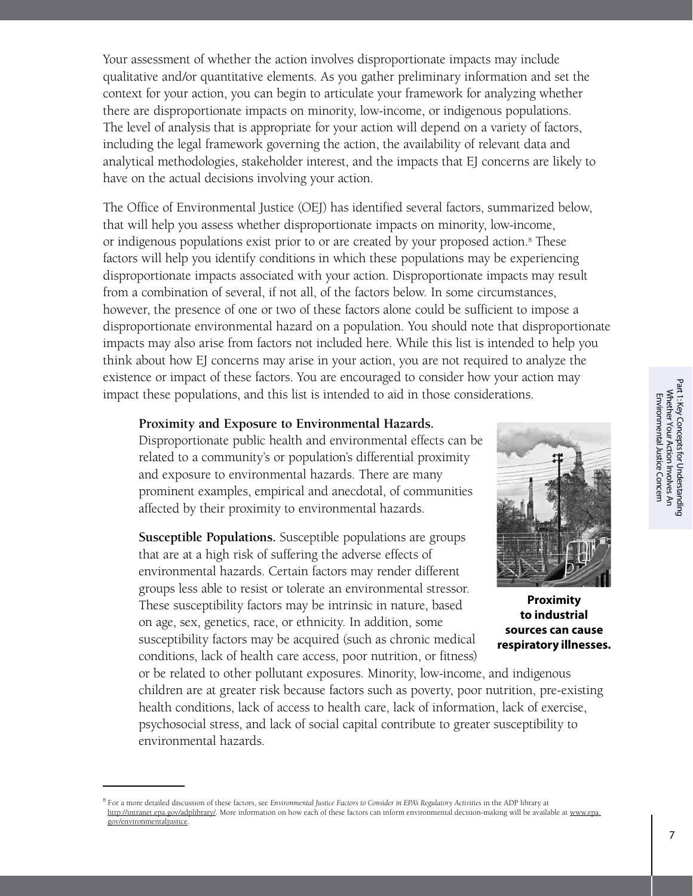Your assessment of whether the action involves disproportionate impacts may include qualitative and/or quantitative elements. As you gather preliminary information and set the context for your action, you can begin to articulate your framework for analyzing whether there are disproportionate impacts on minority, low-income, or indigenous populations. The level of analysis that is appropriate for your action will depend on a variety of factors, including the legal framework governing the action, the availability of relevant data and analytical methodologies, stakeholder interest, and the impacts that EJ concerns are likely to have on the actual decisions involving your action.

The Office of Environmental Justice (OEJ) has identified several factors, summarized below, that will help you assess whether disproportionate impacts on minority, low-income, or indigenous populations exist prior to or are created by your proposed action.[8] These factors will help you identify conditions in which these populations may be experiencing disproportionate impacts associated with your action. Disproportionate impacts may result from a combination of several, if not all, of the factors below. In some circumstances, however, the presence of one or two of these factors alone could be sufficient to impose a disproportionate environmental hazard on a population. You should note that disproportionate impacts may also arise from factors not included here. While this list is intended to help you think about how EJ concerns may arise in your action, you are not required to analyze the existence or impact of these factors. You are encouraged to consider how your action may impact these populations, and this list is intended to aid in those considerations.

**Proximity and Exposure to Environmental Hazards.** Disproportionate public health and environmental effects can be related to a community's or population's differential proximity and exposure to environmental hazards. There are many prominent examples, empirical and anecdotal, of communities affected by their proximity to environmental hazards.

**Proximity to industrial sources can cause respiratory illnesses.**

**Susceptible Populations.** Susceptible populations are groups that are at a high risk of suffering the adverse effects of environmental hazards. Certain factors may render different groups less able to resist or tolerate an environmental stressor. These susceptibility factors may be intrinsic in nature, based on age, sex, genetics, race, or ethnicity. In addition, some susceptibility factors may be acquired (such as chronic medical conditions, lack of health care access, poor nutrition, or fitness) or be related to other pollutant exposures. Minority, low-income, and indigenous children are at greater risk because factors such as poverty, poor nutrition, pre-existing health conditions, lack of access to health care, lack of information, lack of exercise, psychosocial stress, and lack of social capital contribute to greater susceptibility to environmental hazards.

---

[8] For a more detailed discussion of these factors, see *Environmental Justice Factors to Consider in EPA's Regulatory Activities* in the ADP library at http://intranet.epa.gov/adplibrary/. More information on how each of these factors can inform environmental decision-making will be available at www.epa.gov/environmentaljustice.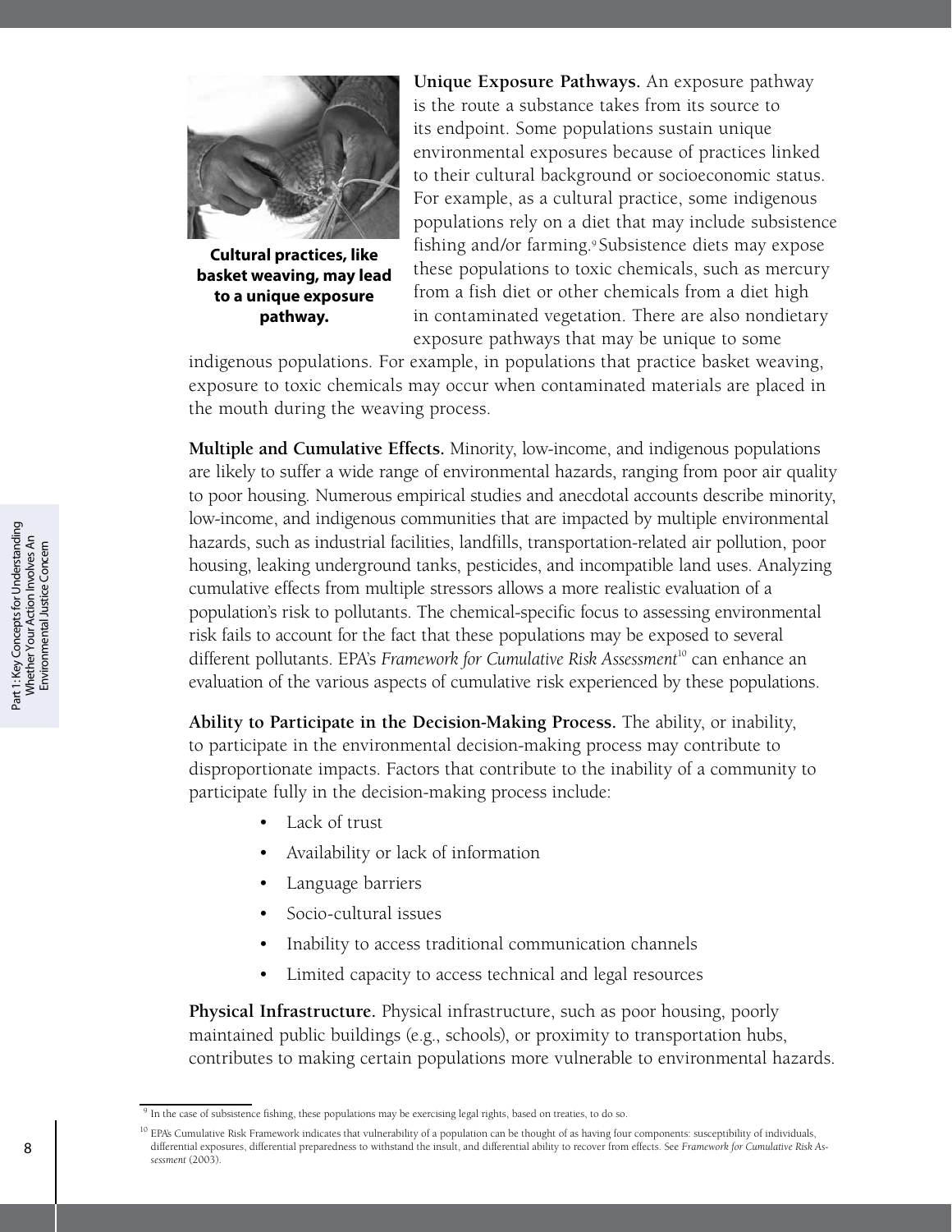Cultural practices, like basket weaving, may lead to a unique exposure pathway.

**Unique Exposure Pathways.** An exposure pathway is the route a substance takes from its source to its endpoint. Some populations sustain unique environmental exposures because of practices linked to their cultural background or socioeconomic status. For example, as a cultural practice, some indigenous populations rely on a diet that may include subsistence fishing and/or farming.[9] Subsistence diets may expose these populations to toxic chemicals, such as mercury from a fish diet or other chemicals from a diet high in contaminated vegetation. There are also nondietary exposure pathways that may be unique to some indigenous populations. For example, in populations that practice basket weaving, exposure to toxic chemicals may occur when contaminated materials are placed in the mouth during the weaving process.

**Multiple and Cumulative Effects.** Minority, low-income, and indigenous populations are likely to suffer a wide range of environmental hazards, ranging from poor air quality to poor housing. Numerous empirical studies and anecdotal accounts describe minority, low-income, and indigenous communities that are impacted by multiple environmental hazards, such as industrial facilities, landfills, transportation-related air pollution, poor housing, leaking underground tanks, pesticides, and incompatible land uses. Analyzing cumulative effects from multiple stressors allows a more realistic evaluation of a population's risk to pollutants. The chemical-specific focus to assessing environmental risk fails to account for the fact that these populations may be exposed to several different pollutants. EPA's *Framework for Cumulative Risk Assessment*[10] can enhance an evaluation of the various aspects of cumulative risk experienced by these populations.

**Ability to Participate in the Decision-Making Process.** The ability, or inability, to participate in the environmental decision-making process may contribute to disproportionate impacts. Factors that contribute to the inability of a community to participate fully in the decision-making process include:

- Lack of trust
- Availability or lack of information
- Language barriers
- Socio-cultural issues
- Inability to access traditional communication channels
- Limited capacity to access technical and legal resources

**Physical Infrastructure.** Physical infrastructure, such as poor housing, poorly maintained public buildings (e.g., schools), or proximity to transportation hubs, contributes to making certain populations more vulnerable to environmental hazards.

---

[9] In the case of subsistence fishing, these populations may be exercising legal rights, based on treaties, to do so.

[10] EPA's Cumulative Risk Framework indicates that vulnerability of a population can be thought of as having four components: susceptibility of individuals, differential exposures, differential preparedness to withstand the insult, and differential ability to recover from effects. See *Framework for Cumulative Risk Assessment* (2003).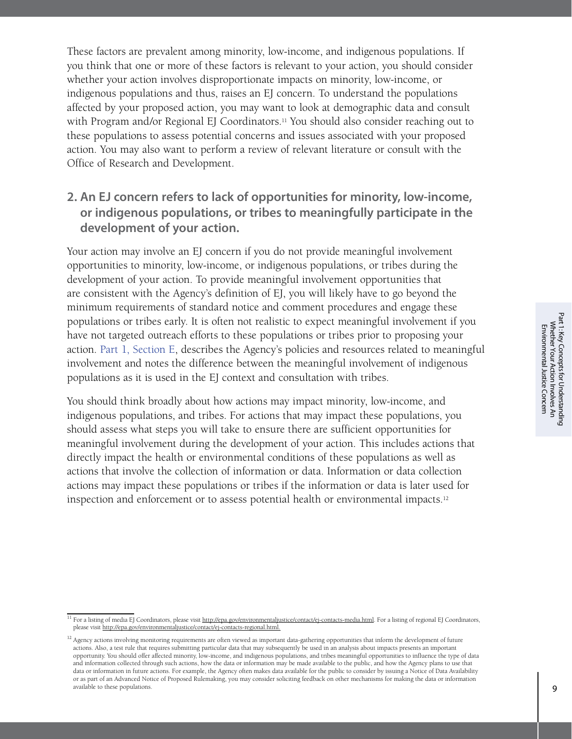These factors are prevalent among minority, low-income, and indigenous populations. If you think that one or more of these factors is relevant to your action, you should consider whether your action involves disproportionate impacts on minority, low-income, or indigenous populations and thus, raises an EJ concern. To understand the populations affected by your proposed action, you may want to look at demographic data and consult with Program and/or Regional EJ Coordinators.[11] You should also consider reaching out to these populations to assess potential concerns and issues associated with your proposed action. You may also want to perform a review of relevant literature or consult with the Office of Research and Development.

## 2. An EJ concern refers to lack of opportunities for minority, low-income, or indigenous populations, or tribes to meaningfully participate in the development of your action.

Your action may involve an EJ concern if you do not provide meaningful involvement opportunities to minority, low-income, or indigenous populations, or tribes during the development of your action. To provide meaningful involvement opportunities that are consistent with the Agency's definition of EJ, you will likely have to go beyond the minimum requirements of standard notice and comment procedures and engage these populations or tribes early. It is often not realistic to expect meaningful involvement if you have not targeted outreach efforts to these populations or tribes prior to proposing your action. Part 1, Section E, describes the Agency's policies and resources related to meaningful involvement and notes the difference between the meaningful involvement of indigenous populations as it is used in the EJ context and consultation with tribes.

You should think broadly about how actions may impact minority, low-income, and indigenous populations, and tribes. For actions that may impact these populations, you should assess what steps you will take to ensure there are sufficient opportunities for meaningful involvement during the development of your action. This includes actions that directly impact the health or environmental conditions of these populations as well as actions that involve the collection of information or data. Information or data collection actions may impact these populations or tribes if the information or data is later used for inspection and enforcement or to assess potential health or environmental impacts.[12]

---

[11] For a listing of media EJ Coordinators, please visit http://epa.gov/environmentaljustice/contact/ej-contacts-media.html. For a listing of regional EJ Coordinators, please visit http://epa.gov/environmentaljustice/contact/ej-contacts-regional.html.

[12] Agency actions involving monitoring requirements are often viewed as important data-gathering opportunities that inform the development of future actions. Also, a test rule that requires submitting particular data that may subsequently be used in an analysis about impacts presents an important opportunity. You should offer affected minority, low-income, and indigenous populations, and tribes meaningful opportunities to influence the type of data and information collected through such actions, how the data or information may be made available to the public, and how the Agency plans to use that data or information in future actions. For example, the Agency often makes data available for the public to consider by issuing a Notice of Data Availability or as part of an Advanced Notice of Proposed Rulemaking, you may consider soliciting feedback on other mechanisms for making the data or information available to these populations.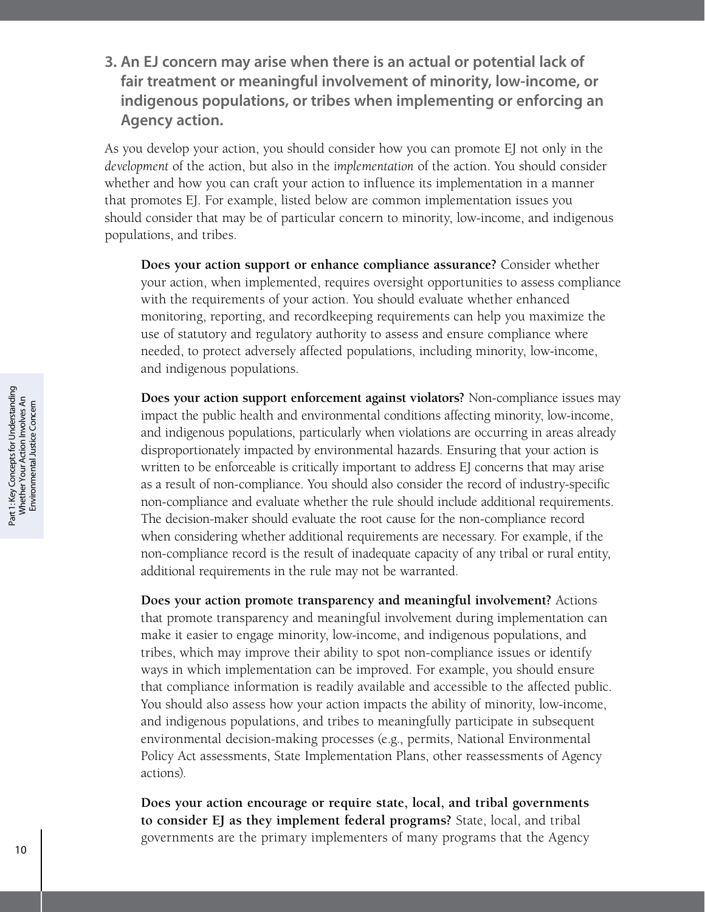### 3. An EJ concern may arise when there is an actual or potential lack of fair treatment or meaningful involvement of minority, low-income, or indigenous populations, or tribes when implementing or enforcing an Agency action.

As you develop your action, you should consider how you can promote EJ not only in the *development* of the action, but also in the *implementation* of the action. You should consider whether and how you can craft your action to influence its implementation in a manner that promotes EJ. For example, listed below are common implementation issues you should consider that may be of particular concern to minority, low-income, and indigenous populations, and tribes.

**Does your action support or enhance compliance assurance?** Consider whether your action, when implemented, requires oversight opportunities to assess compliance with the requirements of your action. You should evaluate whether enhanced monitoring, reporting, and recordkeeping requirements can help you maximize the use of statutory and regulatory authority to assess and ensure compliance where needed, to protect adversely affected populations, including minority, low-income, and indigenous populations.

**Does your action support enforcement against violators?** Non-compliance issues may impact the public health and environmental conditions affecting minority, low-income, and indigenous populations, particularly when violations are occurring in areas already disproportionately impacted by environmental hazards. Ensuring that your action is written to be enforceable is critically important to address EJ concerns that may arise as a result of non-compliance. You should also consider the record of industry-specific non-compliance and evaluate whether the rule should include additional requirements. The decision-maker should evaluate the root cause for the non-compliance record when considering whether additional requirements are necessary. For example, if the non-compliance record is the result of inadequate capacity of any tribal or rural entity, additional requirements in the rule may not be warranted.

**Does your action promote transparency and meaningful involvement?** Actions that promote transparency and meaningful involvement during implementation can make it easier to engage minority, low-income, and indigenous populations, and tribes, which may improve their ability to spot non-compliance issues or identify ways in which implementation can be improved. For example, you should ensure that compliance information is readily available and accessible to the affected public. You should also assess how your action impacts the ability of minority, low-income, and indigenous populations, and tribes to meaningfully participate in subsequent environmental decision-making processes (e.g., permits, National Environmental Policy Act assessments, State Implementation Plans, other reassessments of Agency actions).

**Does your action encourage or require state, local, and tribal governments to consider EJ as they implement federal programs?** State, local, and tribal governments are the primary implementers of many programs that the Agency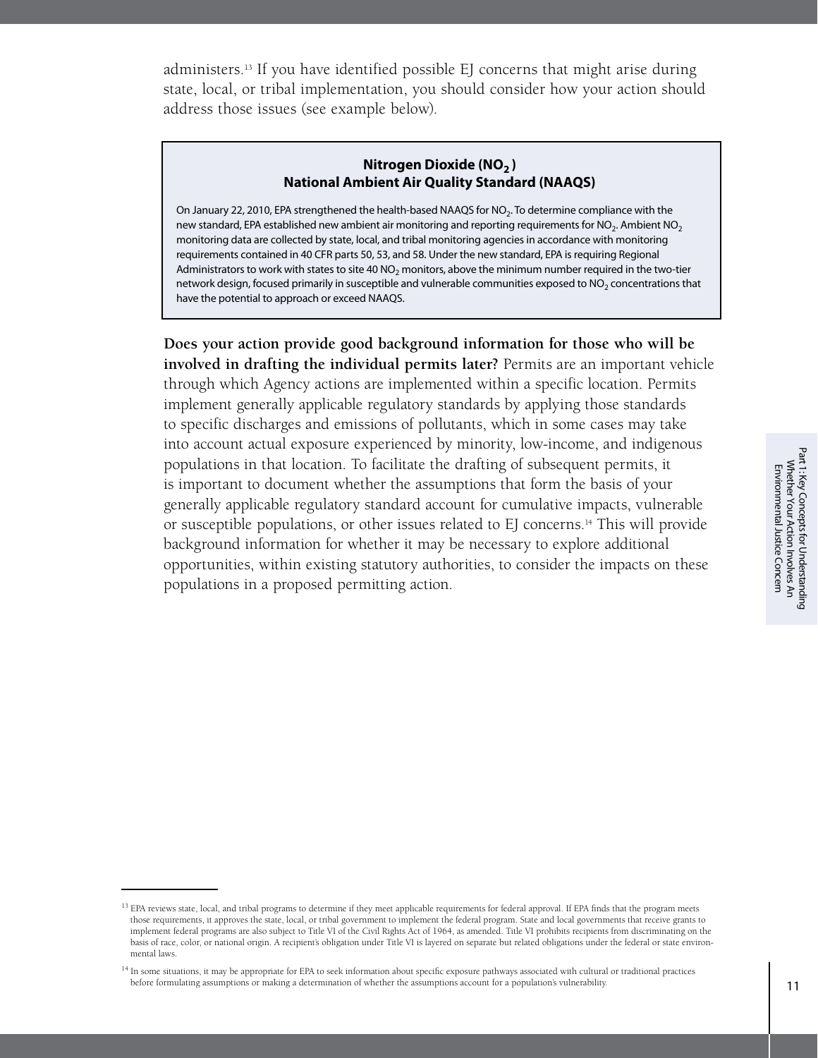administers.[13] If you have identified possible EJ concerns that might arise during state, local, or tribal implementation, you should consider how your action should address those issues (see example below).

> **Nitrogen Dioxide ($NO_2$)**
> **National Ambient Air Quality Standard (NAAQS)**
>
> On January 22, 2010, EPA strengthened the health-based NAAQS for $NO_2$. To determine compliance with the new standard, EPA established new ambient air monitoring and reporting requirements for $NO_2$. Ambient $NO_2$ monitoring data are collected by state, local, and tribal monitoring agencies in accordance with monitoring requirements contained in 40 CFR parts 50, 53, and 58. Under the new standard, EPA is requiring Regional Administrators to work with states to site 40 $NO_2$ monitors, above the minimum number required in the two-tier network design, focused primarily in susceptible and vulnerable communities exposed to $NO_2$ concentrations that have the potential to approach or exceed NAAQS.

**Does your action provide good background information for those who will be involved in drafting the individual permits later?** Permits are an important vehicle through which Agency actions are implemented within a specific location. Permits implement generally applicable regulatory standards by applying those standards to specific discharges and emissions of pollutants, which in some cases may take into account actual exposure experienced by minority, low-income, and indigenous populations in that location. To facilitate the drafting of subsequent permits, it is important to document whether the assumptions that form the basis of your generally applicable regulatory standard account for cumulative impacts, vulnerable or susceptible populations, or other issues related to EJ concerns.[14] This will provide background information for whether it may be necessary to explore additional opportunities, within existing statutory authorities, to consider the impacts on these populations in a proposed permitting action.

---

[13] EPA reviews state, local, and tribal programs to determine if they meet applicable requirements for federal approval. If EPA finds that the program meets those requirements, it approves the state, local, or tribal government to implement the federal program. State and local governments that receive grants to implement federal programs are also subject to Title VI of the Civil Rights Act of 1964, as amended. Title VI prohibits recipients from discriminating on the basis of race, color, or national origin. A recipient's obligation under Title VI is layered on separate but related obligations under the federal or state environmental laws.

[14] In some situations, it may be appropriate for EPA to seek information about specific exposure pathways associated with cultural or traditional practices before formulating assumptions or making a determination of whether the assumptions account for a population's vulnerability.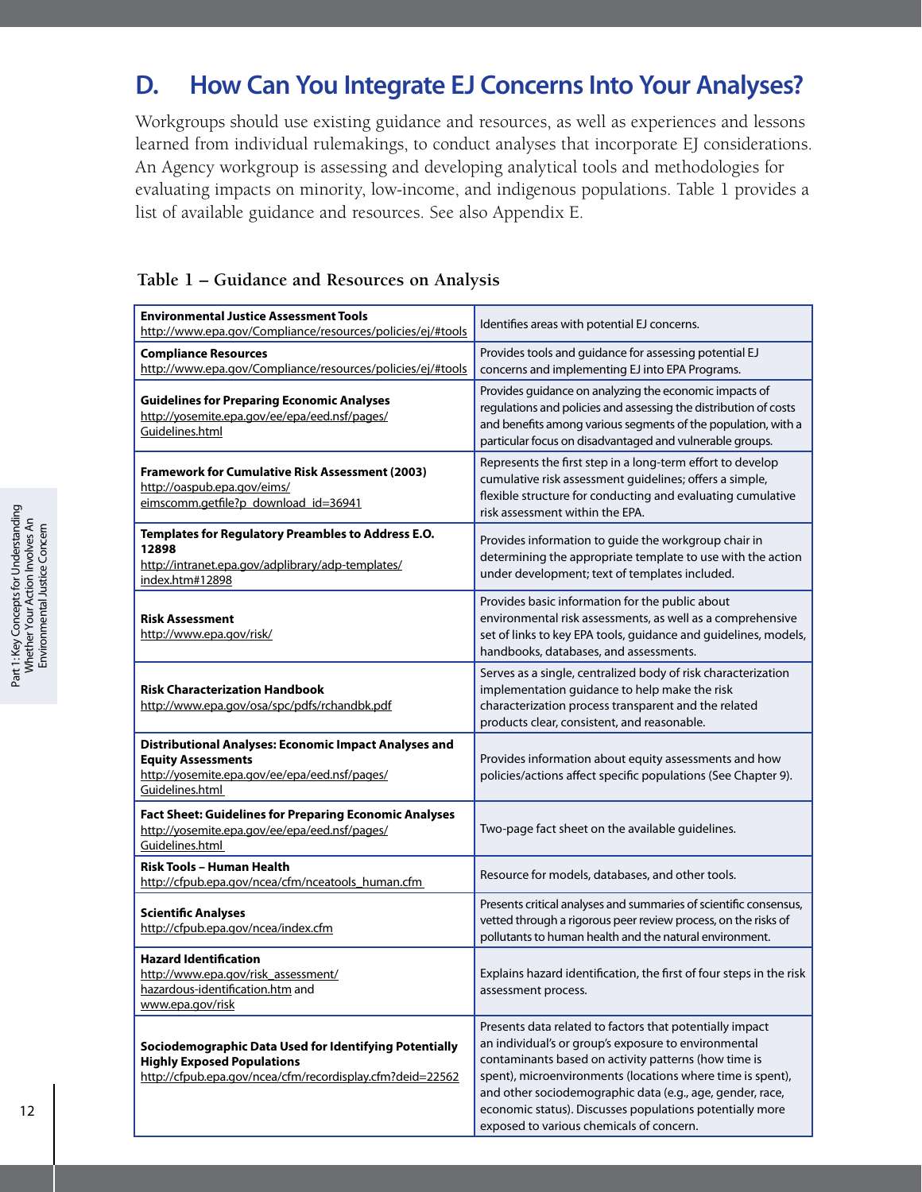## D. How Can You Integrate EJ Concerns Into Your Analyses?

Workgroups should use existing guidance and resources, as well as experiences and lessons learned from individual rulemakings, to conduct analyses that incorporate EJ considerations. An Agency workgroup is assessing and developing analytical tools and methodologies for evaluating impacts on minority, low-income, and indigenous populations. Table 1 provides a list of available guidance and resources. See also Appendix E.

**Table 1 – Guidance and Resources on Analysis**

| Resource | Description |
|---|---|
| **Environmental Justice Assessment Tools** http://www.epa.gov/Compliance/resources/policies/ej/#tools | Identifies areas with potential EJ concerns. |
| **Compliance Resources** http://www.epa.gov/Compliance/resources/policies/ej/#tools | Provides tools and guidance for assessing potential EJ concerns and implementing EJ into EPA Programs. |
| **Guidelines for Preparing Economic Analyses** http://yosemite.epa.gov/ee/epa/eed.nsf/pages/Guidelines.html | Provides guidance on analyzing the economic impacts of regulations and policies and assessing the distribution of costs and benefits among various segments of the population, with a particular focus on disadvantaged and vulnerable groups. |
| **Framework for Cumulative Risk Assessment (2003)** http://oaspub.epa.gov/eims/eimscomm.getfile?p_download_id=36941 | Represents the first step in a long-term effort to develop cumulative risk assessment guidelines; offers a simple, flexible structure for conducting and evaluating cumulative risk assessment within the EPA. |
| **Templates for Regulatory Preambles to Address E.O. 12898** http://intranet.epa.gov/adplibrary/adp-templates/index.htm#12898 | Provides information to guide the workgroup chair in determining the appropriate template to use with the action under development; text of templates included. |
| **Risk Assessment** http://www.epa.gov/risk/ | Provides basic information for the public about environmental risk assessments, as well as a comprehensive set of links to key EPA tools, guidance and guidelines, models, handbooks, databases, and assessments. |
| **Risk Characterization Handbook** http://www.epa.gov/osa/spc/pdfs/rchandbk.pdf | Serves as a single, centralized body of risk characterization implementation guidance to help make the risk characterization process transparent and the related products clear, consistent, and reasonable. |
| **Distributional Analyses: Economic Impact Analyses and Equity Assessments** http://yosemite.epa.gov/ee/epa/eed.nsf/pages/Guidelines.html | Provides information about equity assessments and how policies/actions affect specific populations (See Chapter 9). |
| **Fact Sheet: Guidelines for Preparing Economic Analyses** http://yosemite.epa.gov/ee/epa/eed.nsf/pages/Guidelines.html | Two-page fact sheet on the available guidelines. |
| **Risk Tools – Human Health** http://cfpub.epa.gov/ncea/cfm/nceatools_human.cfm | Resource for models, databases, and other tools. |
| **Scientific Analyses** http://cfpub.epa.gov/ncea/index.cfm | Presents critical analyses and summaries of scientific consensus, vetted through a rigorous peer review process, on the risks of pollutants to human health and the natural environment. |
| **Hazard Identification** http://www.epa.gov/risk_assessment/hazardous-identification.htm and www.epa.gov/risk | Explains hazard identification, the first of four steps in the risk assessment process. |
| **Sociodemographic Data Used for Identifying Potentially Highly Exposed Populations** http://cfpub.epa.gov/ncea/cfm/recordisplay.cfm?deid=22562 | Presents data related to factors that potentially impact an individual's or group's exposure to environmental contaminants based on activity patterns (how time is spent), microenvironments (locations where time is spent), and other sociodemographic data (e.g., age, gender, race, economic status). Discusses populations potentially more exposed to various chemicals of concern. |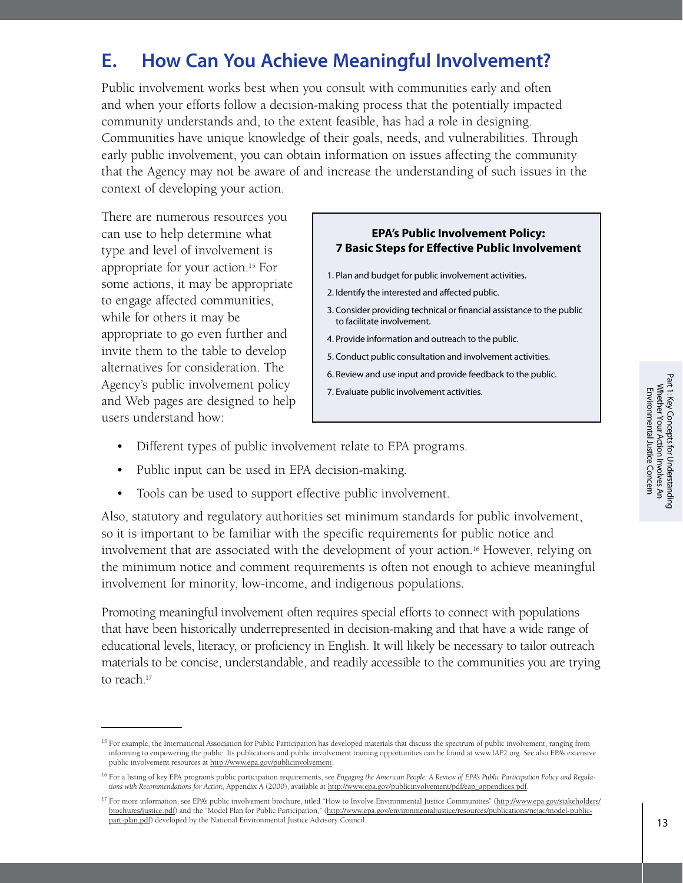## E. How Can You Achieve Meaningful Involvement?

Public involvement works best when you consult with communities early and often and when your efforts follow a decision-making process that the potentially impacted community understands and, to the extent feasible, has had a role in designing. Communities have unique knowledge of their goals, needs, and vulnerabilities. Through early public involvement, you can obtain information on issues affecting the community that the Agency may not be aware of and increase the understanding of such issues in the context of developing your action.

There are numerous resources you can use to help determine what type and level of involvement is appropriate for your action.[15] For some actions, it may be appropriate to engage affected communities, while for others it may be appropriate to go even further and invite them to the table to develop alternatives for consideration. The Agency's public involvement policy and Web pages are designed to help users understand how:

> **EPA's Public Involvement Policy:**
> **7 Basic Steps for Effective Public Involvement**
>
> 1. Plan and budget for public involvement activities.
> 2. Identify the interested and affected public.
> 3. Consider providing technical or financial assistance to the public to facilitate involvement.
> 4. Provide information and outreach to the public.
> 5. Conduct public consultation and involvement activities.
> 6. Review and use input and provide feedback to the public.
> 7. Evaluate public involvement activities.

- Different types of public involvement relate to EPA programs.
- Public input can be used in EPA decision-making.
- Tools can be used to support effective public involvement.

Also, statutory and regulatory authorities set minimum standards for public involvement, so it is important to be familiar with the specific requirements for public notice and involvement that are associated with the development of your action.[16] However, relying on the minimum notice and comment requirements is often not enough to achieve meaningful involvement for minority, low-income, and indigenous populations.

Promoting meaningful involvement often requires special efforts to connect with populations that have been historically underrepresented in decision-making and that have a wide range of educational levels, literacy, or proficiency in English. It will likely be necessary to tailor outreach materials to be concise, understandable, and readily accessible to the communities you are trying to reach.[17]

---

[15] For example, the International Association for Public Participation has developed materials that discuss the spectrum of public involvement, ranging from informing to empowering the public. Its publications and public involvement training opportunities can be found at www.IAP2.org. See also EPA's extensive public involvement resources at http://www.epa.gov/publicinvolvement.

[16] For a listing of key EPA program's public participation requirements, see *Engaging the American People: A Review of EPA's Public Participation Policy and Regulations with Recommendations for Action*, Appendix A (2000), available at http://www.epa.gov/publicinvolvement/pdf/eap_appendices.pdf.

[17] For more information, see EPA's public involvement brochure, titled "How to Involve Environmental Justice Communities" (http://www.epa.gov/stakeholders/brochures/justice.pdf) and the "Model Plan for Public Participation," (http://www.epa.gov/environmentaljustice/resources/publications/nejac/model-public-part-plan.pdf) developed by the National Environmental Justice Advisory Council.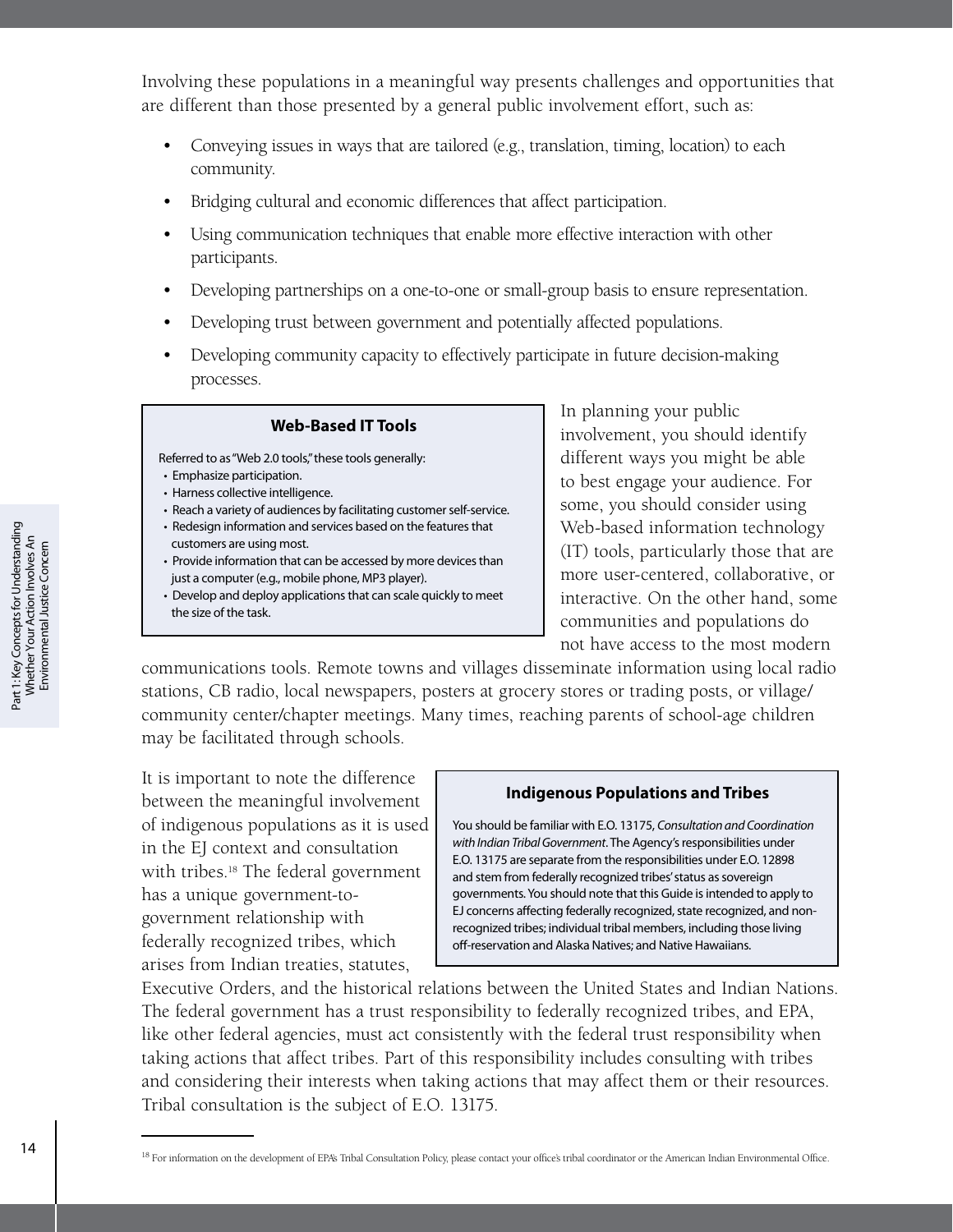Involving these populations in a meaningful way presents challenges and opportunities that are different than those presented by a general public involvement effort, such as:

- Conveying issues in ways that are tailored (e.g., translation, timing, location) to each community.
- Bridging cultural and economic differences that affect participation.
- Using communication techniques that enable more effective interaction with other participants.
- Developing partnerships on a one-to-one or small-group basis to ensure representation.
- Developing trust between government and potentially affected populations.
- Developing community capacity to effectively participate in future decision-making processes.

> **Web-Based IT Tools**
>
> Referred to as "Web 2.0 tools," these tools generally:
> - Emphasize participation.
> - Harness collective intelligence.
> - Reach a variety of audiences by facilitating customer self-service.
> - Redesign information and services based on the features that customers are using most.
> - Provide information that can be accessed by more devices than just a computer (e.g., mobile phone, MP3 player).
> - Develop and deploy applications that can scale quickly to meet the size of the task.

In planning your public involvement, you should identify different ways you might be able to best engage your audience. For some, you should consider using Web-based information technology (IT) tools, particularly those that are more user-centered, collaborative, or interactive. On the other hand, some communities and populations do not have access to the most modern communications tools. Remote towns and villages disseminate information using local radio stations, CB radio, local newspapers, posters at grocery stores or trading posts, or village/community center/chapter meetings. Many times, reaching parents of school-age children may be facilitated through schools.

> **Indigenous Populations and Tribes**
>
> You should be familiar with E.O. 13175, *Consultation and Coordination with Indian Tribal Government*. The Agency's responsibilities under E.O. 13175 are separate from the responsibilities under E.O. 12898 and stem from federally recognized tribes' status as sovereign governments. You should note that this Guide is intended to apply to EJ concerns affecting federally recognized, state recognized, and non-recognized tribes; individual tribal members, including those living off-reservation and Alaska Natives; and Native Hawaiians.

It is important to note the difference between the meaningful involvement of indigenous populations as it is used in the EJ context and consultation with tribes.[18] The federal government has a unique government-to-government relationship with federally recognized tribes, which arises from Indian treaties, statutes, Executive Orders, and the historical relations between the United States and Indian Nations. The federal government has a trust responsibility to federally recognized tribes, and EPA, like other federal agencies, must act consistently with the federal trust responsibility when taking actions that affect tribes. Part of this responsibility includes consulting with tribes and considering their interests when taking actions that may affect them or their resources. Tribal consultation is the subject of E.O. 13175.

[18] For information on the development of EPA's Tribal Consultation Policy, please contact your office's tribal coordinator or the American Indian Environmental Office.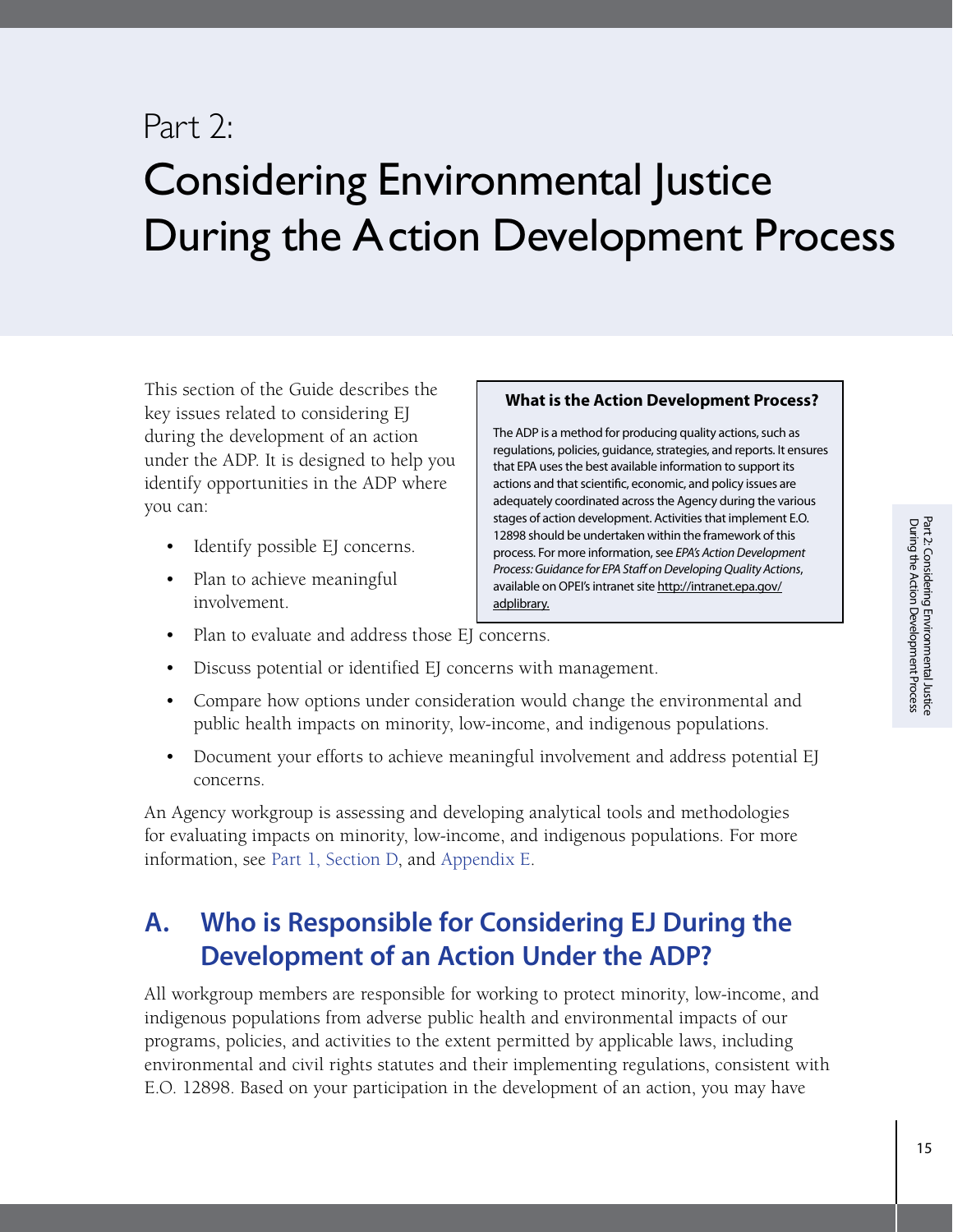# Part 2: Considering Environmental Justice During the Action Development Process

This section of the Guide describes the key issues related to considering EJ during the development of an action under the ADP. It is designed to help you identify opportunities in the ADP where you can:

- Identify possible EJ concerns.
- Plan to achieve meaningful involvement.
- Plan to evaluate and address those EJ concerns.
- Discuss potential or identified EJ concerns with management.
- Compare how options under consideration would change the environmental and public health impacts on minority, low-income, and indigenous populations.
- Document your efforts to achieve meaningful involvement and address potential EJ concerns.

> **What is the Action Development Process?**
>
> The ADP is a method for producing quality actions, such as regulations, policies, guidance, strategies, and reports. It ensures that EPA uses the best available information to support its actions and that scientific, economic, and policy issues are adequately coordinated across the Agency during the various stages of action development. Activities that implement E.O. 12898 should be undertaken within the framework of this process. For more information, see *EPA's Action Development Process: Guidance for EPA Staff on Developing Quality Actions*, available on OPEI's intranet site http://intranet.epa.gov/adplibrary.

An Agency workgroup is assessing and developing analytical tools and methodologies for evaluating impacts on minority, low-income, and indigenous populations. For more information, see Part 1, Section D, and Appendix E.

## A. Who is Responsible for Considering EJ During the Development of an Action Under the ADP?

All workgroup members are responsible for working to protect minority, low-income, and indigenous populations from adverse public health and environmental impacts of our programs, policies, and activities to the extent permitted by applicable laws, including environmental and civil rights statutes and their implementing regulations, consistent with E.O. 12898. Based on your participation in the development of an action, you may have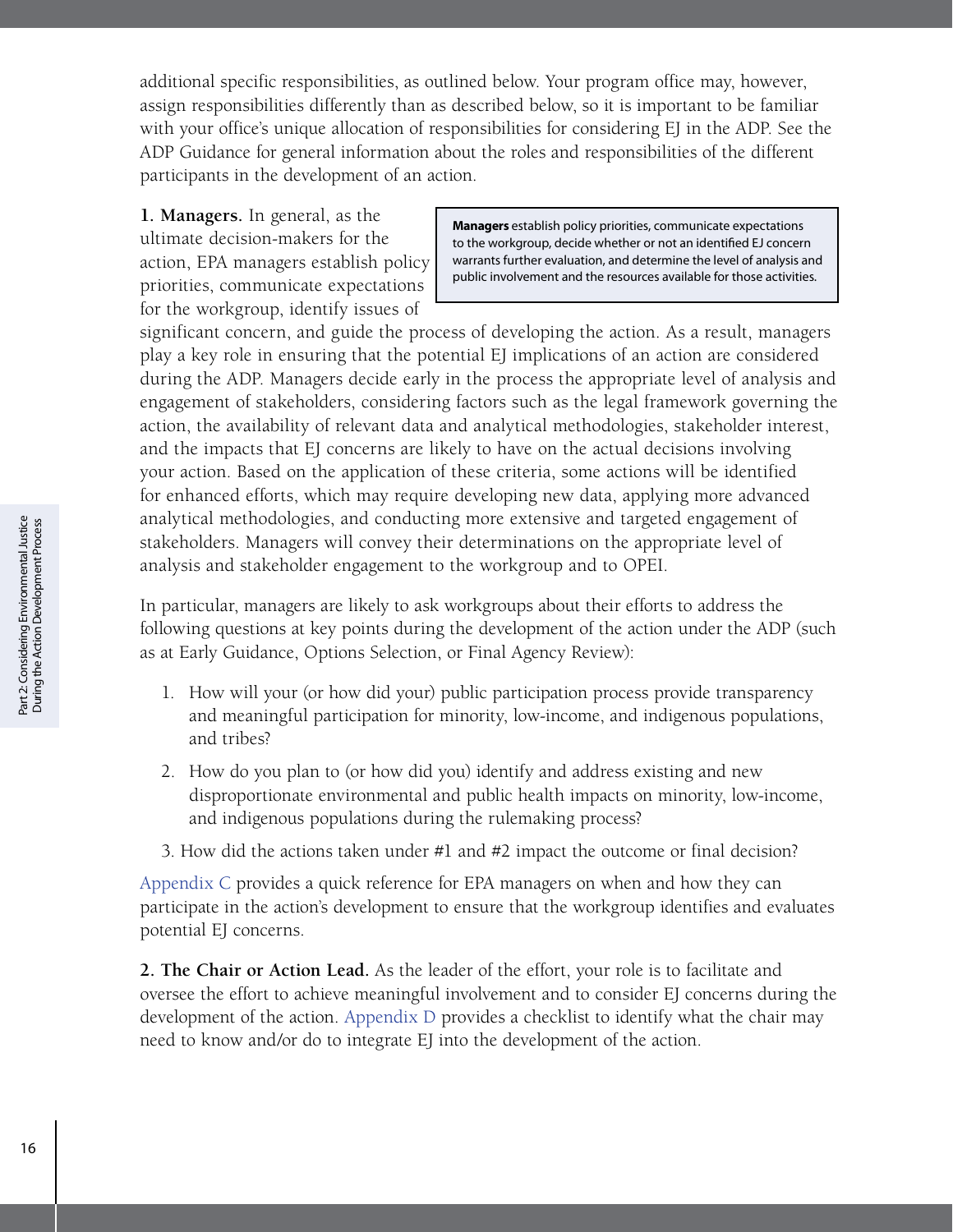additional specific responsibilities, as outlined below. Your program office may, however, assign responsibilities differently than as described below, so it is important to be familiar with your office's unique allocation of responsibilities for considering EJ in the ADP. See the ADP Guidance for general information about the roles and responsibilities of the different participants in the development of an action.

**1. Managers.** In general, as the ultimate decision-makers for the action, EPA managers establish policy priorities, communicate expectations for the workgroup, identify issues of significant concern, and guide the process of developing the action. As a result, managers play a key role in ensuring that the potential EJ implications of an action are considered during the ADP. Managers decide early in the process the appropriate level of analysis and engagement of stakeholders, considering factors such as the legal framework governing the action, the availability of relevant data and analytical methodologies, stakeholder interest, and the impacts that EJ concerns are likely to have on the actual decisions involving your action. Based on the application of these criteria, some actions will be identified for enhanced efforts, which may require developing new data, applying more advanced analytical methodologies, and conducting more extensive and targeted engagement of stakeholders. Managers will convey their determinations on the appropriate level of analysis and stakeholder engagement to the workgroup and to OPEI.

> **Managers** establish policy priorities, communicate expectations to the workgroup, decide whether or not an identified EJ concern warrants further evaluation, and determine the level of analysis and public involvement and the resources available for those activities.

In particular, managers are likely to ask workgroups about their efforts to address the following questions at key points during the development of the action under the ADP (such as at Early Guidance, Options Selection, or Final Agency Review):

1. How will your (or how did your) public participation process provide transparency and meaningful participation for minority, low-income, and indigenous populations, and tribes?
2. How do you plan to (or how did you) identify and address existing and new disproportionate environmental and public health impacts on minority, low-income, and indigenous populations during the rulemaking process?
3. How did the actions taken under #1 and #2 impact the outcome or final decision?

Appendix C provides a quick reference for EPA managers on when and how they can participate in the action's development to ensure that the workgroup identifies and evaluates potential EJ concerns.

**2. The Chair or Action Lead.** As the leader of the effort, your role is to facilitate and oversee the effort to achieve meaningful involvement and to consider EJ concerns during the development of the action. Appendix D provides a checklist to identify what the chair may need to know and/or do to integrate EJ into the development of the action.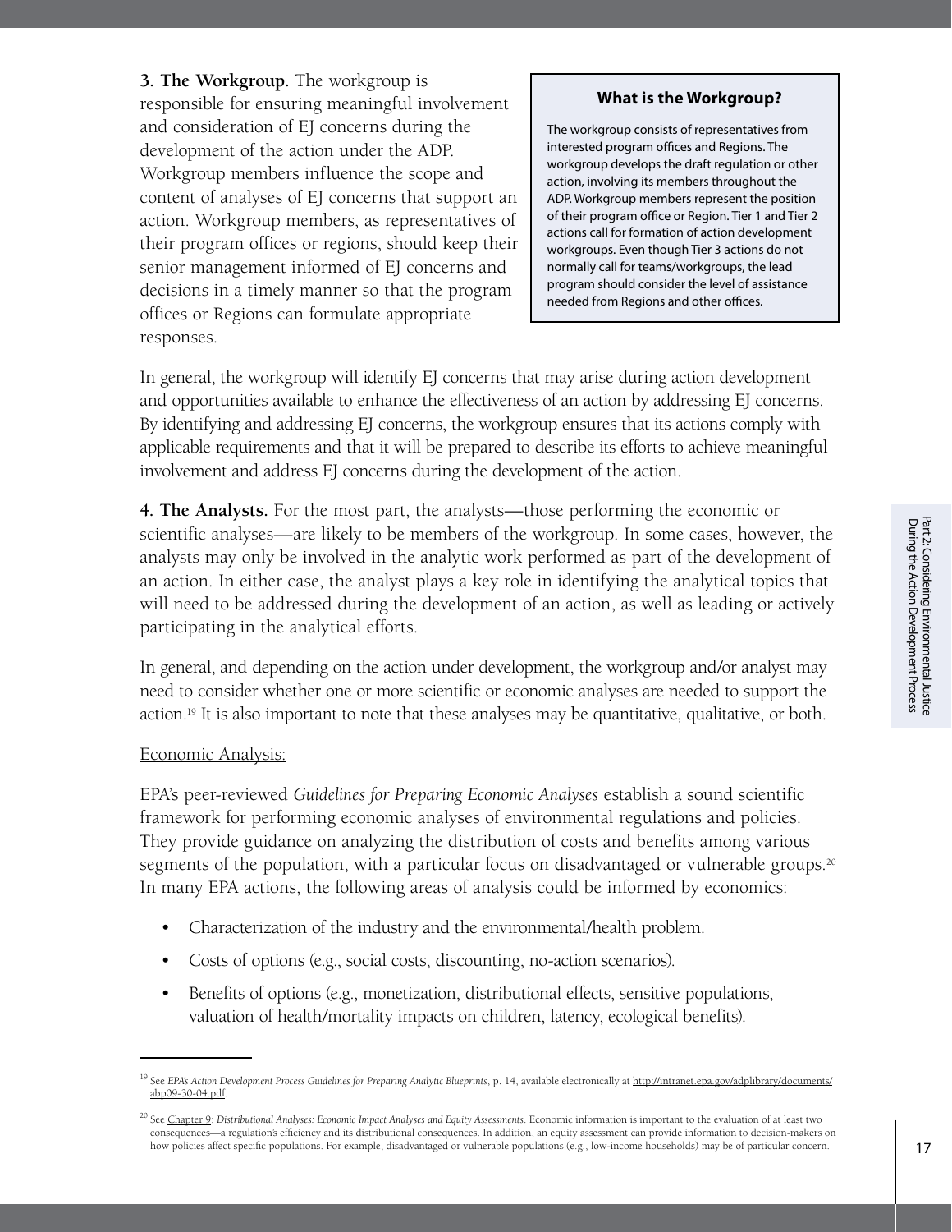**3. The Workgroup.** The workgroup is responsible for ensuring meaningful involvement and consideration of EJ concerns during the development of the action under the ADP. Workgroup members influence the scope and content of analyses of EJ concerns that support an action. Workgroup members, as representatives of their program offices or regions, should keep their senior management informed of EJ concerns and decisions in a timely manner so that the program offices or Regions can formulate appropriate responses.

> **What is the Workgroup?**
>
> The workgroup consists of representatives from interested program offices and Regions. The workgroup develops the draft regulation or other action, involving its members throughout the ADP. Workgroup members represent the position of their program office or Region. Tier 1 and Tier 2 actions call for formation of action development workgroups. Even though Tier 3 actions do not normally call for teams/workgroups, the lead program should consider the level of assistance needed from Regions and other offices.

In general, the workgroup will identify EJ concerns that may arise during action development and opportunities available to enhance the effectiveness of an action by addressing EJ concerns. By identifying and addressing EJ concerns, the workgroup ensures that its actions comply with applicable requirements and that it will be prepared to describe its efforts to achieve meaningful involvement and address EJ concerns during the development of the action.

**4. The Analysts.** For the most part, the analysts—those performing the economic or scientific analyses—are likely to be members of the workgroup. In some cases, however, the analysts may only be involved in the analytic work performed as part of the development of an action. In either case, the analyst plays a key role in identifying the analytical topics that will need to be addressed during the development of an action, as well as leading or actively participating in the analytical efforts.

In general, and depending on the action under development, the workgroup and/or analyst may need to consider whether one or more scientific or economic analyses are needed to support the action.[19] It is also important to note that these analyses may be quantitative, qualitative, or both.

Economic Analysis:

EPA's peer-reviewed *Guidelines for Preparing Economic Analyses* establish a sound scientific framework for performing economic analyses of environmental regulations and policies. They provide guidance on analyzing the distribution of costs and benefits among various segments of the population, with a particular focus on disadvantaged or vulnerable groups.[20] In many EPA actions, the following areas of analysis could be informed by economics:

- Characterization of the industry and the environmental/health problem.
- Costs of options (e.g., social costs, discounting, no-action scenarios).
- Benefits of options (e.g., monetization, distributional effects, sensitive populations, valuation of health/mortality impacts on children, latency, ecological benefits).

---

[19] See *EPA's Action Development Process Guidelines for Preparing Analytic Blueprints*, p. 14, available electronically at http://intranet.epa.gov/adplibrary/documents/abp09-30-04.pdf.

[20] See Chapter 9: *Distributional Analyses: Economic Impact Analyses and Equity Assessments*. Economic information is important to the evaluation of at least two consequences—a regulation's efficiency and its distributional consequences. In addition, an equity assessment can provide information to decision-makers on how policies affect specific populations. For example, disadvantaged or vulnerable populations (e.g., low-income households) may be of particular concern.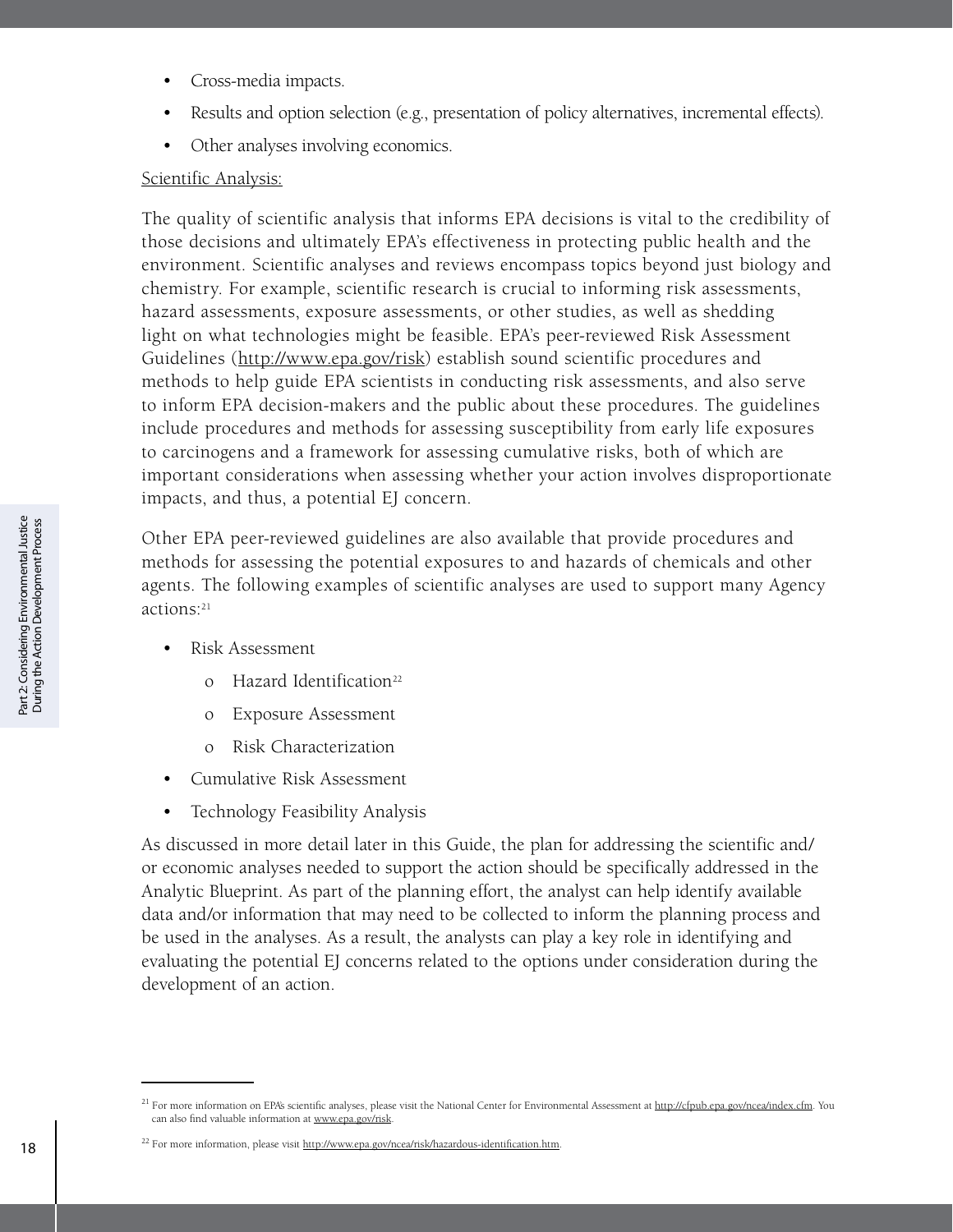- Cross-media impacts.
- Results and option selection (e.g., presentation of policy alternatives, incremental effects).
- Other analyses involving economics.

Scientific Analysis:

The quality of scientific analysis that informs EPA decisions is vital to the credibility of those decisions and ultimately EPA's effectiveness in protecting public health and the environment. Scientific analyses and reviews encompass topics beyond just biology and chemistry. For example, scientific research is crucial to informing risk assessments, hazard assessments, exposure assessments, or other studies, as well as shedding light on what technologies might be feasible. EPA's peer-reviewed Risk Assessment Guidelines (http://www.epa.gov/risk) establish sound scientific procedures and methods to help guide EPA scientists in conducting risk assessments, and also serve to inform EPA decision-makers and the public about these procedures. The guidelines include procedures and methods for assessing susceptibility from early life exposures to carcinogens and a framework for assessing cumulative risks, both of which are important considerations when assessing whether your action involves disproportionate impacts, and thus, a potential EJ concern.

Other EPA peer-reviewed guidelines are also available that provide procedures and methods for assessing the potential exposures to and hazards of chemicals and other agents. The following examples of scientific analyses are used to support many Agency actions:[21]

- Risk Assessment
  - Hazard Identification[22]
  - Exposure Assessment
  - Risk Characterization
- Cumulative Risk Assessment
- Technology Feasibility Analysis

As discussed in more detail later in this Guide, the plan for addressing the scientific and/or economic analyses needed to support the action should be specifically addressed in the Analytic Blueprint. As part of the planning effort, the analyst can help identify available data and/or information that may need to be collected to inform the planning process and be used in the analyses. As a result, the analysts can play a key role in identifying and evaluating the potential EJ concerns related to the options under consideration during the development of an action.

---

[21] For more information on EPA's scientific analyses, please visit the National Center for Environmental Assessment at http://cfpub.epa.gov/ncea/index.cfm. You can also find valuable information at www.epa.gov/risk.

[22] For more information, please visit http://www.epa.gov/ncea/risk/hazardous-identification.htm.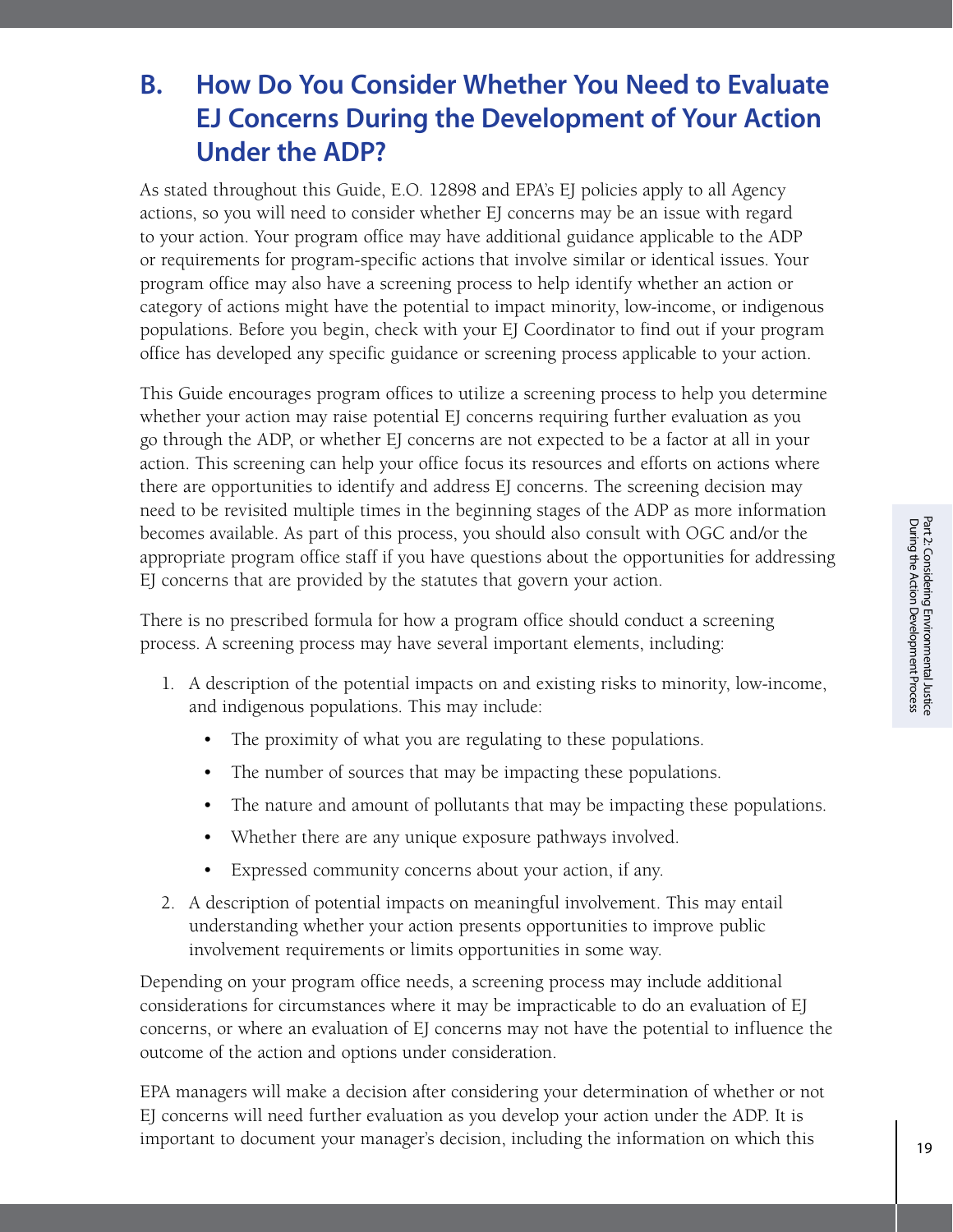## B. How Do You Consider Whether You Need to Evaluate EJ Concerns During the Development of Your Action Under the ADP?

As stated throughout this Guide, E.O. 12898 and EPA's EJ policies apply to all Agency actions, so you will need to consider whether EJ concerns may be an issue with regard to your action. Your program office may have additional guidance applicable to the ADP or requirements for program-specific actions that involve similar or identical issues. Your program office may also have a screening process to help identify whether an action or category of actions might have the potential to impact minority, low-income, or indigenous populations. Before you begin, check with your EJ Coordinator to find out if your program office has developed any specific guidance or screening process applicable to your action.

This Guide encourages program offices to utilize a screening process to help you determine whether your action may raise potential EJ concerns requiring further evaluation as you go through the ADP, or whether EJ concerns are not expected to be a factor at all in your action. This screening can help your office focus its resources and efforts on actions where there are opportunities to identify and address EJ concerns. The screening decision may need to be revisited multiple times in the beginning stages of the ADP as more information becomes available. As part of this process, you should also consult with OGC and/or the appropriate program office staff if you have questions about the opportunities for addressing EJ concerns that are provided by the statutes that govern your action.

There is no prescribed formula for how a program office should conduct a screening process. A screening process may have several important elements, including:

1. A description of the potential impacts on and existing risks to minority, low-income, and indigenous populations. This may include:
   - The proximity of what you are regulating to these populations.
   - The number of sources that may be impacting these populations.
   - The nature and amount of pollutants that may be impacting these populations.
   - Whether there are any unique exposure pathways involved.
   - Expressed community concerns about your action, if any.
2. A description of potential impacts on meaningful involvement. This may entail understanding whether your action presents opportunities to improve public involvement requirements or limits opportunities in some way.

Depending on your program office needs, a screening process may include additional considerations for circumstances where it may be impracticable to do an evaluation of EJ concerns, or where an evaluation of EJ concerns may not have the potential to influence the outcome of the action and options under consideration.

EPA managers will make a decision after considering your determination of whether or not EJ concerns will need further evaluation as you develop your action under the ADP. It is important to document your manager's decision, including the information on which this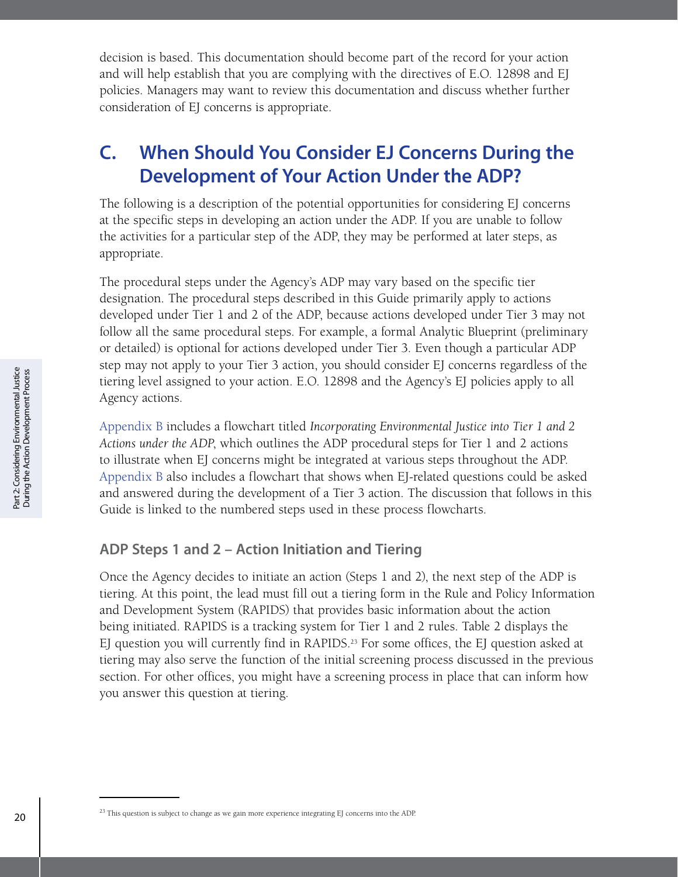decision is based. This documentation should become part of the record for your action and will help establish that you are complying with the directives of E.O. 12898 and EJ policies. Managers may want to review this documentation and discuss whether further consideration of EJ concerns is appropriate.

## C. When Should You Consider EJ Concerns During the Development of Your Action Under the ADP?

The following is a description of the potential opportunities for considering EJ concerns at the specific steps in developing an action under the ADP. If you are unable to follow the activities for a particular step of the ADP, they may be performed at later steps, as appropriate.

The procedural steps under the Agency's ADP may vary based on the specific tier designation. The procedural steps described in this Guide primarily apply to actions developed under Tier 1 and 2 of the ADP, because actions developed under Tier 3 may not follow all the same procedural steps. For example, a formal Analytic Blueprint (preliminary or detailed) is optional for actions developed under Tier 3. Even though a particular ADP step may not apply to your Tier 3 action, you should consider EJ concerns regardless of the tiering level assigned to your action. E.O. 12898 and the Agency's EJ policies apply to all Agency actions.

Appendix B includes a flowchart titled *Incorporating Environmental Justice into Tier 1 and 2 Actions under the ADP*, which outlines the ADP procedural steps for Tier 1 and 2 actions to illustrate when EJ concerns might be integrated at various steps throughout the ADP. Appendix B also includes a flowchart that shows when EJ-related questions could be asked and answered during the development of a Tier 3 action. The discussion that follows in this Guide is linked to the numbered steps used in these process flowcharts.

### ADP Steps 1 and 2 – Action Initiation and Tiering

Once the Agency decides to initiate an action (Steps 1 and 2), the next step of the ADP is tiering. At this point, the lead must fill out a tiering form in the Rule and Policy Information and Development System (RAPIDS) that provides basic information about the action being initiated. RAPIDS is a tracking system for Tier 1 and 2 rules. Table 2 displays the EJ question you will currently find in RAPIDS.[23] For some offices, the EJ question asked at tiering may also serve the function of the initial screening process discussed in the previous section. For other offices, you might have a screening process in place that can inform how you answer this question at tiering.

[23] This question is subject to change as we gain more experience integrating EJ concerns into the ADP.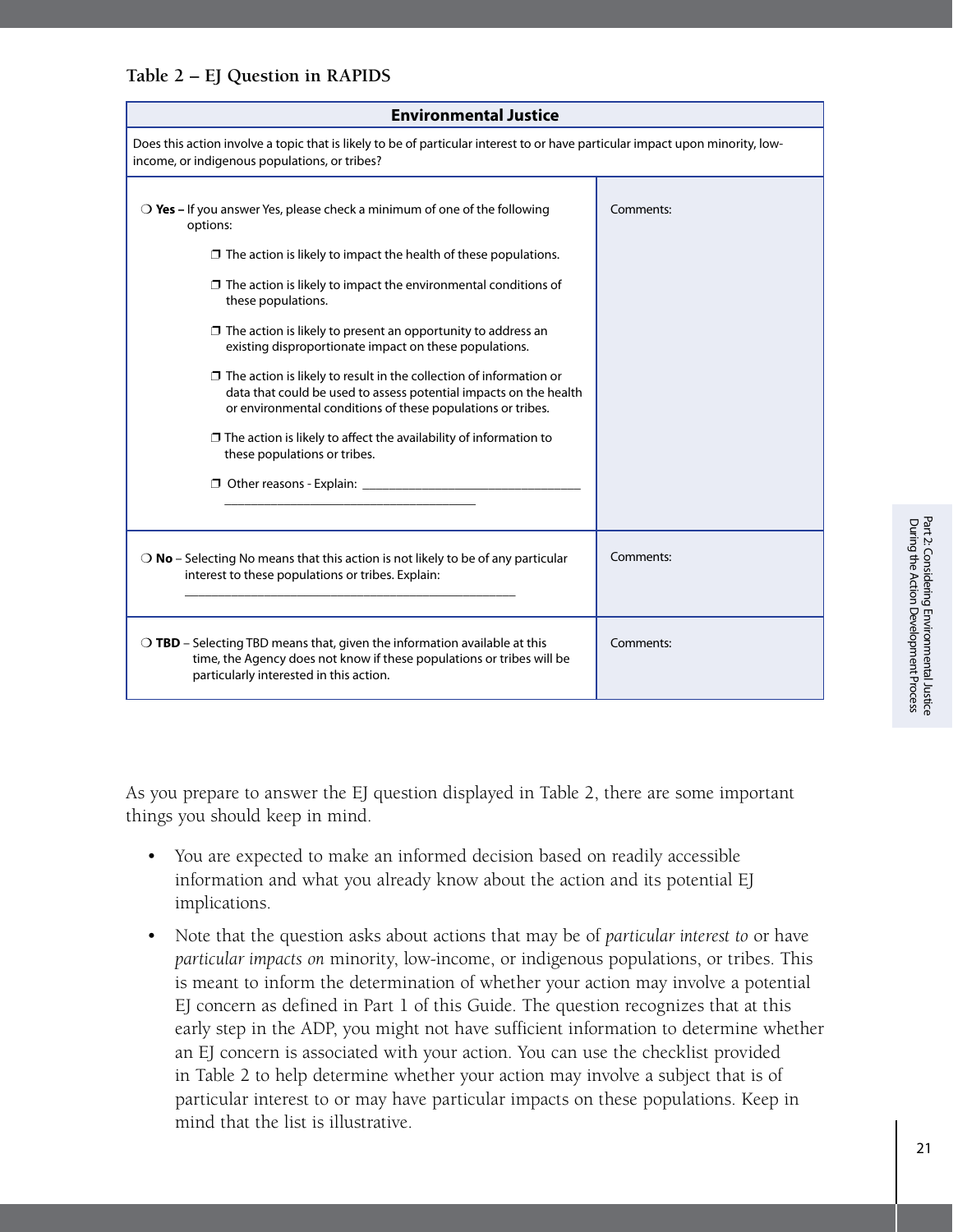**Table 2 – EJ Question in RAPIDS**

| Environmental Justice | |
|---|---|
| Does this action involve a topic that is likely to be of particular interest to or have particular impact upon minority, low-income, or indigenous populations, or tribes? | |
| ❍ **Yes –** If you answer Yes, please check a minimum of one of the following options:<br><br>❒ The action is likely to impact the health of these populations.<br><br>❒ The action is likely to impact the environmental conditions of these populations.<br><br>❒ The action is likely to present an opportunity to address an existing disproportionate impact on these populations.<br><br>❒ The action is likely to result in the collection of information or data that could be used to assess potential impacts on the health or environmental conditions of these populations or tribes.<br><br>❒ The action is likely to affect the availability of information to these populations or tribes.<br><br>❒ Other reasons - Explain: ________________________________ ______________________________________ | Comments: |
| ❍ **No** – Selecting No means that this action is not likely to be of any particular interest to these populations or tribes. Explain: __________________________________________________ | Comments: |
| ❍ **TBD** – Selecting TBD means that, given the information available at this time, the Agency does not know if these populations or tribes will be particularly interested in this action. | Comments: |

As you prepare to answer the EJ question displayed in Table 2, there are some important things you should keep in mind.

- You are expected to make an informed decision based on readily accessible information and what you already know about the action and its potential EJ implications.
- Note that the question asks about actions that may be of *particular interest to* or have *particular impacts on* minority, low-income, or indigenous populations, or tribes. This is meant to inform the determination of whether your action may involve a potential EJ concern as defined in Part 1 of this Guide. The question recognizes that at this early step in the ADP, you might not have sufficient information to determine whether an EJ concern is associated with your action. You can use the checklist provided in Table 2 to help determine whether your action may involve a subject that is of particular interest to or may have particular impacts on these populations. Keep in mind that the list is illustrative.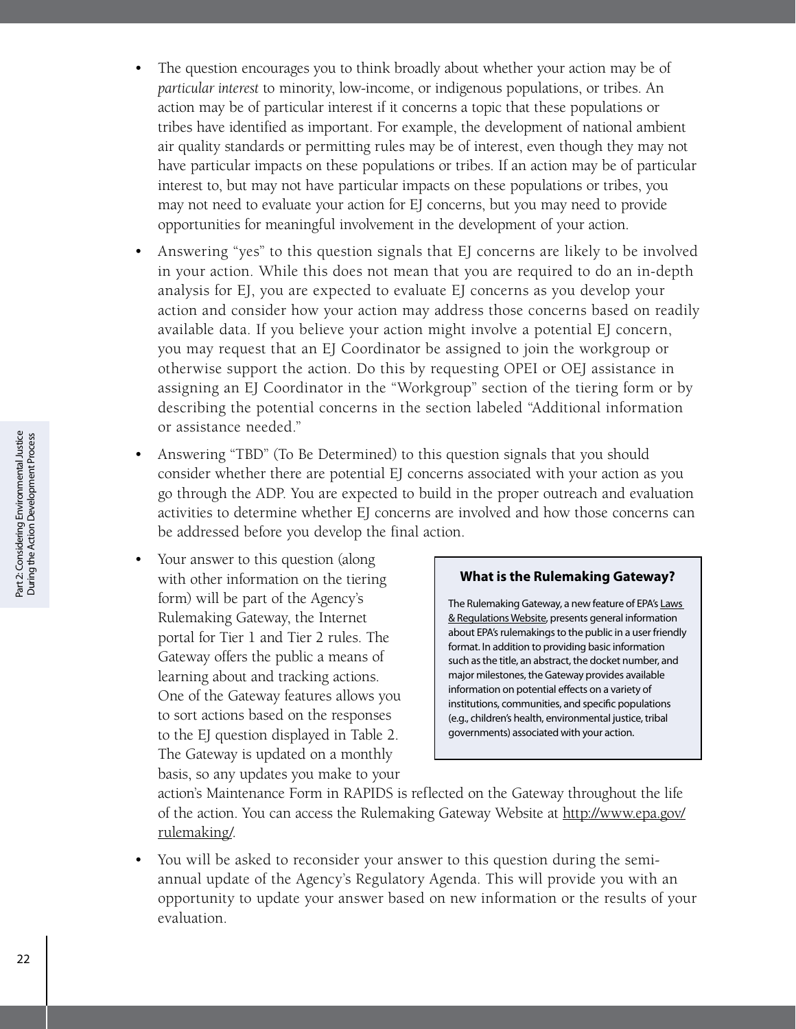- The question encourages you to think broadly about whether your action may be of *particular interest* to minority, low-income, or indigenous populations, or tribes. An action may be of particular interest if it concerns a topic that these populations or tribes have identified as important. For example, the development of national ambient air quality standards or permitting rules may be of interest, even though they may not have particular impacts on these populations or tribes. If an action may be of particular interest to, but may not have particular impacts on these populations or tribes, you may not need to evaluate your action for EJ concerns, but you may need to provide opportunities for meaningful involvement in the development of your action.

- Answering "yes" to this question signals that EJ concerns are likely to be involved in your action. While this does not mean that you are required to do an in-depth analysis for EJ, you are expected to evaluate EJ concerns as you develop your action and consider how your action may address those concerns based on readily available data. If you believe your action might involve a potential EJ concern, you may request that an EJ Coordinator be assigned to join the workgroup or otherwise support the action. Do this by requesting OPEI or OEJ assistance in assigning an EJ Coordinator in the "Workgroup" section of the tiering form or by describing the potential concerns in the section labeled "Additional information or assistance needed."

- Answering "TBD" (To Be Determined) to this question signals that you should consider whether there are potential EJ concerns associated with your action as you go through the ADP. You are expected to build in the proper outreach and evaluation activities to determine whether EJ concerns are involved and how those concerns can be addressed before you develop the final action.

- Your answer to this question (along with other information on the tiering form) will be part of the Agency's Rulemaking Gateway, the Internet portal for Tier 1 and Tier 2 rules. The Gateway offers the public a means of learning about and tracking actions. One of the Gateway features allows you to sort actions based on the responses to the EJ question displayed in Table 2. The Gateway is updated on a monthly basis, so any updates you make to your action's Maintenance Form in RAPIDS is reflected on the Gateway throughout the life of the action. You can access the Rulemaking Gateway Website at http://www.epa.gov/rulemaking/.

> **What is the Rulemaking Gateway?**
>
> The Rulemaking Gateway, a new feature of EPA's Laws & Regulations Website, presents general information about EPA's rulemakings to the public in a user friendly format. In addition to providing basic information such as the title, an abstract, the docket number, and major milestones, the Gateway provides available information on potential effects on a variety of institutions, communities, and specific populations (e.g., children's health, environmental justice, tribal governments) associated with your action.

- You will be asked to reconsider your answer to this question during the semi-annual update of the Agency's Regulatory Agenda. This will provide you with an opportunity to update your answer based on new information or the results of your evaluation.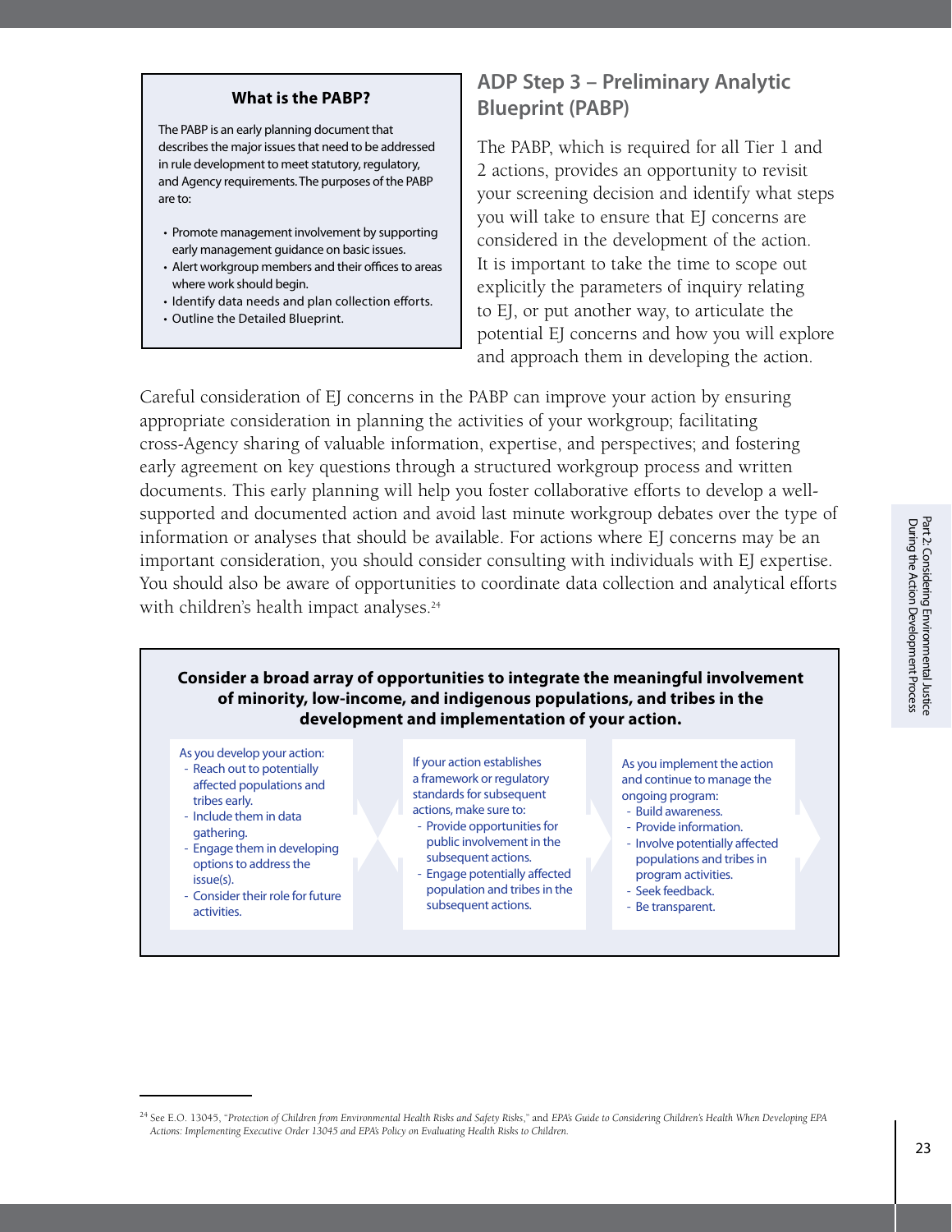## ADP Step 3 – Preliminary Analytic Blueprint (PABP)

> **What is the PABP?**
>
> The PABP is an early planning document that describes the major issues that need to be addressed in rule development to meet statutory, regulatory, and Agency requirements. The purposes of the PABP are to:
>
> - Promote management involvement by supporting early management guidance on basic issues.
> - Alert workgroup members and their offices to areas where work should begin.
> - Identify data needs and plan collection efforts.
> - Outline the Detailed Blueprint.

The PABP, which is required for all Tier 1 and 2 actions, provides an opportunity to revisit your screening decision and identify what steps you will take to ensure that EJ concerns are considered in the development of the action. It is important to take the time to scope out explicitly the parameters of inquiry relating to EJ, or put another way, to articulate the potential EJ concerns and how you will explore and approach them in developing the action.

Careful consideration of EJ concerns in the PABP can improve your action by ensuring appropriate consideration in planning the activities of your workgroup; facilitating cross-Agency sharing of valuable information, expertise, and perspectives; and fostering early agreement on key questions through a structured workgroup process and written documents. This early planning will help you foster collaborative efforts to develop a well-supported and documented action and avoid last minute workgroup debates over the type of information or analyses that should be available. For actions where EJ concerns may be an important consideration, you should consider consulting with individuals with EJ expertise. You should also be aware of opportunities to coordinate data collection and analytical efforts with children's health impact analyses.[24]

> **Consider a broad array of opportunities to integrate the meaningful involvement of minority, low-income, and indigenous populations, and tribes in the development and implementation of your action.**
>
> As you develop your action:
> - Reach out to potentially affected populations and tribes early.
> - Include them in data gathering.
> - Engage them in developing options to address the issue(s).
> - Consider their role for future activities.
>
> If your action establishes a framework or regulatory standards for subsequent actions, make sure to:
> - Provide opportunities for public involvement in the subsequent actions.
> - Engage potentially affected population and tribes in the subsequent actions.
>
> As you implement the action and continue to manage the ongoing program:
> - Build awareness.
> - Provide information.
> - Involve potentially affected populations and tribes in program activities.
> - Seek feedback.
> - Be transparent.

---

[24] See E.O. 13045, "*Protection of Children from Environmental Health Risks and Safety Risks*," and *EPA's Guide to Considering Children's Health When Developing EPA Actions: Implementing Executive Order 13045 and EPA's Policy on Evaluating Health Risks to Children.*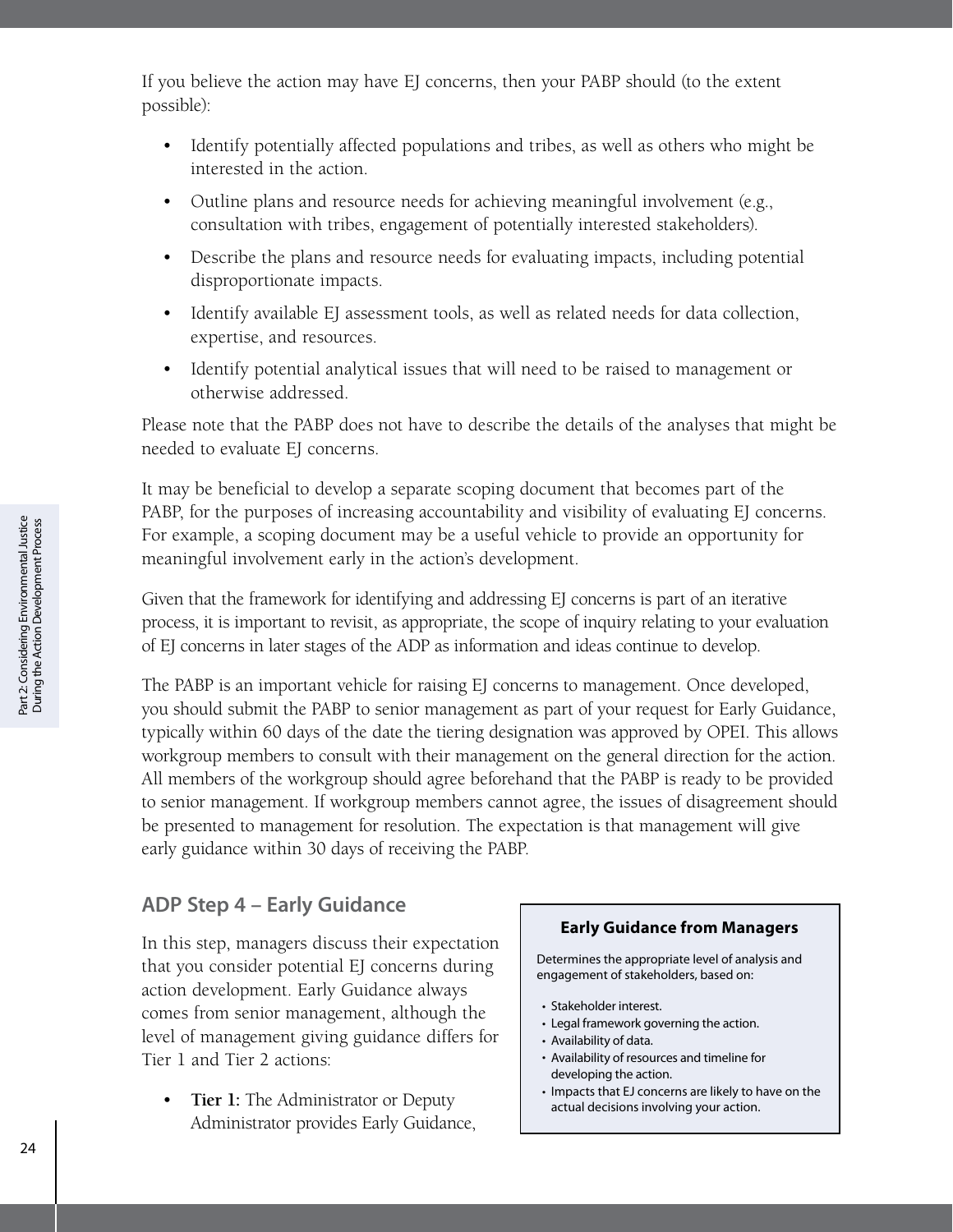If you believe the action may have EJ concerns, then your PABP should (to the extent possible):

- Identify potentially affected populations and tribes, as well as others who might be interested in the action.
- Outline plans and resource needs for achieving meaningful involvement (e.g., consultation with tribes, engagement of potentially interested stakeholders).
- Describe the plans and resource needs for evaluating impacts, including potential disproportionate impacts.
- Identify available EJ assessment tools, as well as related needs for data collection, expertise, and resources.
- Identify potential analytical issues that will need to be raised to management or otherwise addressed.

Please note that the PABP does not have to describe the details of the analyses that might be needed to evaluate EJ concerns.

It may be beneficial to develop a separate scoping document that becomes part of the PABP, for the purposes of increasing accountability and visibility of evaluating EJ concerns. For example, a scoping document may be a useful vehicle to provide an opportunity for meaningful involvement early in the action's development.

Given that the framework for identifying and addressing EJ concerns is part of an iterative process, it is important to revisit, as appropriate, the scope of inquiry relating to your evaluation of EJ concerns in later stages of the ADP as information and ideas continue to develop.

The PABP is an important vehicle for raising EJ concerns to management. Once developed, you should submit the PABP to senior management as part of your request for Early Guidance, typically within 60 days of the date the tiering designation was approved by OPEI. This allows workgroup members to consult with their management on the general direction for the action. All members of the workgroup should agree beforehand that the PABP is ready to be provided to senior management. If workgroup members cannot agree, the issues of disagreement should be presented to management for resolution. The expectation is that management will give early guidance within 30 days of receiving the PABP.

## ADP Step 4 – Early Guidance

In this step, managers discuss their expectation that you consider potential EJ concerns during action development. Early Guidance always comes from senior management, although the level of management giving guidance differs for Tier 1 and Tier 2 actions:

- **Tier 1:** The Administrator or Deputy Administrator provides Early Guidance,

> **Early Guidance from Managers**
>
> Determines the appropriate level of analysis and engagement of stakeholders, based on:
>
> - Stakeholder interest.
> - Legal framework governing the action.
> - Availability of data.
> - Availability of resources and timeline for developing the action.
> - Impacts that EJ concerns are likely to have on the actual decisions involving your action.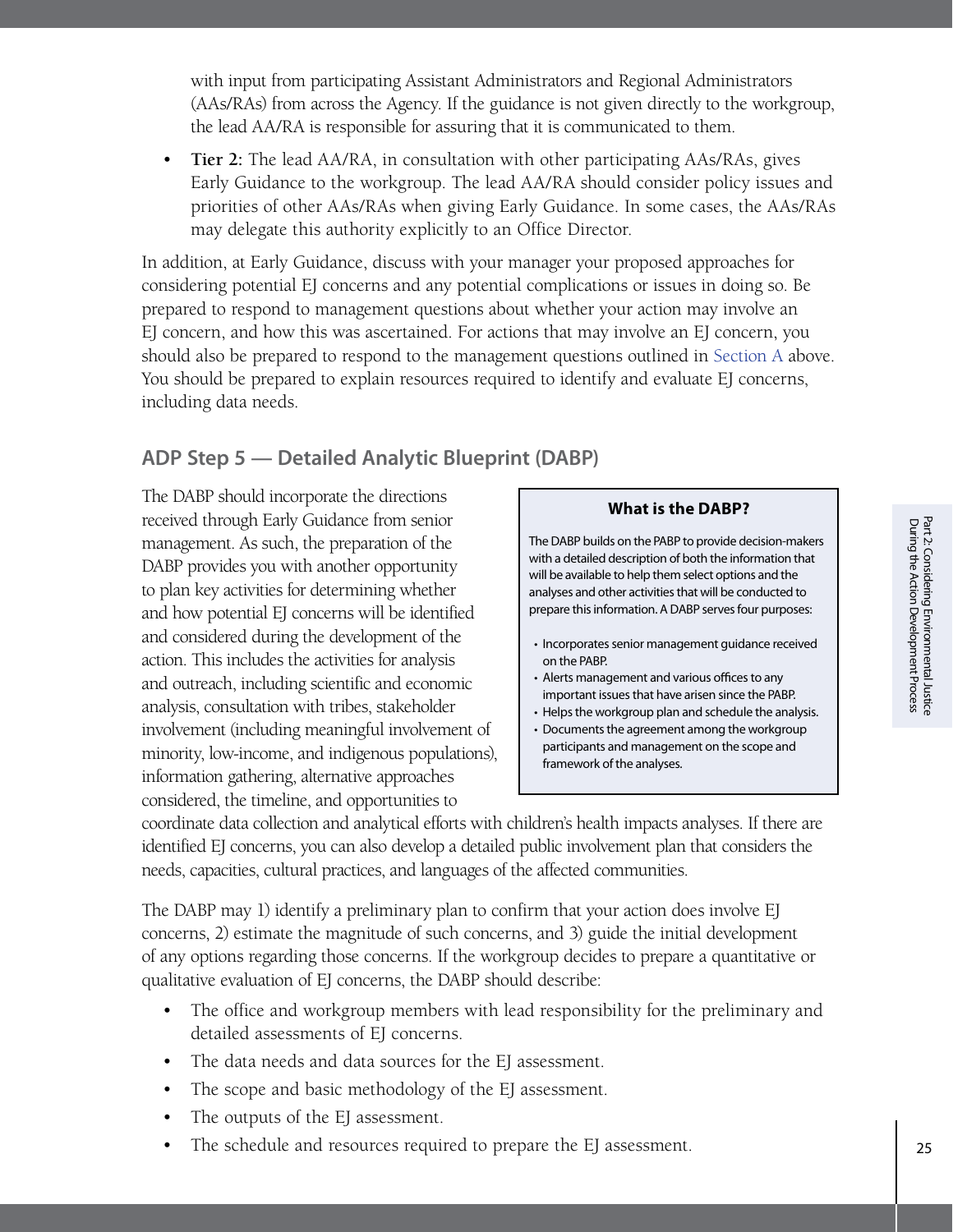with input from participating Assistant Administrators and Regional Administrators (AAs/RAs) from across the Agency. If the guidance is not given directly to the workgroup, the lead AA/RA is responsible for assuring that it is communicated to them.

- **Tier 2:** The lead AA/RA, in consultation with other participating AAs/RAs, gives Early Guidance to the workgroup. The lead AA/RA should consider policy issues and priorities of other AAs/RAs when giving Early Guidance. In some cases, the AAs/RAs may delegate this authority explicitly to an Office Director.

In addition, at Early Guidance, discuss with your manager your proposed approaches for considering potential EJ concerns and any potential complications or issues in doing so. Be prepared to respond to management questions about whether your action may involve an EJ concern, and how this was ascertained. For actions that may involve an EJ concern, you should also be prepared to respond to the management questions outlined in Section A above. You should be prepared to explain resources required to identify and evaluate EJ concerns, including data needs.

## ADP Step 5 — Detailed Analytic Blueprint (DABP)

The DABP should incorporate the directions received through Early Guidance from senior management. As such, the preparation of the DABP provides you with another opportunity to plan key activities for determining whether and how potential EJ concerns will be identified and considered during the development of the action. This includes the activities for analysis and outreach, including scientific and economic analysis, consultation with tribes, stakeholder involvement (including meaningful involvement of minority, low-income, and indigenous populations), information gathering, alternative approaches considered, the timeline, and opportunities to coordinate data collection and analytical efforts with children's health impacts analyses. If there are identified EJ concerns, you can also develop a detailed public involvement plan that considers the needs, capacities, cultural practices, and languages of the affected communities.

> **What is the DABP?**
>
> The DABP builds on the PABP to provide decision-makers with a detailed description of both the information that will be available to help them select options and the analyses and other activities that will be conducted to prepare this information. A DABP serves four purposes:
>
> - Incorporates senior management guidance received on the PABP.
> - Alerts management and various offices to any important issues that have arisen since the PABP.
> - Helps the workgroup plan and schedule the analysis.
> - Documents the agreement among the workgroup participants and management on the scope and framework of the analyses.

The DABP may 1) identify a preliminary plan to confirm that your action does involve EJ concerns, 2) estimate the magnitude of such concerns, and 3) guide the initial development of any options regarding those concerns. If the workgroup decides to prepare a quantitative or qualitative evaluation of EJ concerns, the DABP should describe:

- The office and workgroup members with lead responsibility for the preliminary and detailed assessments of EJ concerns.
- The data needs and data sources for the EJ assessment.
- The scope and basic methodology of the EJ assessment.
- The outputs of the EJ assessment.
- The schedule and resources required to prepare the EJ assessment.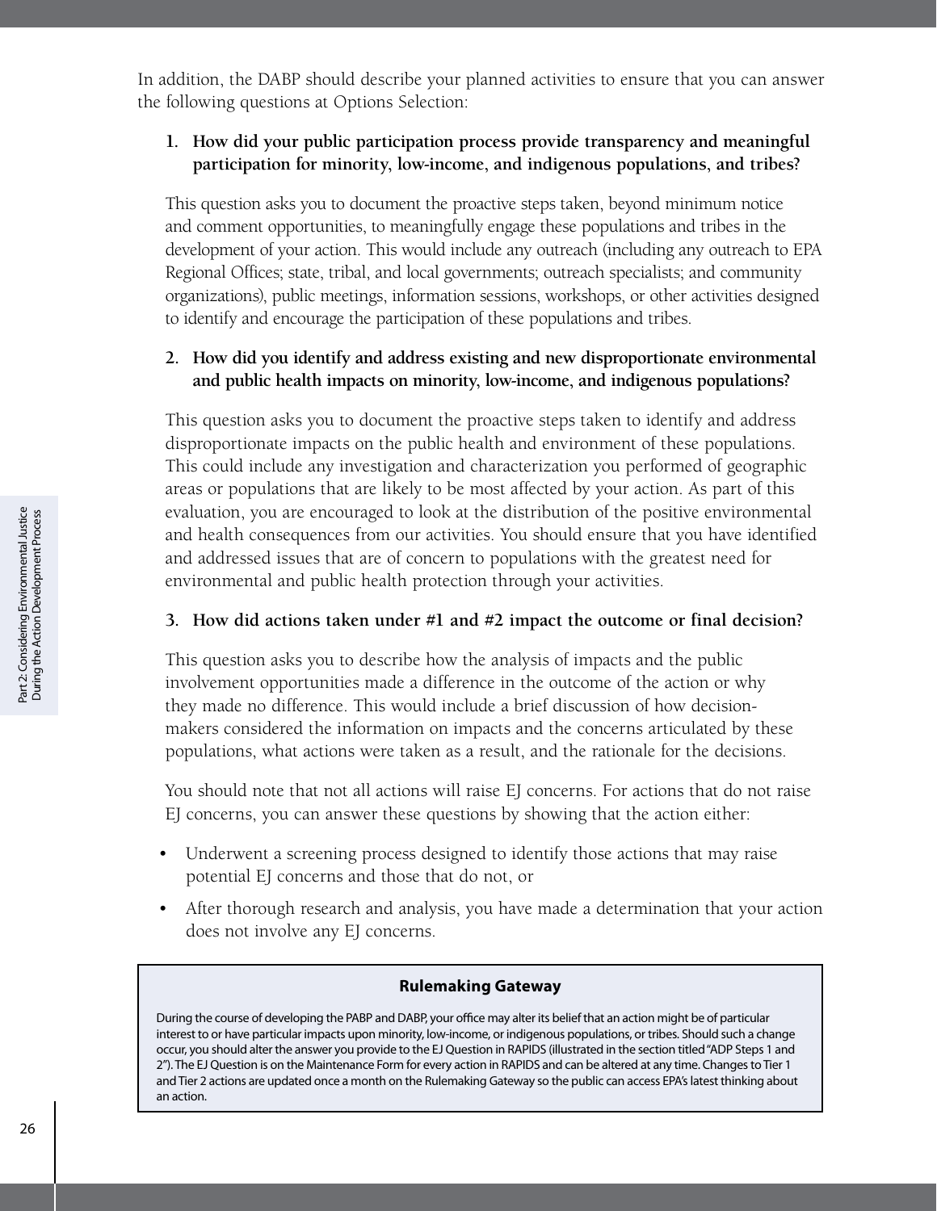In addition, the DABP should describe your planned activities to ensure that you can answer the following questions at Options Selection:

1. **How did your public participation process provide transparency and meaningful participation for minority, low-income, and indigenous populations, and tribes?**

This question asks you to document the proactive steps taken, beyond minimum notice and comment opportunities, to meaningfully engage these populations and tribes in the development of your action. This would include any outreach (including any outreach to EPA Regional Offices; state, tribal, and local governments; outreach specialists; and community organizations), public meetings, information sessions, workshops, or other activities designed to identify and encourage the participation of these populations and tribes.

2. **How did you identify and address existing and new disproportionate environmental and public health impacts on minority, low-income, and indigenous populations?**

This question asks you to document the proactive steps taken to identify and address disproportionate impacts on the public health and environment of these populations. This could include any investigation and characterization you performed of geographic areas or populations that are likely to be most affected by your action. As part of this evaluation, you are encouraged to look at the distribution of the positive environmental and health consequences from our activities. You should ensure that you have identified and addressed issues that are of concern to populations with the greatest need for environmental and public health protection through your activities.

3. **How did actions taken under #1 and #2 impact the outcome or final decision?**

This question asks you to describe how the analysis of impacts and the public involvement opportunities made a difference in the outcome of the action or why they made no difference. This would include a brief discussion of how decision-makers considered the information on impacts and the concerns articulated by these populations, what actions were taken as a result, and the rationale for the decisions.

You should note that not all actions will raise EJ concerns. For actions that do not raise EJ concerns, you can answer these questions by showing that the action either:

- Underwent a screening process designed to identify those actions that may raise potential EJ concerns and those that do not, or
- After thorough research and analysis, you have made a determination that your action does not involve any EJ concerns.

**Rulemaking Gateway**

During the course of developing the PABP and DABP, your office may alter its belief that an action might be of particular interest to or have particular impacts upon minority, low-income, or indigenous populations, or tribes. Should such a change occur, you should alter the answer you provide to the EJ Question in RAPIDS (illustrated in the section titled "ADP Steps 1 and 2"). The EJ Question is on the Maintenance Form for every action in RAPIDS and can be altered at any time. Changes to Tier 1 and Tier 2 actions are updated once a month on the Rulemaking Gateway so the public can access EPA's latest thinking about an action.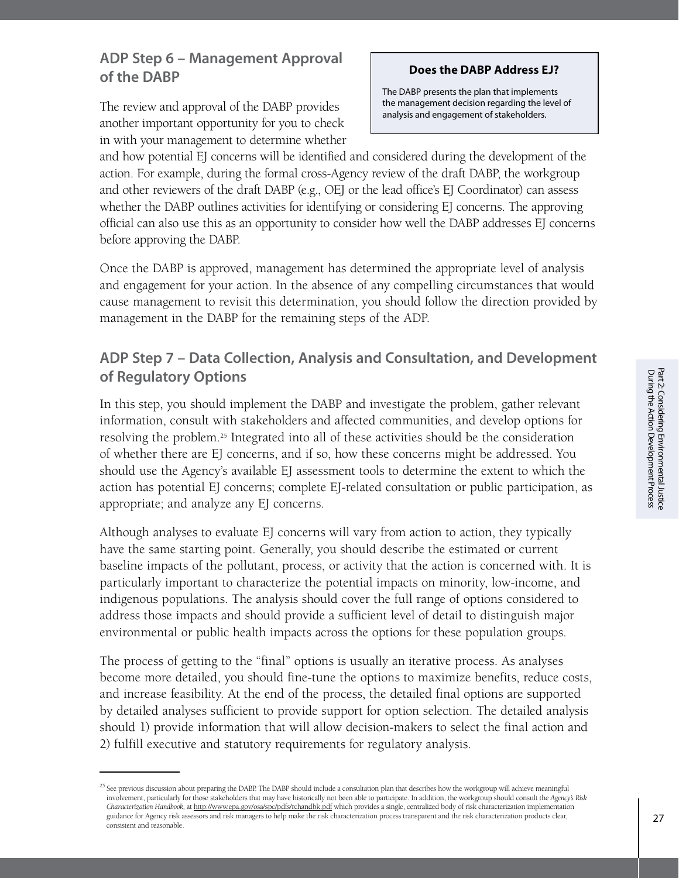## ADP Step 6 – Management Approval of the DABP

> **Does the DABP Address EJ?**
>
> The DABP presents the plan that implements the management decision regarding the level of analysis and engagement of stakeholders.

The review and approval of the DABP provides another important opportunity for you to check in with your management to determine whether and how potential EJ concerns will be identified and considered during the development of the action. For example, during the formal cross-Agency review of the draft DABP, the workgroup and other reviewers of the draft DABP (e.g., OEJ or the lead office's EJ Coordinator) can assess whether the DABP outlines activities for identifying or considering EJ concerns. The approving official can also use this as an opportunity to consider how well the DABP addresses EJ concerns before approving the DABP.

Once the DABP is approved, management has determined the appropriate level of analysis and engagement for your action. In the absence of any compelling circumstances that would cause management to revisit this determination, you should follow the direction provided by management in the DABP for the remaining steps of the ADP.

## ADP Step 7 – Data Collection, Analysis and Consultation, and Development of Regulatory Options

In this step, you should implement the DABP and investigate the problem, gather relevant information, consult with stakeholders and affected communities, and develop options for resolving the problem.[25] Integrated into all of these activities should be the consideration of whether there are EJ concerns, and if so, how these concerns might be addressed. You should use the Agency's available EJ assessment tools to determine the extent to which the action has potential EJ concerns; complete EJ-related consultation or public participation, as appropriate; and analyze any EJ concerns.

Although analyses to evaluate EJ concerns will vary from action to action, they typically have the same starting point. Generally, you should describe the estimated or current baseline impacts of the pollutant, process, or activity that the action is concerned with. It is particularly important to characterize the potential impacts on minority, low-income, and indigenous populations. The analysis should cover the full range of options considered to address those impacts and should provide a sufficient level of detail to distinguish major environmental or public health impacts across the options for these population groups.

The process of getting to the "final" options is usually an iterative process. As analyses become more detailed, you should fine-tune the options to maximize benefits, reduce costs, and increase feasibility. At the end of the process, the detailed final options are supported by detailed analyses sufficient to provide support for option selection. The detailed analysis should 1) provide information that will allow decision-makers to select the final action and 2) fulfill executive and statutory requirements for regulatory analysis.

---

[25] See previous discussion about preparing the DABP. The DABP should include a consultation plan that describes how the workgroup will achieve meaningful involvement, particularly for those stakeholders that may have historically not been able to participate. In addition, the workgroup should consult the *Agency's Risk Characterization Handbook*, at http://www.epa.gov/osa/spc/pdfs/rchandbk.pdf which provides a single, centralized body of risk characterization implementation guidance for Agency risk assessors and risk managers to help make the risk characterization process transparent and the risk characterization products clear, consistent and reasonable.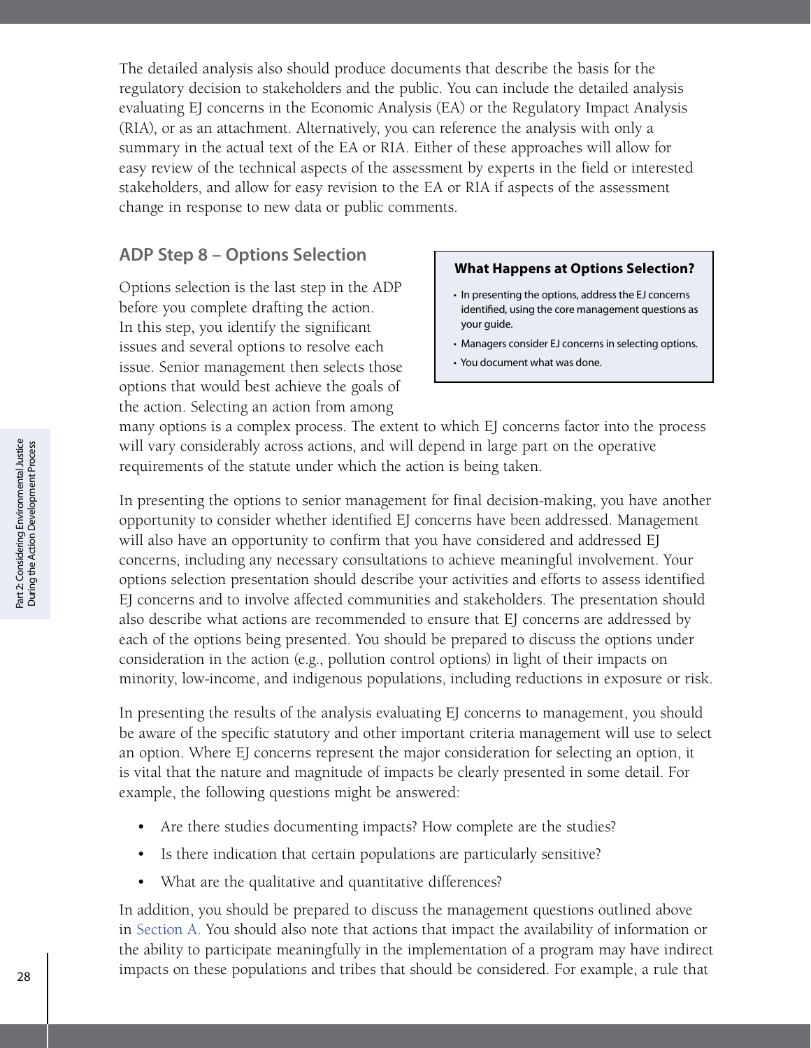The detailed analysis also should produce documents that describe the basis for the regulatory decision to stakeholders and the public. You can include the detailed analysis evaluating EJ concerns in the Economic Analysis (EA) or the Regulatory Impact Analysis (RIA), or as an attachment. Alternatively, you can reference the analysis with only a summary in the actual text of the EA or RIA. Either of these approaches will allow for easy review of the technical aspects of the assessment by experts in the field or interested stakeholders, and allow for easy revision to the EA or RIA if aspects of the assessment change in response to new data or public comments.

## ADP Step 8 – Options Selection

> **What Happens at Options Selection?**
>
> - In presenting the options, address the EJ concerns identified, using the core management questions as your guide.
> - Managers consider EJ concerns in selecting options.
> - You document what was done.

Options selection is the last step in the ADP before you complete drafting the action. In this step, you identify the significant issues and several options to resolve each issue. Senior management then selects those options that would best achieve the goals of the action. Selecting an action from among many options is a complex process. The extent to which EJ concerns factor into the process will vary considerably across actions, and will depend in large part on the operative requirements of the statute under which the action is being taken.

In presenting the options to senior management for final decision-making, you have another opportunity to consider whether identified EJ concerns have been addressed. Management will also have an opportunity to confirm that you have considered and addressed EJ concerns, including any necessary consultations to achieve meaningful involvement. Your options selection presentation should describe your activities and efforts to assess identified EJ concerns and to involve affected communities and stakeholders. The presentation should also describe what actions are recommended to ensure that EJ concerns are addressed by each of the options being presented. You should be prepared to discuss the options under consideration in the action (e.g., pollution control options) in light of their impacts on minority, low-income, and indigenous populations, including reductions in exposure or risk.

In presenting the results of the analysis evaluating EJ concerns to management, you should be aware of the specific statutory and other important criteria management will use to select an option. Where EJ concerns represent the major consideration for selecting an option, it is vital that the nature and magnitude of impacts be clearly presented in some detail. For example, the following questions might be answered:

- Are there studies documenting impacts? How complete are the studies?
- Is there indication that certain populations are particularly sensitive?
- What are the qualitative and quantitative differences?

In addition, you should be prepared to discuss the management questions outlined above in Section A. You should also note that actions that impact the availability of information or the ability to participate meaningfully in the implementation of a program may have indirect impacts on these populations and tribes that should be considered. For example, a rule that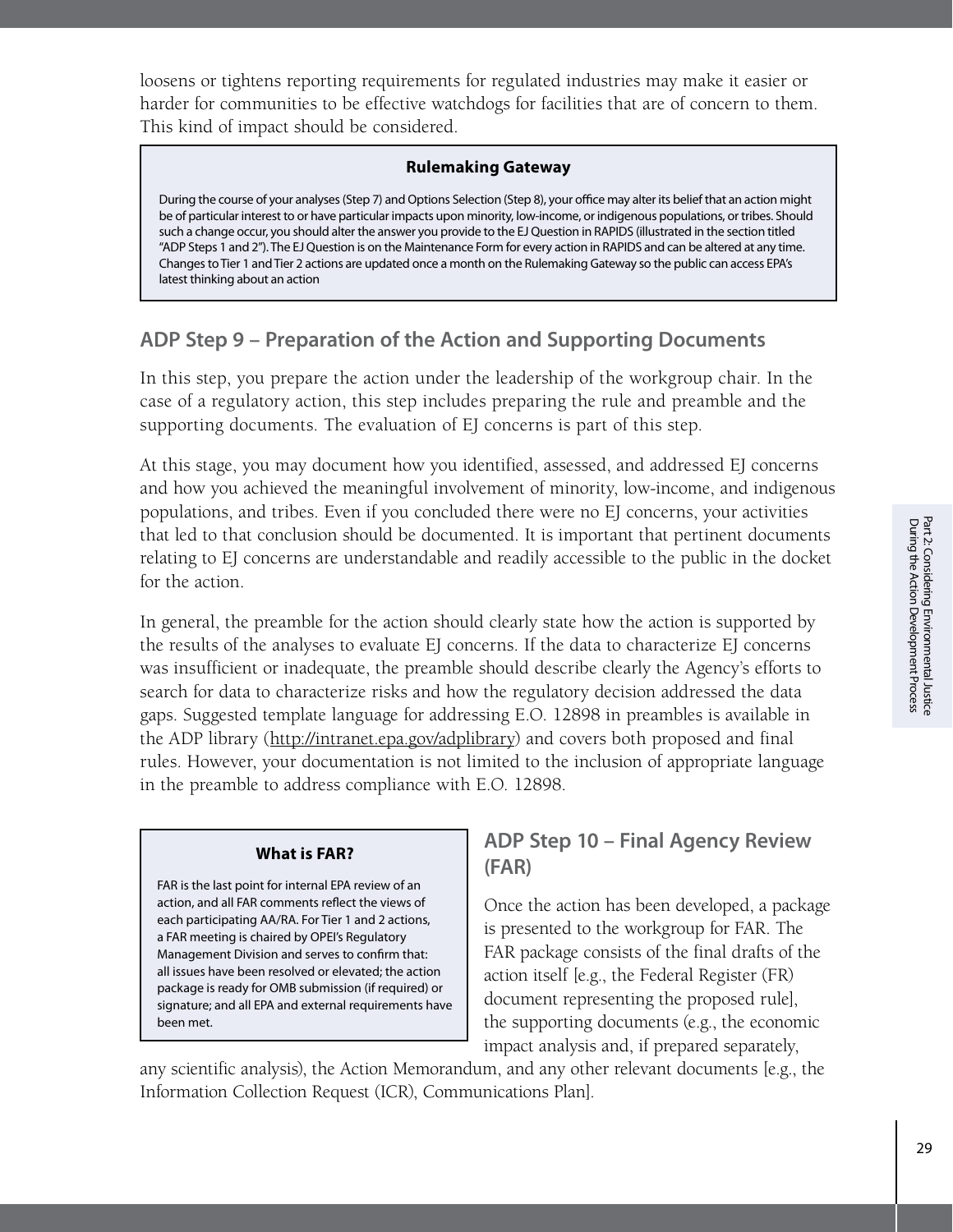loosens or tightens reporting requirements for regulated industries may make it easier or harder for communities to be effective watchdogs for facilities that are of concern to them. This kind of impact should be considered.

> **Rulemaking Gateway**
>
> During the course of your analyses (Step 7) and Options Selection (Step 8), your office may alter its belief that an action might be of particular interest to or have particular impacts upon minority, low-income, or indigenous populations, or tribes. Should such a change occur, you should alter the answer you provide to the EJ Question in RAPIDS (illustrated in the section titled "ADP Steps 1 and 2"). The EJ Question is on the Maintenance Form for every action in RAPIDS and can be altered at any time. Changes to Tier 1 and Tier 2 actions are updated once a month on the Rulemaking Gateway so the public can access EPA's latest thinking about an action

## ADP Step 9 – Preparation of the Action and Supporting Documents

In this step, you prepare the action under the leadership of the workgroup chair. In the case of a regulatory action, this step includes preparing the rule and preamble and the supporting documents. The evaluation of EJ concerns is part of this step.

At this stage, you may document how you identified, assessed, and addressed EJ concerns and how you achieved the meaningful involvement of minority, low-income, and indigenous populations, and tribes. Even if you concluded there were no EJ concerns, your activities that led to that conclusion should be documented. It is important that pertinent documents relating to EJ concerns are understandable and readily accessible to the public in the docket for the action.

In general, the preamble for the action should clearly state how the action is supported by the results of the analyses to evaluate EJ concerns. If the data to characterize EJ concerns was insufficient or inadequate, the preamble should describe clearly the Agency's efforts to search for data to characterize risks and how the regulatory decision addressed the data gaps. Suggested template language for addressing E.O. 12898 in preambles is available in the ADP library (http://intranet.epa.gov/adplibrary) and covers both proposed and final rules. However, your documentation is not limited to the inclusion of appropriate language in the preamble to address compliance with E.O. 12898.

> **What is FAR?**
>
> FAR is the last point for internal EPA review of an action, and all FAR comments reflect the views of each participating AA/RA. For Tier 1 and 2 actions, a FAR meeting is chaired by OPEI's Regulatory Management Division and serves to confirm that: all issues have been resolved or elevated; the action package is ready for OMB submission (if required) or signature; and all EPA and external requirements have been met.

## ADP Step 10 – Final Agency Review (FAR)

Once the action has been developed, a package is presented to the workgroup for FAR. The FAR package consists of the final drafts of the action itself [e.g., the Federal Register (FR) document representing the proposed rule], the supporting documents (e.g., the economic impact analysis and, if prepared separately, any scientific analysis), the Action Memorandum, and any other relevant documents [e.g., the Information Collection Request (ICR), Communications Plan].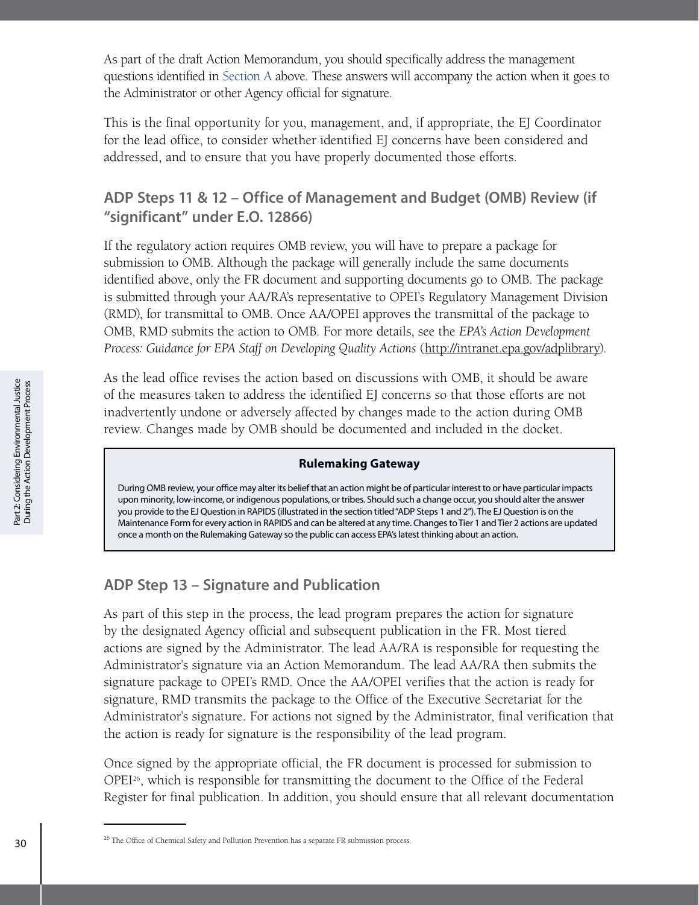As part of the draft Action Memorandum, you should specifically address the management questions identified in Section A above. These answers will accompany the action when it goes to the Administrator or other Agency official for signature.

This is the final opportunity for you, management, and, if appropriate, the EJ Coordinator for the lead office, to consider whether identified EJ concerns have been considered and addressed, and to ensure that you have properly documented those efforts.

## ADP Steps 11 & 12 – Office of Management and Budget (OMB) Review (if "significant" under E.O. 12866)

If the regulatory action requires OMB review, you will have to prepare a package for submission to OMB. Although the package will generally include the same documents identified above, only the FR document and supporting documents go to OMB. The package is submitted through your AA/RA's representative to OPEI's Regulatory Management Division (RMD), for transmittal to OMB. Once AA/OPEI approves the transmittal of the package to OMB, RMD submits the action to OMB. For more details, see the *EPA's Action Development Process: Guidance for EPA Staff on Developing Quality Actions* (http://intranet.epa.gov/adplibrary).

As the lead office revises the action based on discussions with OMB, it should be aware of the measures taken to address the identified EJ concerns so that those efforts are not inadvertently undone or adversely affected by changes made to the action during OMB review. Changes made by OMB should be documented and included in the docket.

**Rulemaking Gateway**

During OMB review, your office may alter its belief that an action might be of particular interest to or have particular impacts upon minority, low-income, or indigenous populations, or tribes. Should such a change occur, you should alter the answer you provide to the EJ Question in RAPIDS (illustrated in the section titled "ADP Steps 1 and 2"). The EJ Question is on the Maintenance Form for every action in RAPIDS and can be altered at any time. Changes to Tier 1 and Tier 2 actions are updated once a month on the Rulemaking Gateway so the public can access EPA's latest thinking about an action.

## ADP Step 13 – Signature and Publication

As part of this step in the process, the lead program prepares the action for signature by the designated Agency official and subsequent publication in the FR. Most tiered actions are signed by the Administrator. The lead AA/RA is responsible for requesting the Administrator's signature via an Action Memorandum. The lead AA/RA then submits the signature package to OPEI's RMD. Once the AA/OPEI verifies that the action is ready for signature, RMD transmits the package to the Office of the Executive Secretariat for the Administrator's signature. For actions not signed by the Administrator, final verification that the action is ready for signature is the responsibility of the lead program.

Once signed by the appropriate official, the FR document is processed for submission to OPEI[26], which is responsible for transmitting the document to the Office of the Federal Register for final publication. In addition, you should ensure that all relevant documentation

[26] The Office of Chemical Safety and Pollution Prevention has a separate FR submission process.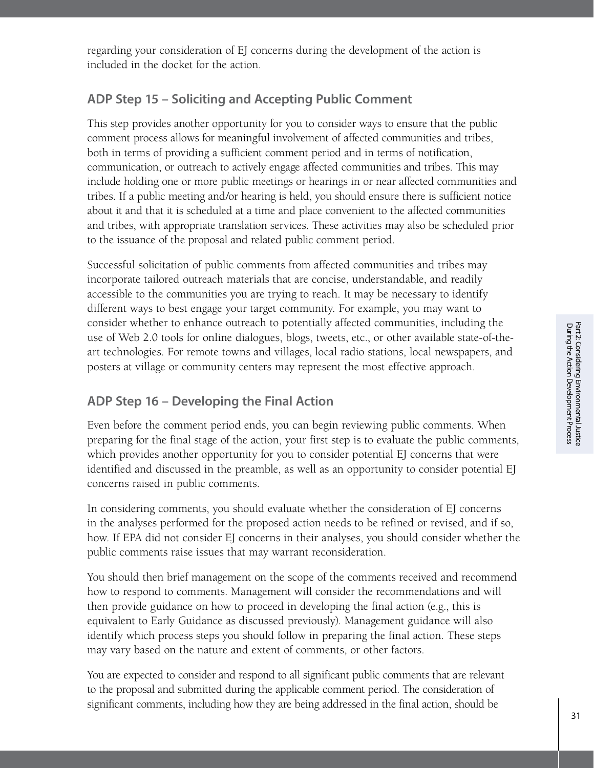regarding your consideration of EJ concerns during the development of the action is included in the docket for the action.

### ADP Step 15 – Soliciting and Accepting Public Comment

This step provides another opportunity for you to consider ways to ensure that the public comment process allows for meaningful involvement of affected communities and tribes, both in terms of providing a sufficient comment period and in terms of notification, communication, or outreach to actively engage affected communities and tribes. This may include holding one or more public meetings or hearings in or near affected communities and tribes. If a public meeting and/or hearing is held, you should ensure there is sufficient notice about it and that it is scheduled at a time and place convenient to the affected communities and tribes, with appropriate translation services. These activities may also be scheduled prior to the issuance of the proposal and related public comment period.

Successful solicitation of public comments from affected communities and tribes may incorporate tailored outreach materials that are concise, understandable, and readily accessible to the communities you are trying to reach. It may be necessary to identify different ways to best engage your target community. For example, you may want to consider whether to enhance outreach to potentially affected communities, including the use of Web 2.0 tools for online dialogues, blogs, tweets, etc., or other available state-of-the-art technologies. For remote towns and villages, local radio stations, local newspapers, and posters at village or community centers may represent the most effective approach.

### ADP Step 16 – Developing the Final Action

Even before the comment period ends, you can begin reviewing public comments. When preparing for the final stage of the action, your first step is to evaluate the public comments, which provides another opportunity for you to consider potential EJ concerns that were identified and discussed in the preamble, as well as an opportunity to consider potential EJ concerns raised in public comments.

In considering comments, you should evaluate whether the consideration of EJ concerns in the analyses performed for the proposed action needs to be refined or revised, and if so, how. If EPA did not consider EJ concerns in their analyses, you should consider whether the public comments raise issues that may warrant reconsideration.

You should then brief management on the scope of the comments received and recommend how to respond to comments. Management will consider the recommendations and will then provide guidance on how to proceed in developing the final action (e.g., this is equivalent to Early Guidance as discussed previously). Management guidance will also identify which process steps you should follow in preparing the final action. These steps may vary based on the nature and extent of comments, or other factors.

You are expected to consider and respond to all significant public comments that are relevant to the proposal and submitted during the applicable comment period. The consideration of significant comments, including how they are being addressed in the final action, should be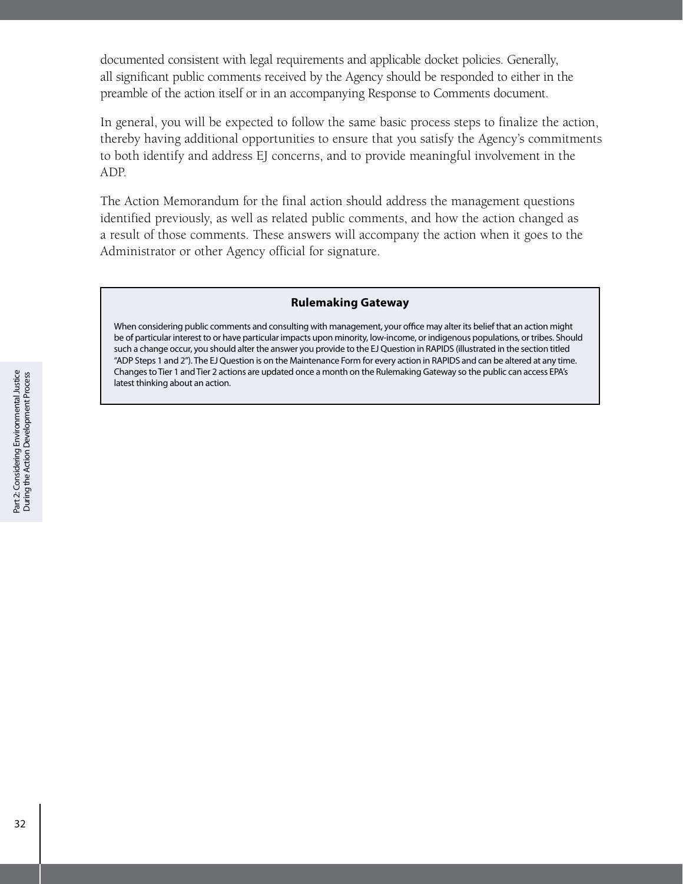documented consistent with legal requirements and applicable docket policies. Generally, all significant public comments received by the Agency should be responded to either in the preamble of the action itself or in an accompanying Response to Comments document.

In general, you will be expected to follow the same basic process steps to finalize the action, thereby having additional opportunities to ensure that you satisfy the Agency's commitments to both identify and address EJ concerns, and to provide meaningful involvement in the ADP.

The Action Memorandum for the final action should address the management questions identified previously, as well as related public comments, and how the action changed as a result of those comments. These answers will accompany the action when it goes to the Administrator or other Agency official for signature.

> **Rulemaking Gateway**
>
> When considering public comments and consulting with management, your office may alter its belief that an action might be of particular interest to or have particular impacts upon minority, low-income, or indigenous populations, or tribes. Should such a change occur, you should alter the answer you provide to the EJ Question in RAPIDS (illustrated in the section titled "ADP Steps 1 and 2"). The EJ Question is on the Maintenance Form for every action in RAPIDS and can be altered at any time. Changes to Tier 1 and Tier 2 actions are updated once a month on the Rulemaking Gateway so the public can access EPA's latest thinking about an action.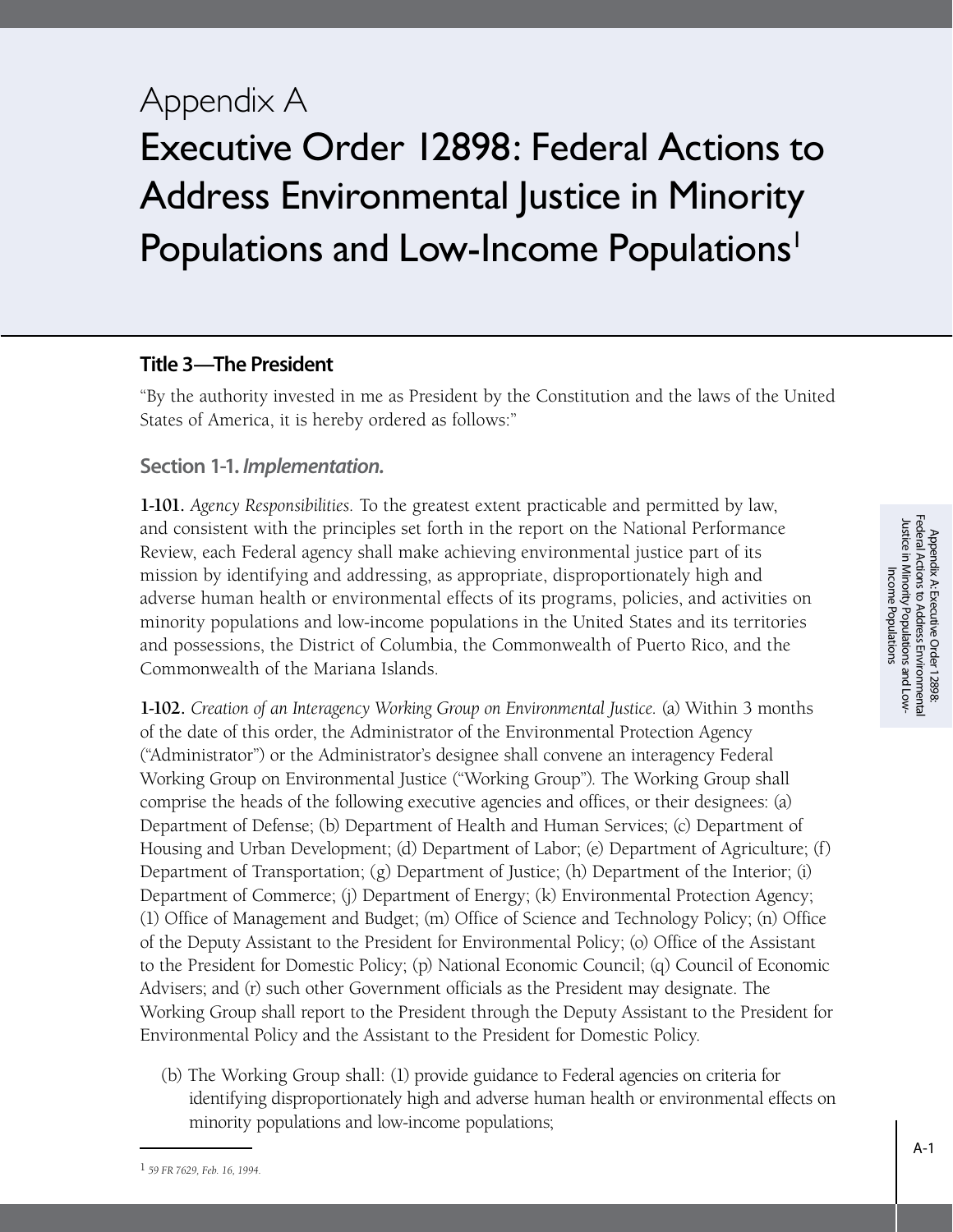# Appendix A

# Executive Order 12898: Federal Actions to Address Environmental Justice in Minority Populations and Low-Income Populations[1]

## Title 3—The President

"By the authority invested in me as President by the Constitution and the laws of the United States of America, it is hereby ordered as follows:"

### Section 1-1. *Implementation.*

**1-101.** *Agency Responsibilities.* To the greatest extent practicable and permitted by law, and consistent with the principles set forth in the report on the National Performance Review, each Federal agency shall make achieving environmental justice part of its mission by identifying and addressing, as appropriate, disproportionately high and adverse human health or environmental effects of its programs, policies, and activities on minority populations and low-income populations in the United States and its territories and possessions, the District of Columbia, the Commonwealth of Puerto Rico, and the Commonwealth of the Mariana Islands.

**1-102.** *Creation of an Interagency Working Group on Environmental Justice.* (a) Within 3 months of the date of this order, the Administrator of the Environmental Protection Agency ("Administrator") or the Administrator's designee shall convene an interagency Federal Working Group on Environmental Justice ("Working Group"). The Working Group shall comprise the heads of the following executive agencies and offices, or their designees: (a) Department of Defense; (b) Department of Health and Human Services; (c) Department of Housing and Urban Development; (d) Department of Labor; (e) Department of Agriculture; (f) Department of Transportation; (g) Department of Justice; (h) Department of the Interior; (i) Department of Commerce; (j) Department of Energy; (k) Environmental Protection Agency; (1) Office of Management and Budget; (m) Office of Science and Technology Policy; (n) Office of the Deputy Assistant to the President for Environmental Policy; (o) Office of the Assistant to the President for Domestic Policy; (p) National Economic Council; (q) Council of Economic Advisers; and (r) such other Government officials as the President may designate. The Working Group shall report to the President through the Deputy Assistant to the President for Environmental Policy and the Assistant to the President for Domestic Policy.

(b) The Working Group shall: (1) provide guidance to Federal agencies on criteria for identifying disproportionately high and adverse human health or environmental effects on minority populations and low-income populations;

---

[1] *59 FR 7629, Feb. 16, 1994.*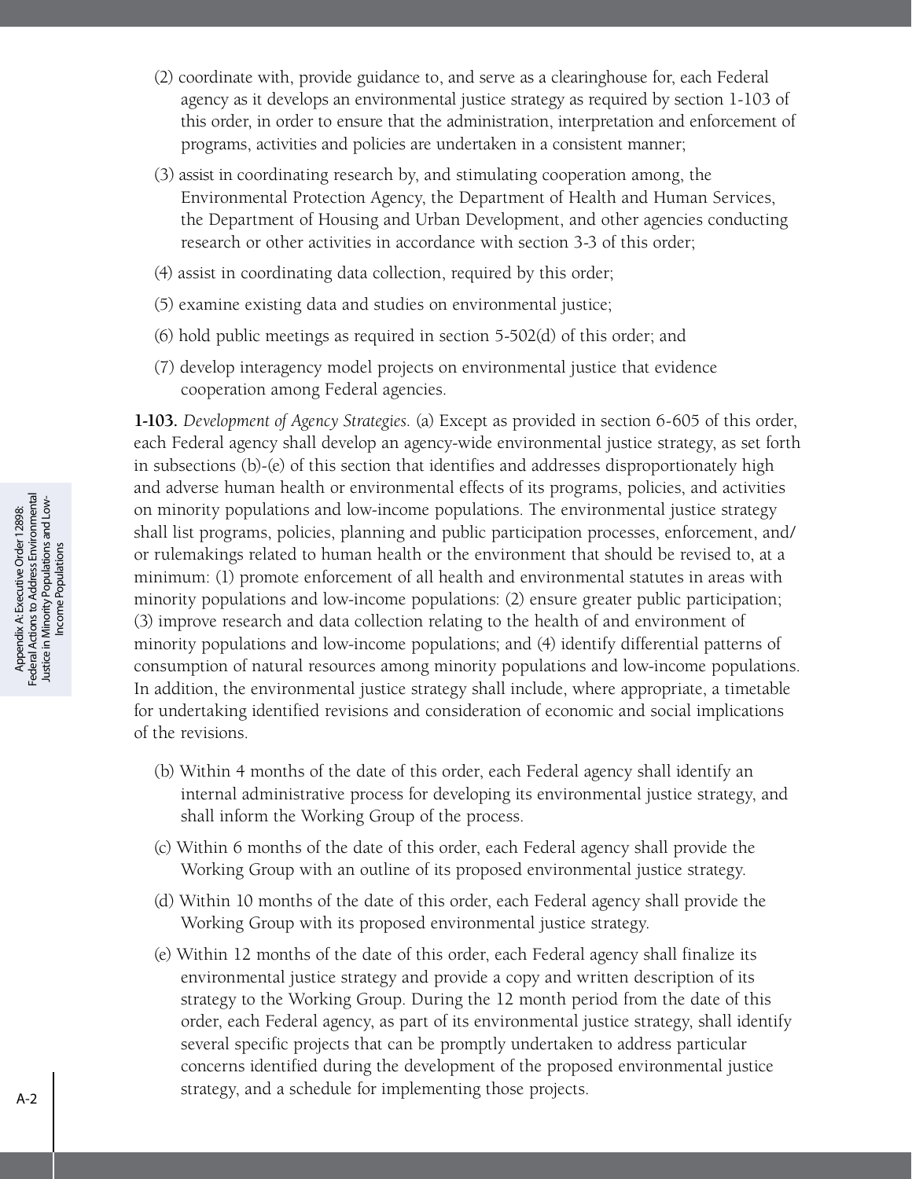(2) coordinate with, provide guidance to, and serve as a clearinghouse for, each Federal agency as it develops an environmental justice strategy as required by section 1-103 of this order, in order to ensure that the administration, interpretation and enforcement of programs, activities and policies are undertaken in a consistent manner;

(3) assist in coordinating research by, and stimulating cooperation among, the Environmental Protection Agency, the Department of Health and Human Services, the Department of Housing and Urban Development, and other agencies conducting research or other activities in accordance with section 3-3 of this order;

(4) assist in coordinating data collection, required by this order;

(5) examine existing data and studies on environmental justice;

(6) hold public meetings as required in section 5-502(d) of this order; and

(7) develop interagency model projects on environmental justice that evidence cooperation among Federal agencies.

**1-103.** *Development of Agency Strategies.* (a) Except as provided in section 6-605 of this order, each Federal agency shall develop an agency-wide environmental justice strategy, as set forth in subsections (b)-(e) of this section that identifies and addresses disproportionately high and adverse human health or environmental effects of its programs, policies, and activities on minority populations and low-income populations. The environmental justice strategy shall list programs, policies, planning and public participation processes, enforcement, and/or rulemakings related to human health or the environment that should be revised to, at a minimum: (1) promote enforcement of all health and environmental statutes in areas with minority populations and low-income populations: (2) ensure greater public participation; (3) improve research and data collection relating to the health of and environment of minority populations and low-income populations; and (4) identify differential patterns of consumption of natural resources among minority populations and low-income populations. In addition, the environmental justice strategy shall include, where appropriate, a timetable for undertaking identified revisions and consideration of economic and social implications of the revisions.

(b) Within 4 months of the date of this order, each Federal agency shall identify an internal administrative process for developing its environmental justice strategy, and shall inform the Working Group of the process.

(c) Within 6 months of the date of this order, each Federal agency shall provide the Working Group with an outline of its proposed environmental justice strategy.

(d) Within 10 months of the date of this order, each Federal agency shall provide the Working Group with its proposed environmental justice strategy.

(e) Within 12 months of the date of this order, each Federal agency shall finalize its environmental justice strategy and provide a copy and written description of its strategy to the Working Group. During the 12 month period from the date of this order, each Federal agency, as part of its environmental justice strategy, shall identify several specific projects that can be promptly undertaken to address particular concerns identified during the development of the proposed environmental justice strategy, and a schedule for implementing those projects.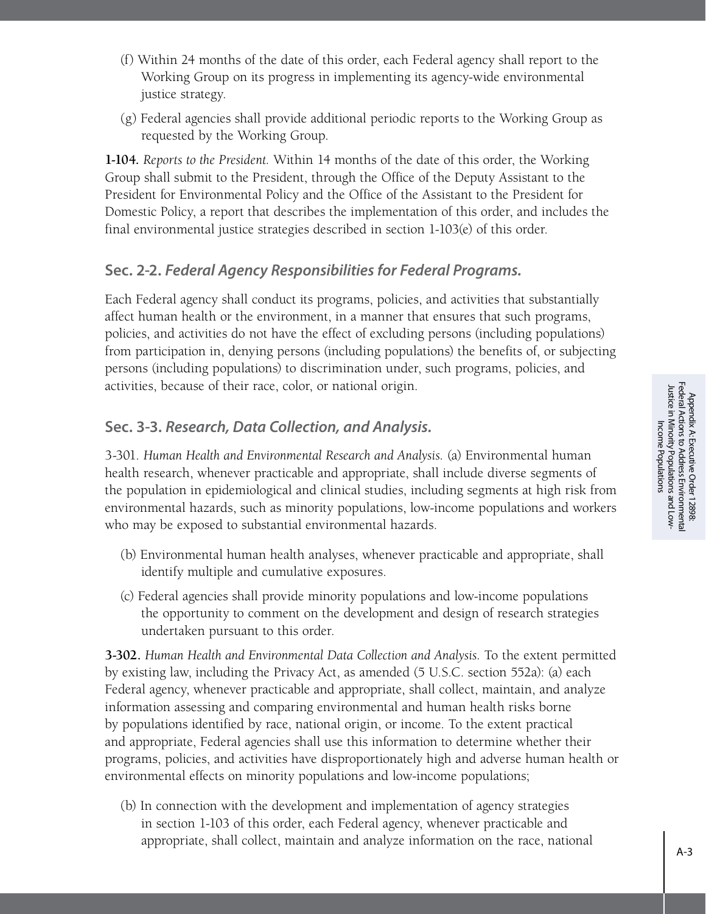(f) Within 24 months of the date of this order, each Federal agency shall report to the Working Group on its progress in implementing its agency-wide environmental justice strategy.

(g) Federal agencies shall provide additional periodic reports to the Working Group as requested by the Working Group.

**1-104.** *Reports to the President.* Within 14 months of the date of this order, the Working Group shall submit to the President, through the Office of the Deputy Assistant to the President for Environmental Policy and the Office of the Assistant to the President for Domestic Policy, a report that describes the implementation of this order, and includes the final environmental justice strategies described in section 1-103(e) of this order.

## Sec. 2-2. *Federal Agency Responsibilities for Federal Programs.*

Each Federal agency shall conduct its programs, policies, and activities that substantially affect human health or the environment, in a manner that ensures that such programs, policies, and activities do not have the effect of excluding persons (including populations) from participation in, denying persons (including populations) the benefits of, or subjecting persons (including populations) to discrimination under, such programs, policies, and activities, because of their race, color, or national origin.

## Sec. 3-3. *Research, Data Collection, and Analysis.*

3-301. *Human Health and Environmental Research and Analysis.* (a) Environmental human health research, whenever practicable and appropriate, shall include diverse segments of the population in epidemiological and clinical studies, including segments at high risk from environmental hazards, such as minority populations, low-income populations and workers who may be exposed to substantial environmental hazards.

(b) Environmental human health analyses, whenever practicable and appropriate, shall identify multiple and cumulative exposures.

(c) Federal agencies shall provide minority populations and low-income populations the opportunity to comment on the development and design of research strategies undertaken pursuant to this order.

**3-302.** *Human Health and Environmental Data Collection and Analysis.* To the extent permitted by existing law, including the Privacy Act, as amended (5 U.S.C. section 552a): (a) each Federal agency, whenever practicable and appropriate, shall collect, maintain, and analyze information assessing and comparing environmental and human health risks borne by populations identified by race, national origin, or income. To the extent practical and appropriate, Federal agencies shall use this information to determine whether their programs, policies, and activities have disproportionately high and adverse human health or environmental effects on minority populations and low-income populations;

(b) In connection with the development and implementation of agency strategies in section 1-103 of this order, each Federal agency, whenever practicable and appropriate, shall collect, maintain and analyze information on the race, national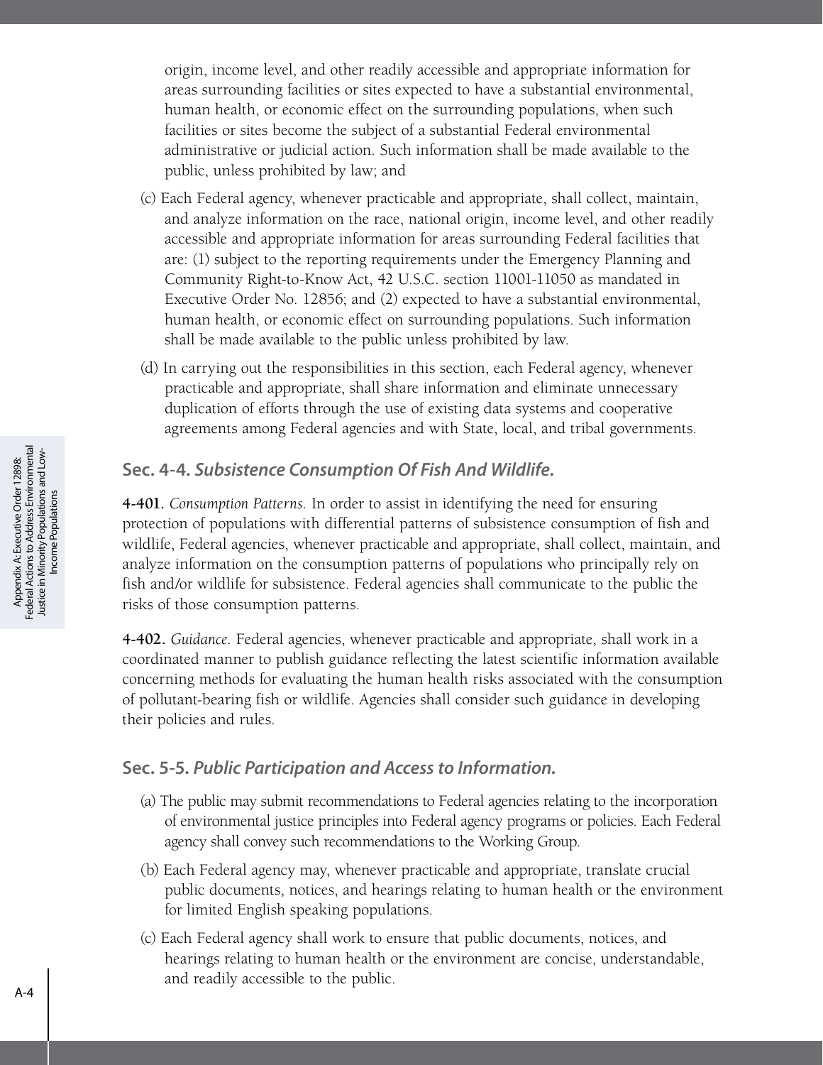origin, income level, and other readily accessible and appropriate information for areas surrounding facilities or sites expected to have a substantial environmental, human health, or economic effect on the surrounding populations, when such facilities or sites become the subject of a substantial Federal environmental administrative or judicial action. Such information shall be made available to the public, unless prohibited by law; and

(c) Each Federal agency, whenever practicable and appropriate, shall collect, maintain, and analyze information on the race, national origin, income level, and other readily accessible and appropriate information for areas surrounding Federal facilities that are: (1) subject to the reporting requirements under the Emergency Planning and Community Right-to-Know Act, 42 U.S.C. section 11001-11050 as mandated in Executive Order No. 12856; and (2) expected to have a substantial environmental, human health, or economic effect on surrounding populations. Such information shall be made available to the public unless prohibited by law.

(d) In carrying out the responsibilities in this section, each Federal agency, whenever practicable and appropriate, shall share information and eliminate unnecessary duplication of efforts through the use of existing data systems and cooperative agreements among Federal agencies and with State, local, and tribal governments.

### Sec. 4-4. *Subsistence Consumption Of Fish And Wildlife.*

**4-401.** *Consumption Patterns.* In order to assist in identifying the need for ensuring protection of populations with differential patterns of subsistence consumption of fish and wildlife, Federal agencies, whenever practicable and appropriate, shall collect, maintain, and analyze information on the consumption patterns of populations who principally rely on fish and/or wildlife for subsistence. Federal agencies shall communicate to the public the risks of those consumption patterns.

**4-402.** *Guidance.* Federal agencies, whenever practicable and appropriate, shall work in a coordinated manner to publish guidance reflecting the latest scientific information available concerning methods for evaluating the human health risks associated with the consumption of pollutant-bearing fish or wildlife. Agencies shall consider such guidance in developing their policies and rules.

### Sec. 5-5. *Public Participation and Access to Information.*

(a) The public may submit recommendations to Federal agencies relating to the incorporation of environmental justice principles into Federal agency programs or policies. Each Federal agency shall convey such recommendations to the Working Group.

(b) Each Federal agency may, whenever practicable and appropriate, translate crucial public documents, notices, and hearings relating to human health or the environment for limited English speaking populations.

(c) Each Federal agency shall work to ensure that public documents, notices, and hearings relating to human health or the environment are concise, understandable, and readily accessible to the public.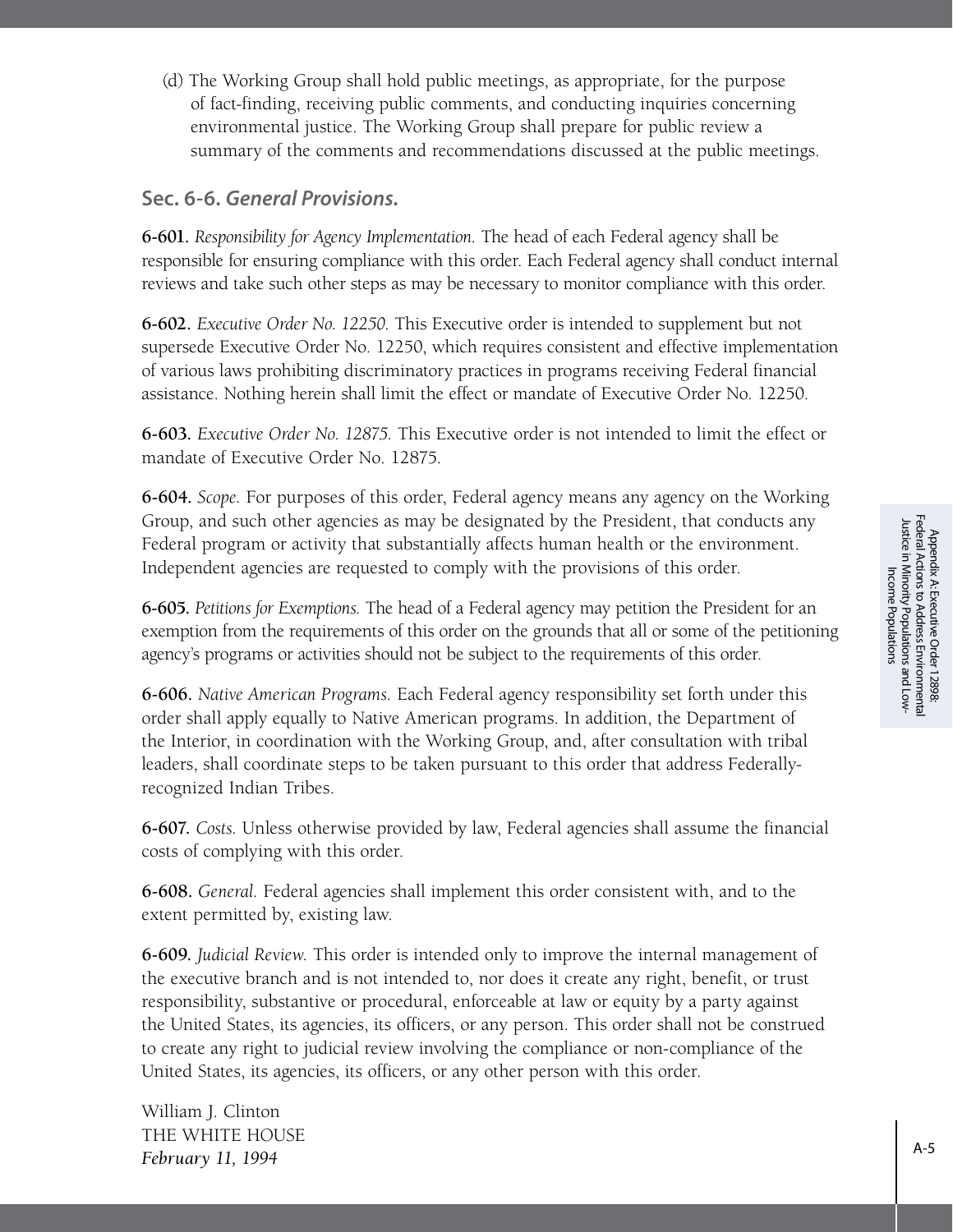(d) The Working Group shall hold public meetings, as appropriate, for the purpose of fact-finding, receiving public comments, and conducting inquiries concerning environmental justice. The Working Group shall prepare for public review a summary of the comments and recommendations discussed at the public meetings.

## Sec. 6-6. *General Provisions.*

**6-601.** *Responsibility for Agency Implementation.* The head of each Federal agency shall be responsible for ensuring compliance with this order. Each Federal agency shall conduct internal reviews and take such other steps as may be necessary to monitor compliance with this order.

**6-602.** *Executive Order No. 12250.* This Executive order is intended to supplement but not supersede Executive Order No. 12250, which requires consistent and effective implementation of various laws prohibiting discriminatory practices in programs receiving Federal financial assistance. Nothing herein shall limit the effect or mandate of Executive Order No. 12250.

**6-603.** *Executive Order No. 12875.* This Executive order is not intended to limit the effect or mandate of Executive Order No. 12875.

**6-604.** *Scope.* For purposes of this order, Federal agency means any agency on the Working Group, and such other agencies as may be designated by the President, that conducts any Federal program or activity that substantially affects human health or the environment. Independent agencies are requested to comply with the provisions of this order.

**6-605.** *Petitions for Exemptions.* The head of a Federal agency may petition the President for an exemption from the requirements of this order on the grounds that all or some of the petitioning agency's programs or activities should not be subject to the requirements of this order.

**6-606.** *Native American Programs.* Each Federal agency responsibility set forth under this order shall apply equally to Native American programs. In addition, the Department of the Interior, in coordination with the Working Group, and, after consultation with tribal leaders, shall coordinate steps to be taken pursuant to this order that address Federally-recognized Indian Tribes.

**6-607.** *Costs.* Unless otherwise provided by law, Federal agencies shall assume the financial costs of complying with this order.

**6-608.** *General.* Federal agencies shall implement this order consistent with, and to the extent permitted by, existing law.

**6-609.** *Judicial Review.* This order is intended only to improve the internal management of the executive branch and is not intended to, nor does it create any right, benefit, or trust responsibility, substantive or procedural, enforceable at law or equity by a party against the United States, its agencies, its officers, or any person. This order shall not be construed to create any right to judicial review involving the compliance or non-compliance of the United States, its agencies, its officers, or any other person with this order.

William J. Clinton
THE WHITE HOUSE
*February 11, 1994*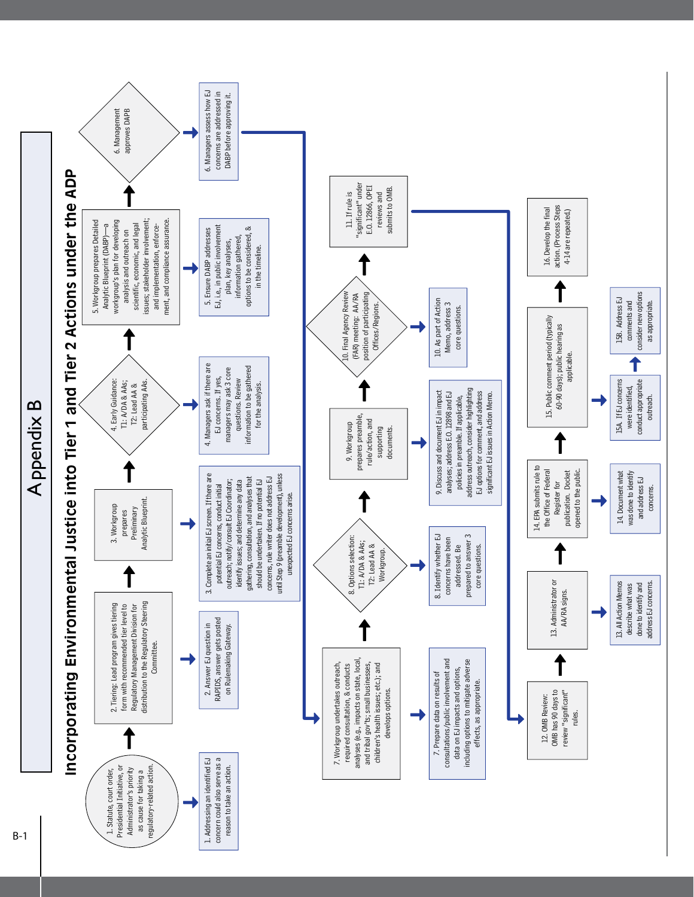# Appendix B

## Incorporating Environmental Justice into Tier 1 and Tier 2 Actions under the ADP

1. Statute, court order, Presidential Initiative, or Administrator's priority as cause for taking a regulatory-related action.
   - 1. Addressing an identified EJ concern could also serve as a reason to take an action.

2. Tiering: Lead program gives tiering form with recommended tier level to Regulatory Management Division for distribution to the Regulatory Steering Committee.
   - 2. Answer EJ question in RAPIDS; answer gets posted on Rulemaking Gateway.

3. Workgroup prepares Preliminary Analytic Blueprint.
   - 3. Complete an initial EJ screen. If there are potential EJ concerns, conduct initial outreach; notify/consult EJ Coordinator; identify issues; and determine any data gathering, consultation, and analyses that should be undertaken. If no potential EJ concerns, rule writer does not address EJ until Step 9 (preamble development), unless unexpected EJ concerns arise.

4. Early Guidance: T1: A/DA & AAs; T2: Lead AA & participating AAs.
   - 4. Managers ask if there are EJ concerns. If yes, managers may ask 3 core questions. Review information to be gathered for the analysis.

5. Workgroup prepares Detailed Analytic Blueprint (DABP)—a workgroup's plan for developing analysis and outreach on scientific, economic, and legal issues; stakeholder involvement; and implementation, enforcement, and compliance assurance.
   - 5. Ensure DABP addresses EJ, i.e., in public involvement plan, key analyses, information gathered, options to be considered, & in the timeline.

6. Management approves DAPB
   - 6. Managers assess how EJ concerns are addressed in DABP before approving it.

7. Workgroup undertakes outreach, required consultation, & conducts analyses (e.g., impacts on state, local, and tribal gov'ts; small businesses, children's health issues; etc.); and develops options.
   - 7. Prepare data on results of consultations/public involvement and data on EJ impacts and options, including options to mitigate adverse effects, as appropriate.

8. Options selection: T1: A/DA & AAs; T2: Lead AA & Workgroup.
   - 8. Identify whether EJ concerns have been addressed. Be prepared to answer 3 core questions.

9. Workgroup prepares preamble, rule/action, and supporting documents.
   - 9. Discuss and document EJ in impact analyses; address E.O. 12898 and EJ policies in preamble. If applicable, address outreach, consider highlighting EJ options for comment, and address significant EJ issues in Action Memo.

10. Final Agency Review (FAR) meeting: AA/RA position of participating Offices/Regions.
    - 10. As part of Action Memo, address 3 core questions.

11. If rule is "significant" under E.O. 12866, OPEI reviews and submits to OMB.

12. OMB Review: OMB has 90 days to review "significant" rules.

13. Administrator or AA/RA signs.
    - 13. All Action Memos describe what was done to identify and address EJ concerns.

14. EPA submits rule to the Office of Federal Register for publication. Docket opened to the public.
    - 14. Document what was done to identify and address EJ concerns.

15. Public comment period (typically 60-90 days); public hearing as applicable.
    - 15A. If EJ concerns were identified, conduct appropriate outreach.
    - 15B. Address EJ comments and consider new options as appropriate.

16. Develop the final action. (Process Steps 4-14 are repeated.)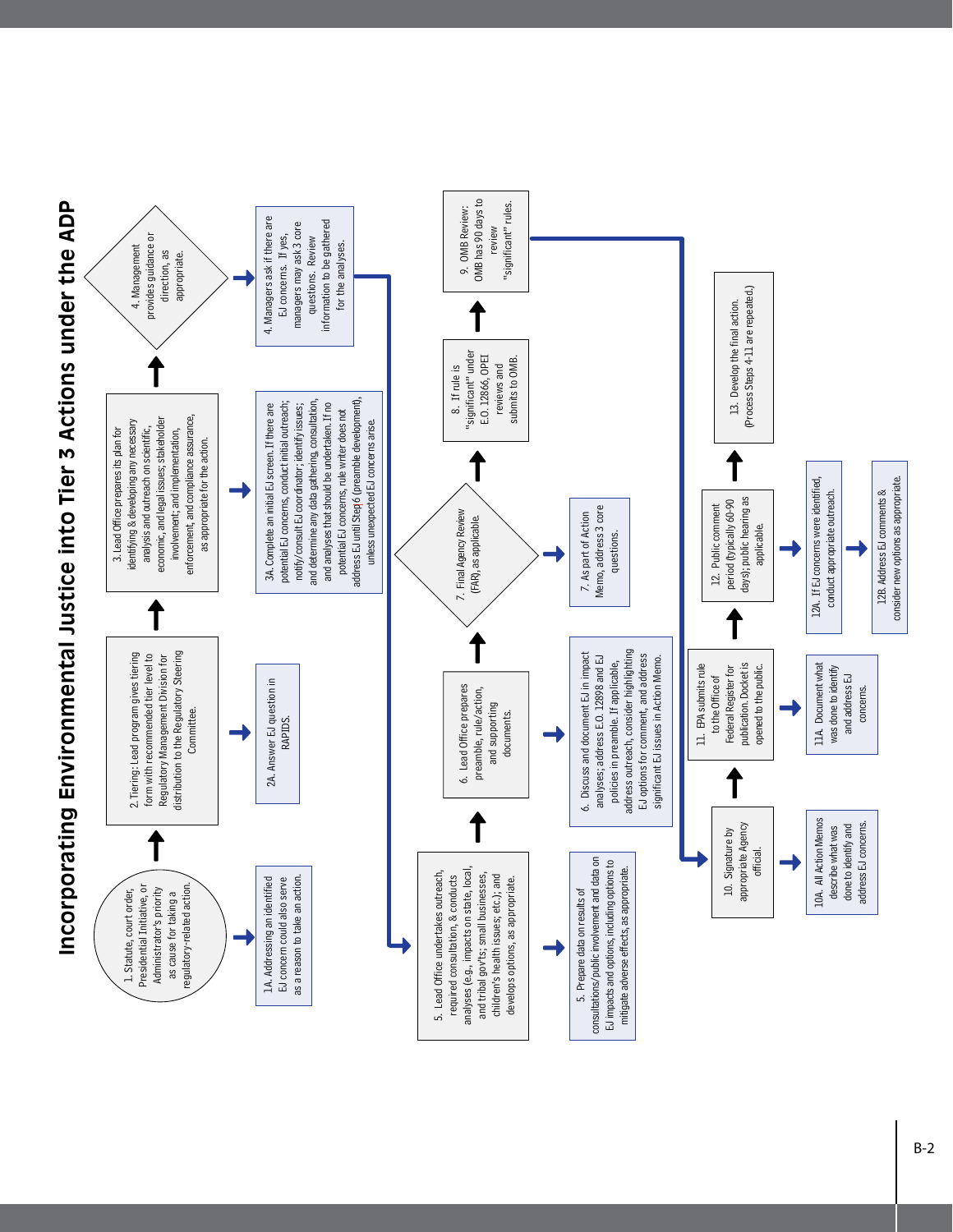# Incorporating Environmental Justice into Tier 3 Actions under the ADP

1. Statute, court order, Presidential Initiative, or Administrator's priority as cause for taking a regulatory-related action.

1A. Addressing an identified EJ concern could also serve as a reason to take an action.

2. Tiering: Lead program gives tiering form with recommended tier level to Regulatory Management Division for distribution to the Regulatory Steering Committee.

2A. Answer EJ question in RAPIDS.

3. Lead Office prepares its plan for identifying & developing any necessary analysis and outreach on scientific, economic, and legal issues; stakeholder involvement; and implementation, enforcement, and compliance assurance, as appropriate for the action.

3A. Complete an initial EJ screen. If there are potential EJ concerns, conduct initial outreach; notify/consult EJ coordinator; identify issues; and determine any data gathering, consultation, and analyses that should be undertaken. If no potential EJ concerns, rule writer does not address EJ until Step 6 (preamble development), unless unexpected EJ concerns arise.

4. Management provides guidance or direction, as appropriate.

4. Managers ask if there are EJ concerns. If yes, managers may ask 3 core questions. Review information to be gathered for the analyses.

5. Lead Office undertakes outreach, required consultation, & conducts analyses (e.g., impacts on state, local, and tribal gov'ts; small businesses, children's health issues; etc.); and develops options, as appropriate.

5. Prepare data on results of consultations/public involvement and data on EJ impacts and options, including options to mitigate adverse effects, as appropriate.

6. Lead Office prepares preamble, rule/action, and supporting documents.

6. Discuss and document EJ in impact analyses; address E.O. 12898 and EJ policies in preamble. If applicable, address outreach, consider highlighting EJ options for comment, and address significant EJ issues in Action Memo.

7. Final Agency Review (FAR), as applicable.

7. As part of Action Memo, address 3 core questions.

8. If rule is "significant" under E.O. 12866, OPEI reviews and submits to OMB.

9. OMB Review: OMB has 90 days to review "significant" rules.

10. Signature by appropriate Agency official.

10A. All Action Memos describe what was done to identify and address EJ concerns.

11. EPA submits rule to the Office of Federal Register for publication. Docket is opened to the public.

11A. Document what was done to identify and address EJ concerns.

12. Public comment period (typically 60-90 days); public hearing as applicable.

12A. If EJ concerns were identified, conduct appropriate outreach.

12B. Address EJ comments & consider new options as appropriate.

13. Develop the final action. (Process Steps 4-11 are repeated.)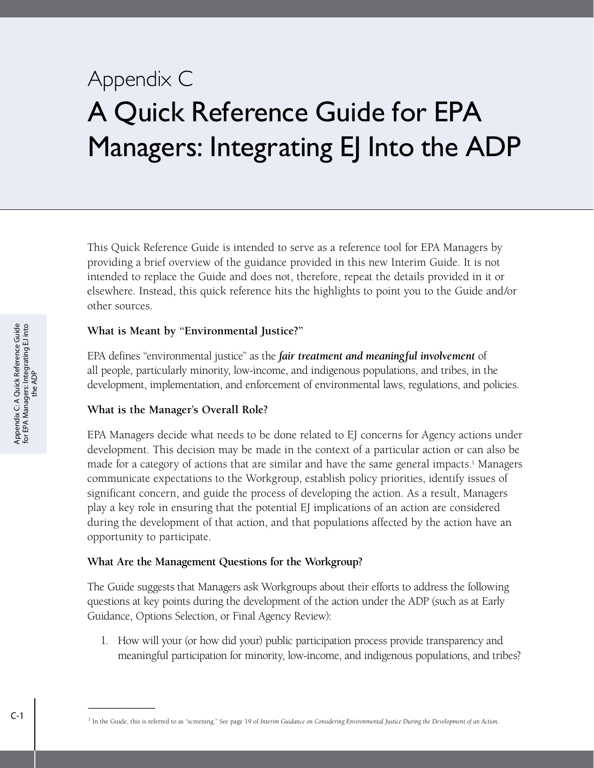# Appendix C

# A Quick Reference Guide for EPA Managers: Integrating EJ Into the ADP

This Quick Reference Guide is intended to serve as a reference tool for EPA Managers by providing a brief overview of the guidance provided in this new Interim Guide. It is not intended to replace the Guide and does not, therefore, repeat the details provided in it or elsewhere. Instead, this quick reference hits the highlights to point you to the Guide and/or other sources.

### What is Meant by "Environmental Justice?"

EPA defines "environmental justice" as the ***fair treatment and meaningful involvement*** of all people, particularly minority, low-income, and indigenous populations, and tribes, in the development, implementation, and enforcement of environmental laws, regulations, and policies.

### What is the Manager's Overall Role?

EPA Managers decide what needs to be done related to EJ concerns for Agency actions under development. This decision may be made in the context of a particular action or can also be made for a category of actions that are similar and have the same general impacts.[1] Managers communicate expectations to the Workgroup, establish policy priorities, identify issues of significant concern, and guide the process of developing the action. As a result, Managers play a key role in ensuring that the potential EJ implications of an action are considered during the development of that action, and that populations affected by the action have an opportunity to participate.

### What Are the Management Questions for the Workgroup?

The Guide suggests that Managers ask Workgroups about their efforts to address the following questions at key points during the development of the action under the ADP (such as at Early Guidance, Options Selection, or Final Agency Review):

1. How will your (or how did your) public participation process provide transparency and meaningful participation for minority, low-income, and indigenous populations, and tribes?

---

[1] In the Guide, this is referred to as "screening." See page 19 of *Interim Guidance on Considering Environmental Justice During the Development of an Action.*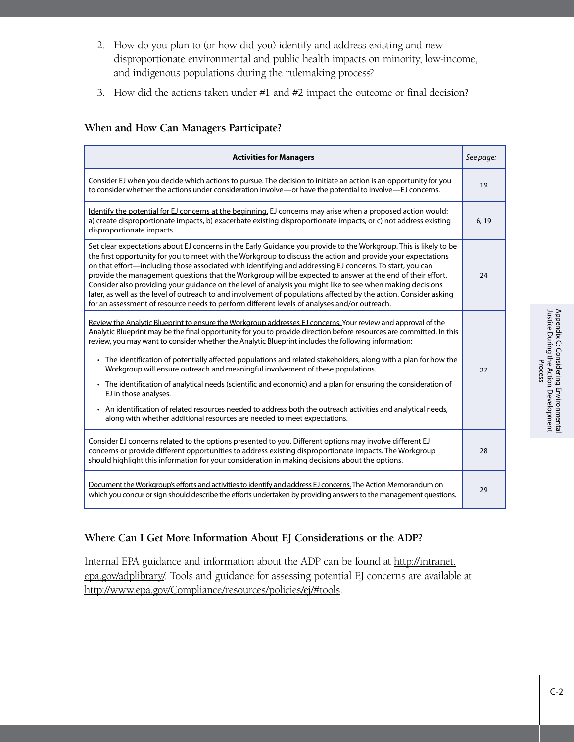2. How do you plan to (or how did you) identify and address existing and new disproportionate environmental and public health impacts on minority, low-income, and indigenous populations during the rulemaking process?

3. How did the actions taken under #1 and #2 impact the outcome or final decision?

### When and How Can Managers Participate?

| **Activities for Managers** | *See page:* |
|---|---|
| Consider EJ when you decide which actions to pursue. The decision to initiate an action is an opportunity for you to consider whether the actions under consideration involve—or have the potential to involve—EJ concerns. | 19 |
| Identify the potential for EJ concerns at the beginning. EJ concerns may arise when a proposed action would: a) create disproportionate impacts, b) exacerbate existing disproportionate impacts, or c) not address existing disproportionate impacts. | 6, 19 |
| Set clear expectations about EJ concerns in the Early Guidance you provide to the Workgroup. This is likely to be the first opportunity for you to meet with the Workgroup to discuss the action and provide your expectations on that effort—including those associated with identifying and addressing EJ concerns. To start, you can provide the management questions that the Workgroup will be expected to answer at the end of their effort. Consider also providing your guidance on the level of analysis you might like to see when making decisions later, as well as the level of outreach to and involvement of populations affected by the action. Consider asking for an assessment of resource needs to perform different levels of analyses and/or outreach. | 24 |
| Review the Analytic Blueprint to ensure the Workgroup addresses EJ concerns. Your review and approval of the Analytic Blueprint may be the final opportunity for you to provide direction before resources are committed. In this review, you may want to consider whether the Analytic Blueprint includes the following information: <br>• The identification of potentially affected populations and related stakeholders, along with a plan for how the Workgroup will ensure outreach and meaningful involvement of these populations. <br>• The identification of analytical needs (scientific and economic) and a plan for ensuring the consideration of EJ in those analyses. <br>• An identification of related resources needed to address both the outreach activities and analytical needs, along with whether additional resources are needed to meet expectations. | 27 |
| Consider EJ concerns related to the options presented to you. Different options may involve different EJ concerns or provide different opportunities to address existing disproportionate impacts. The Workgroup should highlight this information for your consideration in making decisions about the options. | 28 |
| Document the Workgroup's efforts and activities to identify and address EJ concerns. The Action Memorandum on which you concur or sign should describe the efforts undertaken by providing answers to the management questions. | 29 |

### Where Can I Get More Information About EJ Considerations or the ADP?

Internal EPA guidance and information about the ADP can be found at http://intranet.epa.gov/adplibrary/. Tools and guidance for assessing potential EJ concerns are available at http://www.epa.gov/Compliance/resources/policies/ej/#tools.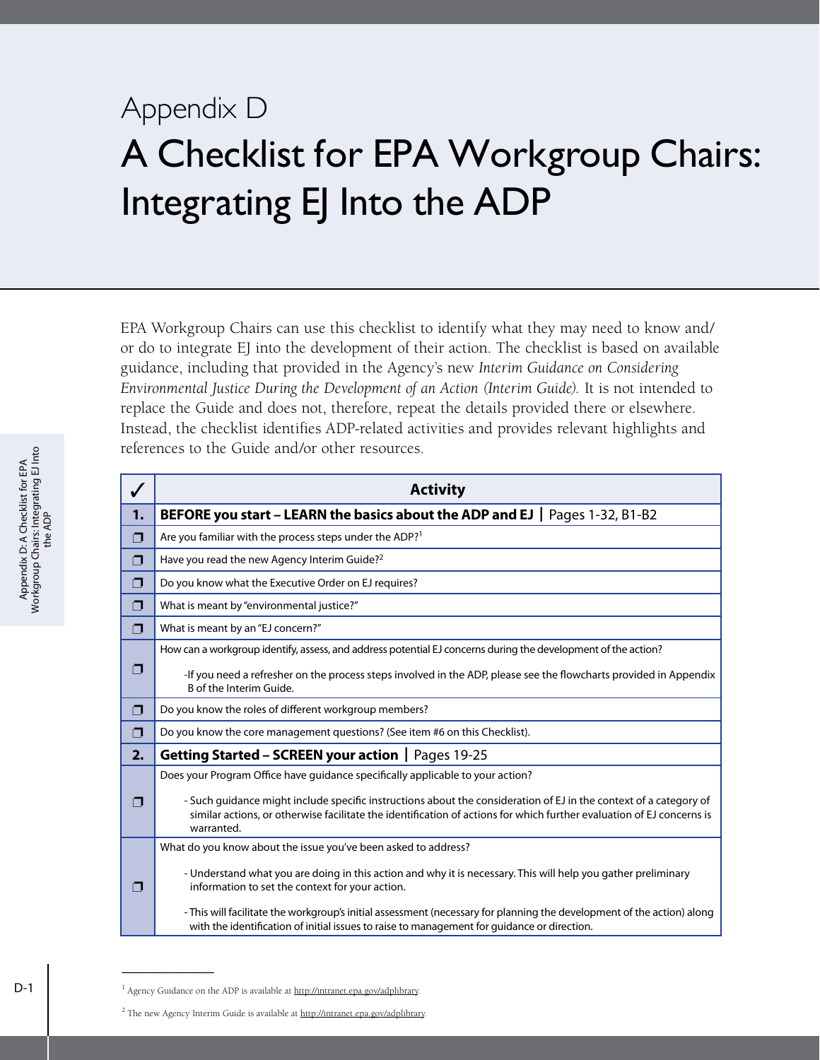# Appendix D
# A Checklist for EPA Workgroup Chairs: Integrating EJ Into the ADP

EPA Workgroup Chairs can use this checklist to identify what they may need to know and/or do to integrate EJ into the development of their action. The checklist is based on available guidance, including that provided in the Agency's new *Interim Guidance on Considering Environmental Justice During the Development of an Action (Interim Guide).* It is not intended to replace the Guide and does not, therefore, repeat the details provided there or elsewhere. Instead, the checklist identifies ADP-related activities and provides relevant highlights and references to the Guide and/or other resources.

| ✓ | Activity |
|---|---|
| **1.** | **BEFORE you start – LEARN the basics about the ADP and EJ** \| Pages 1-32, B1-B2 |
| ❒ | Are you familiar with the process steps under the ADP?[1] |
| ❒ | Have you read the new Agency Interim Guide?[2] |
| ❒ | Do you know what the Executive Order on EJ requires? |
| ❒ | What is meant by "environmental justice?" |
| ❒ | What is meant by an "EJ concern?" |
| ❒ | How can a workgroup identify, assess, and address potential EJ concerns during the development of the action?<br><br>-If you need a refresher on the process steps involved in the ADP, please see the flowcharts provided in Appendix B of the Interim Guide. |
| ❒ | Do you know the roles of different workgroup members? |
| ❒ | Do you know the core management questions? (See item #6 on this Checklist). |
| **2.** | **Getting Started – SCREEN your action** \| Pages 19-25 |
| ❒ | Does your Program Office have guidance specifically applicable to your action?<br><br>- Such guidance might include specific instructions about the consideration of EJ in the context of a category of similar actions, or otherwise facilitate the identification of actions for which further evaluation of EJ concerns is warranted. |
| ❒ | What do you know about the issue you've been asked to address?<br><br>- Understand what you are doing in this action and why it is necessary. This will help you gather preliminary information to set the context for your action.<br><br>- This will facilitate the workgroup's initial assessment (necessary for planning the development of the action) along with the identification of initial issues to raise to management for guidance or direction. |

[1] Agency Guidance on the ADP is available at http://intranet.epa.gov/adplibrary.

[2] The new Agency Interim Guide is available at http://intranet.epa.gov/adplibrary.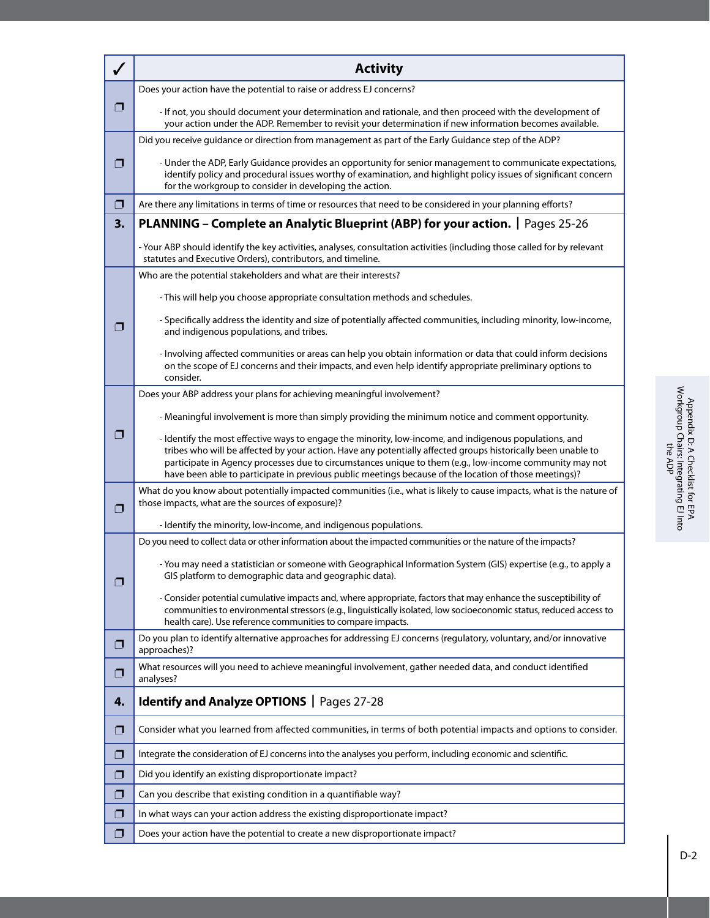| ✓ | Activity |
|---|---|
| ❒ | Does your action have the potential to raise or address EJ concerns?<br><br>- If not, you should document your determination and rationale, and then proceed with the development of your action under the ADP. Remember to revisit your determination if new information becomes available. |
| ❒ | Did you receive guidance or direction from management as part of the Early Guidance step of the ADP?<br><br>- Under the ADP, Early Guidance provides an opportunity for senior management to communicate expectations, identify policy and procedural issues worthy of examination, and highlight policy issues of significant concern for the workgroup to consider in developing the action. |
| ❒ | Are there any limitations in terms of time or resources that need to be considered in your planning efforts? |
| **3.** | **PLANNING – Complete an Analytic Blueprint (ABP) for your action.** \| Pages 25-26<br><br>- Your ABP should identify the key activities, analyses, consultation activities (including those called for by relevant statutes and Executive Orders), contributors, and timeline. |
| ❒ | Who are the potential stakeholders and what are their interests?<br><br>- This will help you choose appropriate consultation methods and schedules.<br><br>- Specifically address the identity and size of potentially affected communities, including minority, low-income, and indigenous populations, and tribes.<br><br>- Involving affected communities or areas can help you obtain information or data that could inform decisions on the scope of EJ concerns and their impacts, and even help identify appropriate preliminary options to consider. |
| ❒ | Does your ABP address your plans for achieving meaningful involvement?<br><br>- Meaningful involvement is more than simply providing the minimum notice and comment opportunity.<br><br>- Identify the most effective ways to engage the minority, low-income, and indigenous populations, and tribes who will be affected by your action. Have any potentially affected groups historically been unable to participate in Agency processes due to circumstances unique to them (e.g., low-income community may not have been able to participate in previous public meetings because of the location of those meetings)? |
| ❒ | What do you know about potentially impacted communities (i.e., what is likely to cause impacts, what is the nature of those impacts, what are the sources of exposure)?<br><br>- Identify the minority, low-income, and indigenous populations. |
| ❒ | Do you need to collect data or other information about the impacted communities or the nature of the impacts?<br><br>- You may need a statistician or someone with Geographical Information System (GIS) expertise (e.g., to apply a GIS platform to demographic data and geographic data).<br><br>- Consider potential cumulative impacts and, where appropriate, factors that may enhance the susceptibility of communities to environmental stressors (e.g., linguistically isolated, low socioeconomic status, reduced access to health care). Use reference communities to compare impacts. |
| ❒ | Do you plan to identify alternative approaches for addressing EJ concerns (regulatory, voluntary, and/or innovative approaches)? |
| ❒ | What resources will you need to achieve meaningful involvement, gather needed data, and conduct identified analyses? |
| **4.** | **Identify and Analyze OPTIONS** \| Pages 27-28 |
| ❒ | Consider what you learned from affected communities, in terms of both potential impacts and options to consider. |
| ❒ | Integrate the consideration of EJ concerns into the analyses you perform, including economic and scientific. |
| ❒ | Did you identify an existing disproportionate impact? |
| ❒ | Can you describe that existing condition in a quantifiable way? |
| ❒ | In what ways can your action address the existing disproportionate impact? |
| ❒ | Does your action have the potential to create a new disproportionate impact? |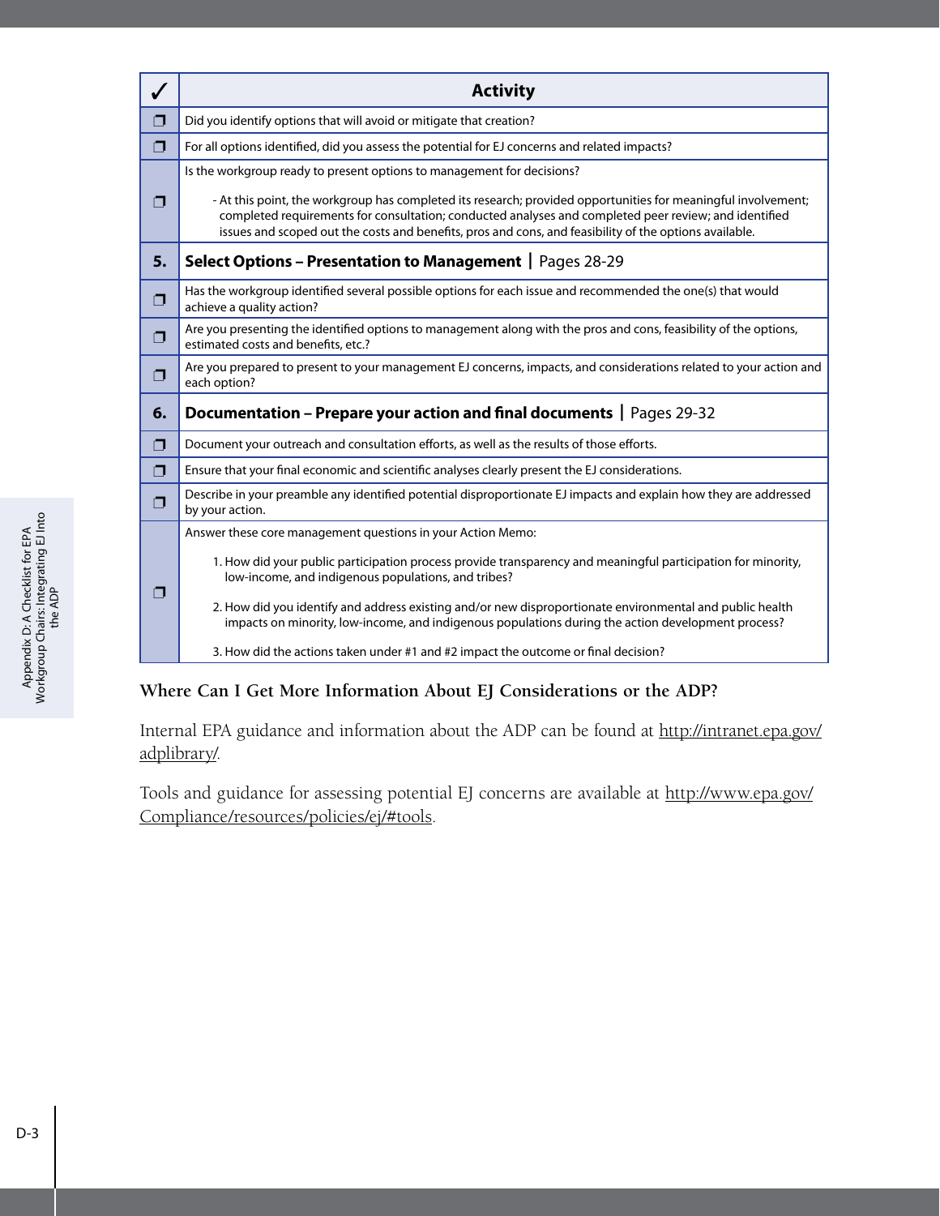| ✓ | Activity |
|---|---|
| ❐ | Did you identify options that will avoid or mitigate that creation? |
| ❐ | For all options identified, did you assess the potential for EJ concerns and related impacts? |
| ❐ | Is the workgroup ready to present options to management for decisions?<br><br>- At this point, the workgroup has completed its research; provided opportunities for meaningful involvement; completed requirements for consultation; conducted analyses and completed peer review; and identified issues and scoped out the costs and benefits, pros and cons, and feasibility of the options available. |
| **5.** | **Select Options – Presentation to Management** \| Pages 28-29 |
| ❐ | Has the workgroup identified several possible options for each issue and recommended the one(s) that would achieve a quality action? |
| ❐ | Are you presenting the identified options to management along with the pros and cons, feasibility of the options, estimated costs and benefits, etc.? |
| ❐ | Are you prepared to present to your management EJ concerns, impacts, and considerations related to your action and each option? |
| **6.** | **Documentation – Prepare your action and final documents** \| Pages 29-32 |
| ❐ | Document your outreach and consultation efforts, as well as the results of those efforts. |
| ❐ | Ensure that your final economic and scientific analyses clearly present the EJ considerations. |
| ❐ | Describe in your preamble any identified potential disproportionate EJ impacts and explain how they are addressed by your action. |
| ❐ | Answer these core management questions in your Action Memo:<br><br>1. How did your public participation process provide transparency and meaningful participation for minority, low-income, and indigenous populations, and tribes?<br><br>2. How did you identify and address existing and/or new disproportionate environmental and public health impacts on minority, low-income, and indigenous populations during the action development process?<br><br>3. How did the actions taken under #1 and #2 impact the outcome or final decision? |

### Where Can I Get More Information About EJ Considerations or the ADP?

Internal EPA guidance and information about the ADP can be found at http://intranet.epa.gov/adplibrary/.

Tools and guidance for assessing potential EJ concerns are available at http://www.epa.gov/Compliance/resources/policies/ej/#tools.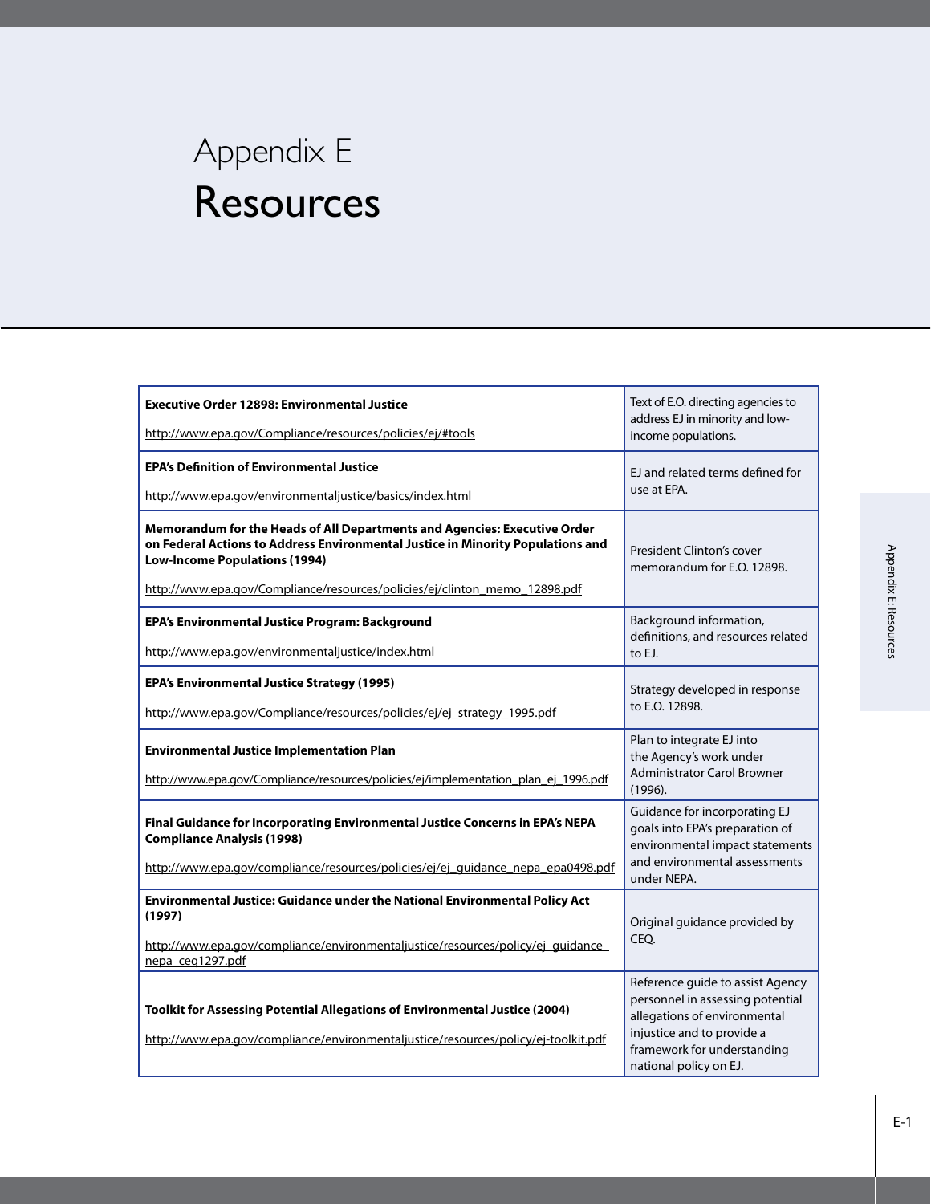# Appendix E
# Resources

| | |
|---|---|
| **Executive Order 12898: Environmental Justice**<br><br>http://www.epa.gov/Compliance/resources/policies/ej/#tools | Text of E.O. directing agencies to address EJ in minority and low-income populations. |
| **EPA's Definition of Environmental Justice**<br><br>http://www.epa.gov/environmentaljustice/basics/index.html | EJ and related terms defined for use at EPA. |
| **Memorandum for the Heads of All Departments and Agencies: Executive Order on Federal Actions to Address Environmental Justice in Minority Populations and Low-Income Populations (1994)**<br><br>http://www.epa.gov/Compliance/resources/policies/ej/clinton_memo_12898.pdf | President Clinton's cover memorandum for E.O. 12898. |
| **EPA's Environmental Justice Program: Background**<br><br>http://www.epa.gov/environmentaljustice/index.html | Background information, definitions, and resources related to EJ. |
| **EPA's Environmental Justice Strategy (1995)**<br><br>http://www.epa.gov/Compliance/resources/policies/ej/ej_strategy_1995.pdf | Strategy developed in response to E.O. 12898. |
| **Environmental Justice Implementation Plan**<br><br>http://www.epa.gov/Compliance/resources/policies/ej/implementation_plan_ej_1996.pdf | Plan to integrate EJ into the Agency's work under Administrator Carol Browner (1996). |
| **Final Guidance for Incorporating Environmental Justice Concerns in EPA's NEPA Compliance Analysis (1998)**<br><br>http://www.epa.gov/compliance/resources/policies/ej/ej_guidance_nepa_epa0498.pdf | Guidance for incorporating EJ goals into EPA's preparation of environmental impact statements and environmental assessments under NEPA. |
| **Environmental Justice: Guidance under the National Environmental Policy Act (1997)**<br><br>http://www.epa.gov/compliance/environmentaljustice/resources/policy/ej_guidance_nepa_ceq1297.pdf | Original guidance provided by CEQ. |
| **Toolkit for Assessing Potential Allegations of Environmental Justice (2004)**<br><br>http://www.epa.gov/compliance/environmentaljustice/resources/policy/ej-toolkit.pdf | Reference guide to assist Agency personnel in assessing potential allegations of environmental injustice and to provide a framework for understanding national policy on EJ. |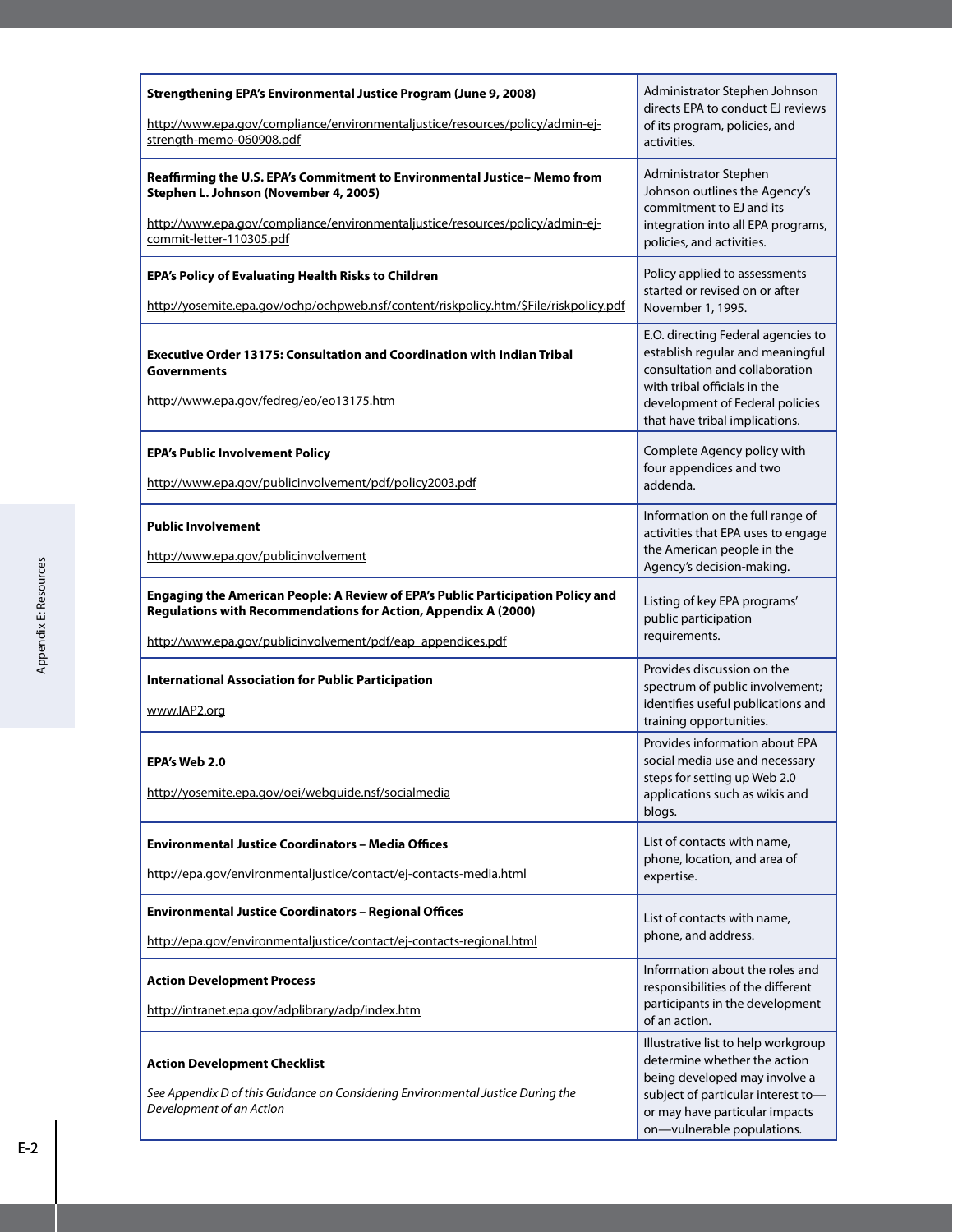| Resource | Description |
|---|---|
| **Strengthening EPA's Environmental Justice Program (June 9, 2008)**<br><br>http://www.epa.gov/compliance/environmentaljustice/resources/policy/admin-ej-strength-memo-060908.pdf | Administrator Stephen Johnson directs EPA to conduct EJ reviews of its program, policies, and activities. |
| **Reaffirming the U.S. EPA's Commitment to Environmental Justice– Memo from Stephen L. Johnson (November 4, 2005)**<br><br>http://www.epa.gov/compliance/environmentaljustice/resources/policy/admin-ej-commit-letter-110305.pdf | Administrator Stephen Johnson outlines the Agency's commitment to EJ and its integration into all EPA programs, policies, and activities. |
| **EPA's Policy of Evaluating Health Risks to Children**<br><br>http://yosemite.epa.gov/ochp/ochpweb.nsf/content/riskpolicy.htm/$File/riskpolicy.pdf | Policy applied to assessments started or revised on or after November 1, 1995. |
| **Executive Order 13175: Consultation and Coordination with Indian Tribal Governments**<br><br>http://www.epa.gov/fedreg/eo/eo13175.htm | E.O. directing Federal agencies to establish regular and meaningful consultation and collaboration with tribal officials in the development of Federal policies that have tribal implications. |
| **EPA's Public Involvement Policy**<br><br>http://www.epa.gov/publicinvolvement/pdf/policy2003.pdf | Complete Agency policy with four appendices and two addenda. |
| **Public Involvement**<br><br>http://www.epa.gov/publicinvolvement | Information on the full range of activities that EPA uses to engage the American people in the Agency's decision-making. |
| **Engaging the American People: A Review of EPA's Public Participation Policy and Regulations with Recommendations for Action, Appendix A (2000)**<br><br>http://www.epa.gov/publicinvolvement/pdf/eap_appendices.pdf | Listing of key EPA programs' public participation requirements. |
| **International Association for Public Participation**<br><br>www.IAP2.org | Provides discussion on the spectrum of public involvement; identifies useful publications and training opportunities. |
| **EPA's Web 2.0**<br><br>http://yosemite.epa.gov/oei/webguide.nsf/socialmedia | Provides information about EPA social media use and necessary steps for setting up Web 2.0 applications such as wikis and blogs. |
| **Environmental Justice Coordinators – Media Offices**<br><br>http://epa.gov/environmentaljustice/contact/ej-contacts-media.html | List of contacts with name, phone, location, and area of expertise. |
| **Environmental Justice Coordinators – Regional Offices**<br><br>http://epa.gov/environmentaljustice/contact/ej-contacts-regional.html | List of contacts with name, phone, and address. |
| **Action Development Process**<br><br>http://intranet.epa.gov/adplibrary/adp/index.htm | Information about the roles and responsibilities of the different participants in the development of an action. |
| **Action Development Checklist**<br><br>*See Appendix D of this Guidance on Considering Environmental Justice During the Development of an Action* | Illustrative list to help workgroup determine whether the action being developed may involve a subject of particular interest to—or may have particular impacts on—vulnerable populations. |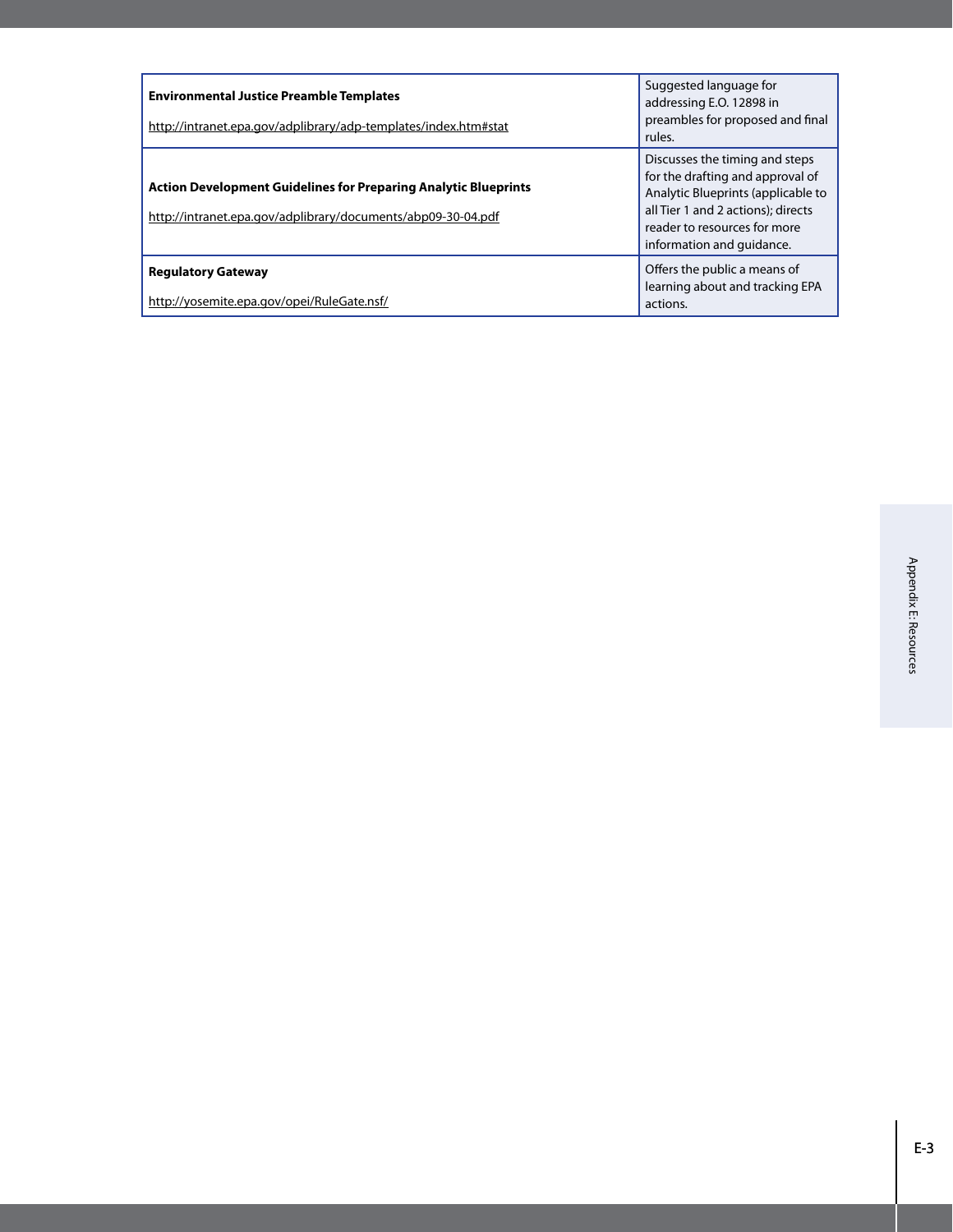| | |
|---|---|
| **Environmental Justice Preamble Templates**<br><br>http://intranet.epa.gov/adplibrary/adp-templates/index.htm#stat | Suggested language for addressing E.O. 12898 in preambles for proposed and final rules. |
| **Action Development Guidelines for Preparing Analytic Blueprints**<br><br>http://intranet.epa.gov/adplibrary/documents/abp09-30-04.pdf | Discusses the timing and steps for the drafting and approval of Analytic Blueprints (applicable to all Tier 1 and 2 actions); directs reader to resources for more information and guidance. |
| **Regulatory Gateway**<br><br>http://yosemite.epa.gov/opei/RuleGate.nsf/ | Offers the public a means of learning about and tracking EPA actions. |